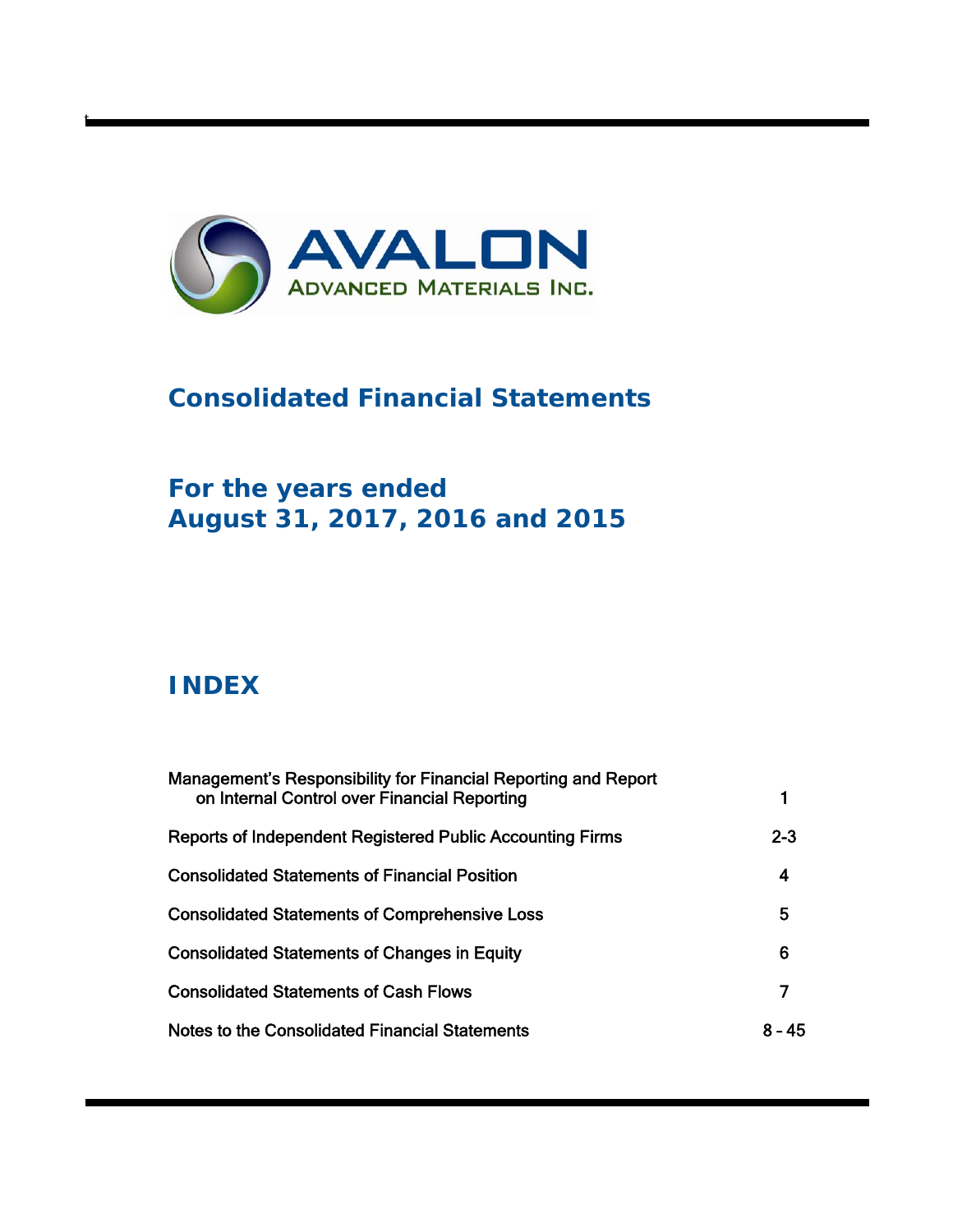# AVALON ADVANCED MATERIALS INC.

## Consolidated Financial Statements

## For the years ended August 31, 2017, 2016 and 2015

## INDEX

| | |
|---|---|
| Management's Responsibility for Financial Reporting and Report on Internal Control over Financial Reporting | 1 |
| Reports of Independent Registered Public Accounting Firms | 2-3 |
| Consolidated Statements of Financial Position | 4 |
| Consolidated Statements of Comprehensive Loss | 5 |
| Consolidated Statements of Changes in Equity | 6 |
| Consolidated Statements of Cash Flows | 7 |
| Notes to the Consolidated Financial Statements | 8 – 45 |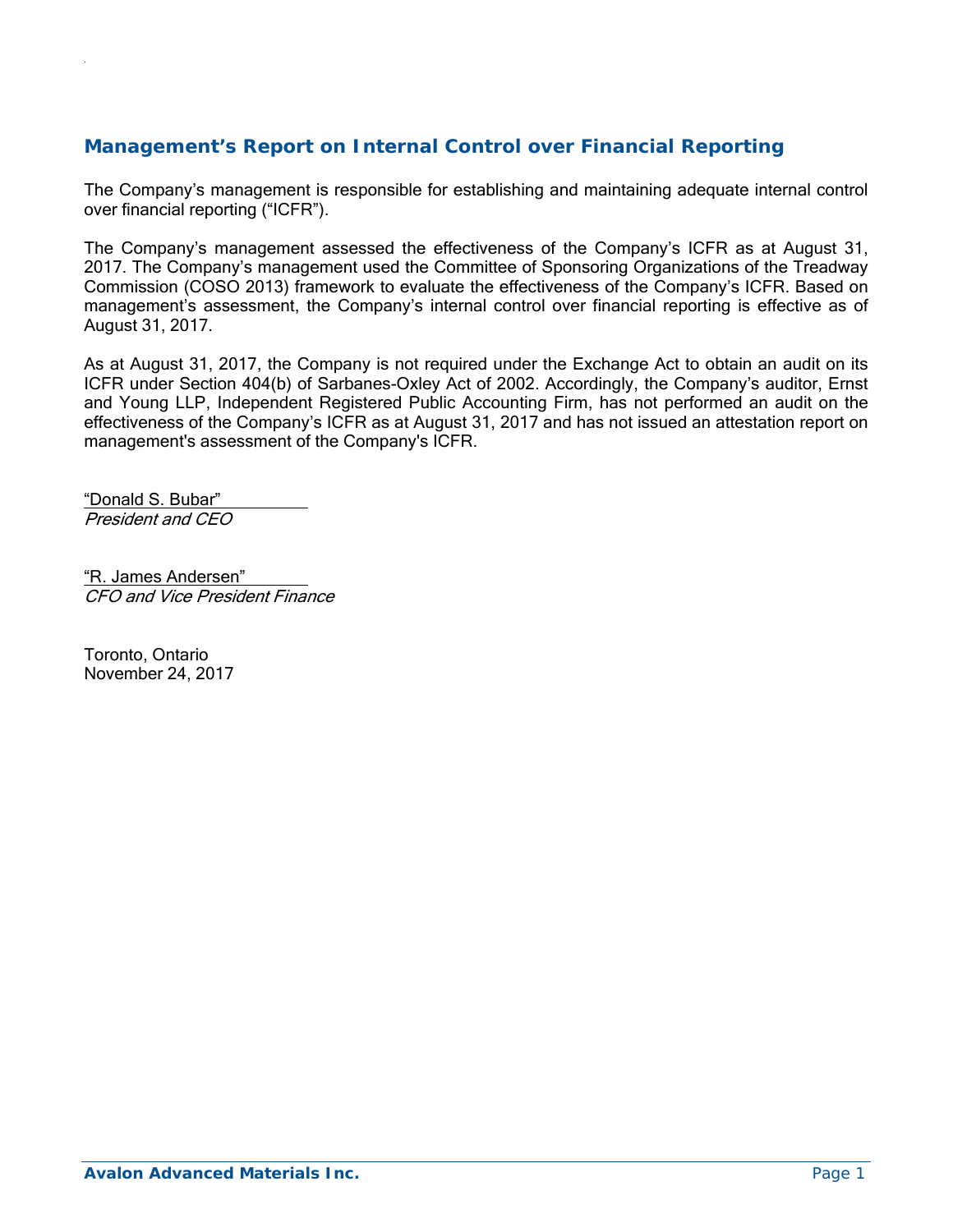## Management's Report on Internal Control over Financial Reporting

The Company's management is responsible for establishing and maintaining adequate internal control over financial reporting ("ICFR").

The Company's management assessed the effectiveness of the Company's ICFR as at August 31, 2017. The Company's management used the Committee of Sponsoring Organizations of the Treadway Commission (COSO 2013) framework to evaluate the effectiveness of the Company's ICFR. Based on management's assessment, the Company's internal control over financial reporting is effective as of August 31, 2017.

As at August 31, 2017, the Company is not required under the Exchange Act to obtain an audit on its ICFR under Section 404(b) of Sarbanes-Oxley Act of 2002. Accordingly, the Company's auditor, Ernst and Young LLP, Independent Registered Public Accounting Firm, has not performed an audit on the effectiveness of the Company's ICFR as at August 31, 2017 and has not issued an attestation report on management's assessment of the Company's ICFR.

"Donald S. Bubar"
*President and CEO*

"R. James Andersen"
*CFO and Vice President Finance*

Toronto, Ontario
November 24, 2017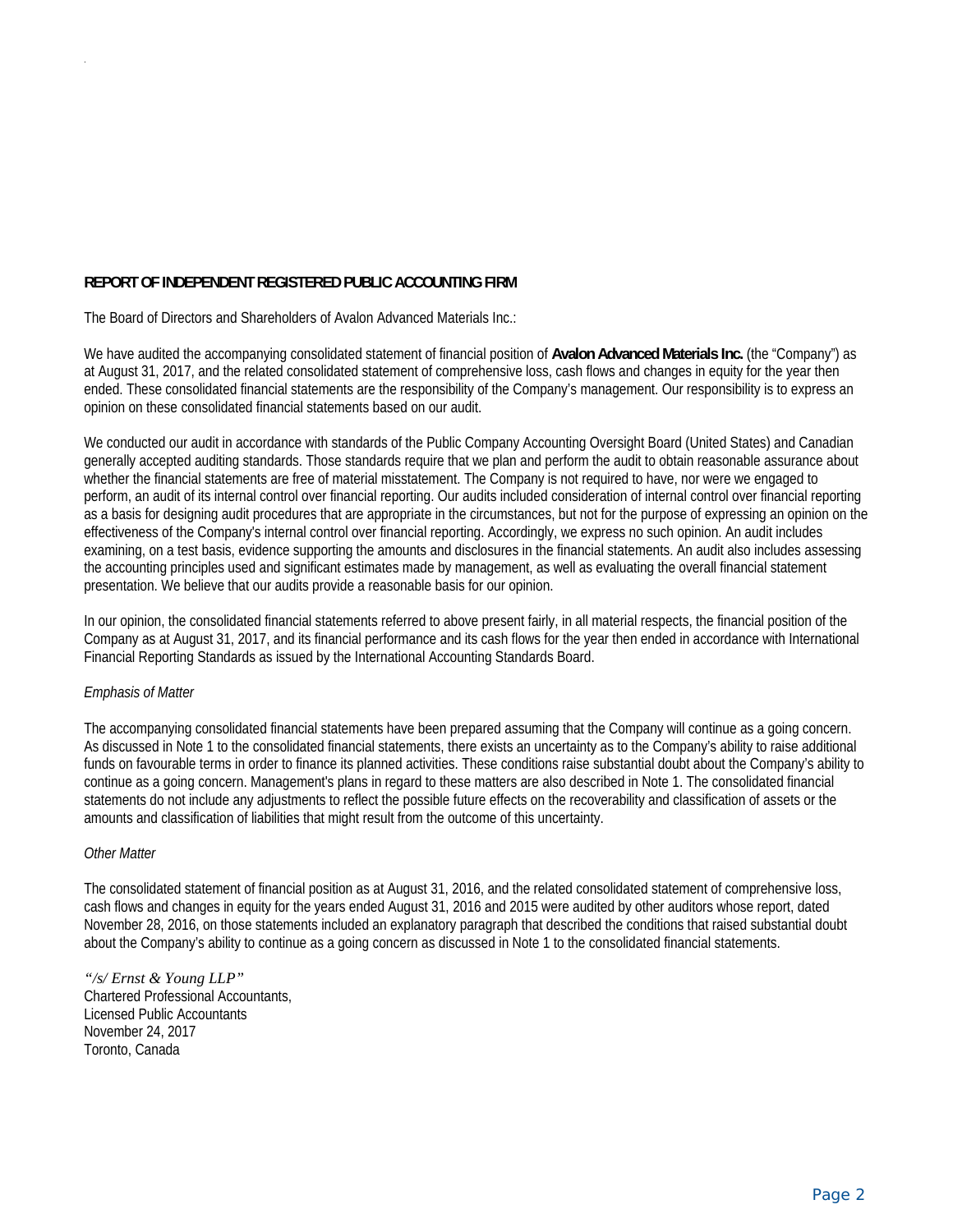**REPORT OF INDEPENDENT REGISTERED PUBLIC ACCOUNTING FIRM**

The Board of Directors and Shareholders of Avalon Advanced Materials Inc.:

We have audited the accompanying consolidated statement of financial position of **Avalon Advanced Materials Inc.** (the "Company") as at August 31, 2017, and the related consolidated statement of comprehensive loss, cash flows and changes in equity for the year then ended. These consolidated financial statements are the responsibility of the Company's management. Our responsibility is to express an opinion on these consolidated financial statements based on our audit.

We conducted our audit in accordance with standards of the Public Company Accounting Oversight Board (United States) and Canadian generally accepted auditing standards. Those standards require that we plan and perform the audit to obtain reasonable assurance about whether the financial statements are free of material misstatement. The Company is not required to have, nor were we engaged to perform, an audit of its internal control over financial reporting. Our audits included consideration of internal control over financial reporting as a basis for designing audit procedures that are appropriate in the circumstances, but not for the purpose of expressing an opinion on the effectiveness of the Company's internal control over financial reporting. Accordingly, we express no such opinion. An audit includes examining, on a test basis, evidence supporting the amounts and disclosures in the financial statements. An audit also includes assessing the accounting principles used and significant estimates made by management, as well as evaluating the overall financial statement presentation. We believe that our audits provide a reasonable basis for our opinion.

In our opinion, the consolidated financial statements referred to above present fairly, in all material respects, the financial position of the Company as at August 31, 2017, and its financial performance and its cash flows for the year then ended in accordance with International Financial Reporting Standards as issued by the International Accounting Standards Board.

*Emphasis of Matter*

The accompanying consolidated financial statements have been prepared assuming that the Company will continue as a going concern. As discussed in Note 1 to the consolidated financial statements, there exists an uncertainty as to the Company's ability to raise additional funds on favourable terms in order to finance its planned activities. These conditions raise substantial doubt about the Company's ability to continue as a going concern. Management's plans in regard to these matters are also described in Note 1. The consolidated financial statements do not include any adjustments to reflect the possible future effects on the recoverability and classification of assets or the amounts and classification of liabilities that might result from the outcome of this uncertainty.

*Other Matter*

The consolidated statement of financial position as at August 31, 2016, and the related consolidated statement of comprehensive loss, cash flows and changes in equity for the years ended August 31, 2016 and 2015 were audited by other auditors whose report, dated November 28, 2016, on those statements included an explanatory paragraph that described the conditions that raised substantial doubt about the Company's ability to continue as a going concern as discussed in Note 1 to the consolidated financial statements.

*"/s/ Ernst & Young LLP"*  
Chartered Professional Accountants,  
Licensed Public Accountants  
November 24, 2017  
Toronto, Canada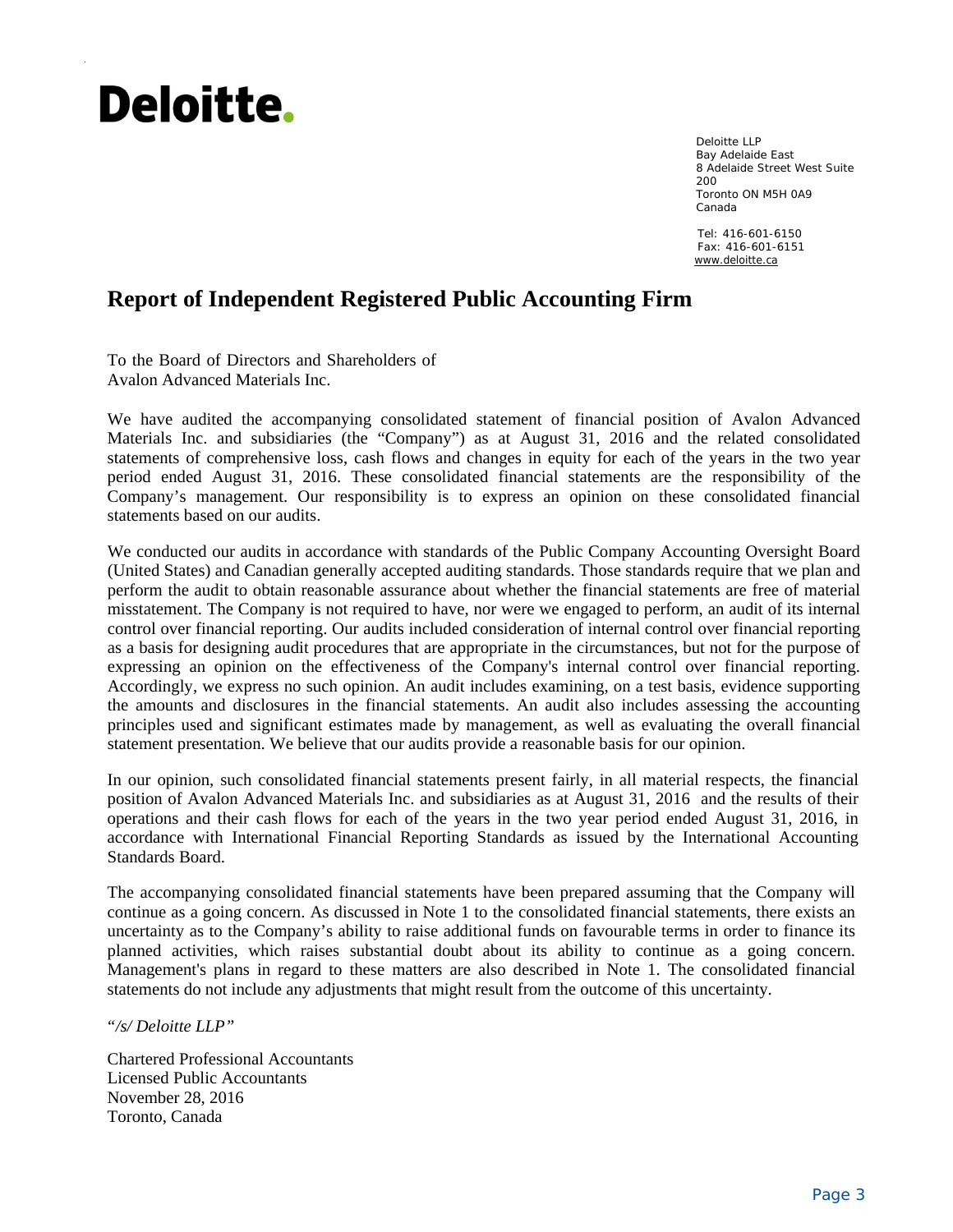Deloitte.

Deloitte LLP
Bay Adelaide East
8 Adelaide Street West Suite 200
Toronto ON M5H 0A9
Canada

Tel: 416-601-6150
Fax: 416-601-6151
www.deloitte.ca

# Report of Independent Registered Public Accounting Firm

To the Board of Directors and Shareholders of
Avalon Advanced Materials Inc.

We have audited the accompanying consolidated statement of financial position of Avalon Advanced Materials Inc. and subsidiaries (the "Company") as at August 31, 2016 and the related consolidated statements of comprehensive loss, cash flows and changes in equity for each of the years in the two year period ended August 31, 2016. These consolidated financial statements are the responsibility of the Company's management. Our responsibility is to express an opinion on these consolidated financial statements based on our audits.

We conducted our audits in accordance with standards of the Public Company Accounting Oversight Board (United States) and Canadian generally accepted auditing standards. Those standards require that we plan and perform the audit to obtain reasonable assurance about whether the financial statements are free of material misstatement. The Company is not required to have, nor were we engaged to perform, an audit of its internal control over financial reporting. Our audits included consideration of internal control over financial reporting as a basis for designing audit procedures that are appropriate in the circumstances, but not for the purpose of expressing an opinion on the effectiveness of the Company's internal control over financial reporting. Accordingly, we express no such opinion. An audit includes examining, on a test basis, evidence supporting the amounts and disclosures in the financial statements. An audit also includes assessing the accounting principles used and significant estimates made by management, as well as evaluating the overall financial statement presentation. We believe that our audits provide a reasonable basis for our opinion.

In our opinion, such consolidated financial statements present fairly, in all material respects, the financial position of Avalon Advanced Materials Inc. and subsidiaries as at August 31, 2016 and the results of their operations and their cash flows for each of the years in the two year period ended August 31, 2016, in accordance with International Financial Reporting Standards as issued by the International Accounting Standards Board.

The accompanying consolidated financial statements have been prepared assuming that the Company will continue as a going concern. As discussed in Note 1 to the consolidated financial statements, there exists an uncertainty as to the Company's ability to raise additional funds on favourable terms in order to finance its planned activities, which raises substantial doubt about its ability to continue as a going concern. Management's plans in regard to these matters are also described in Note 1. The consolidated financial statements do not include any adjustments that might result from the outcome of this uncertainty.

*"/s/ Deloitte LLP"*

Chartered Professional Accountants
Licensed Public Accountants
November 28, 2016
Toronto, Canada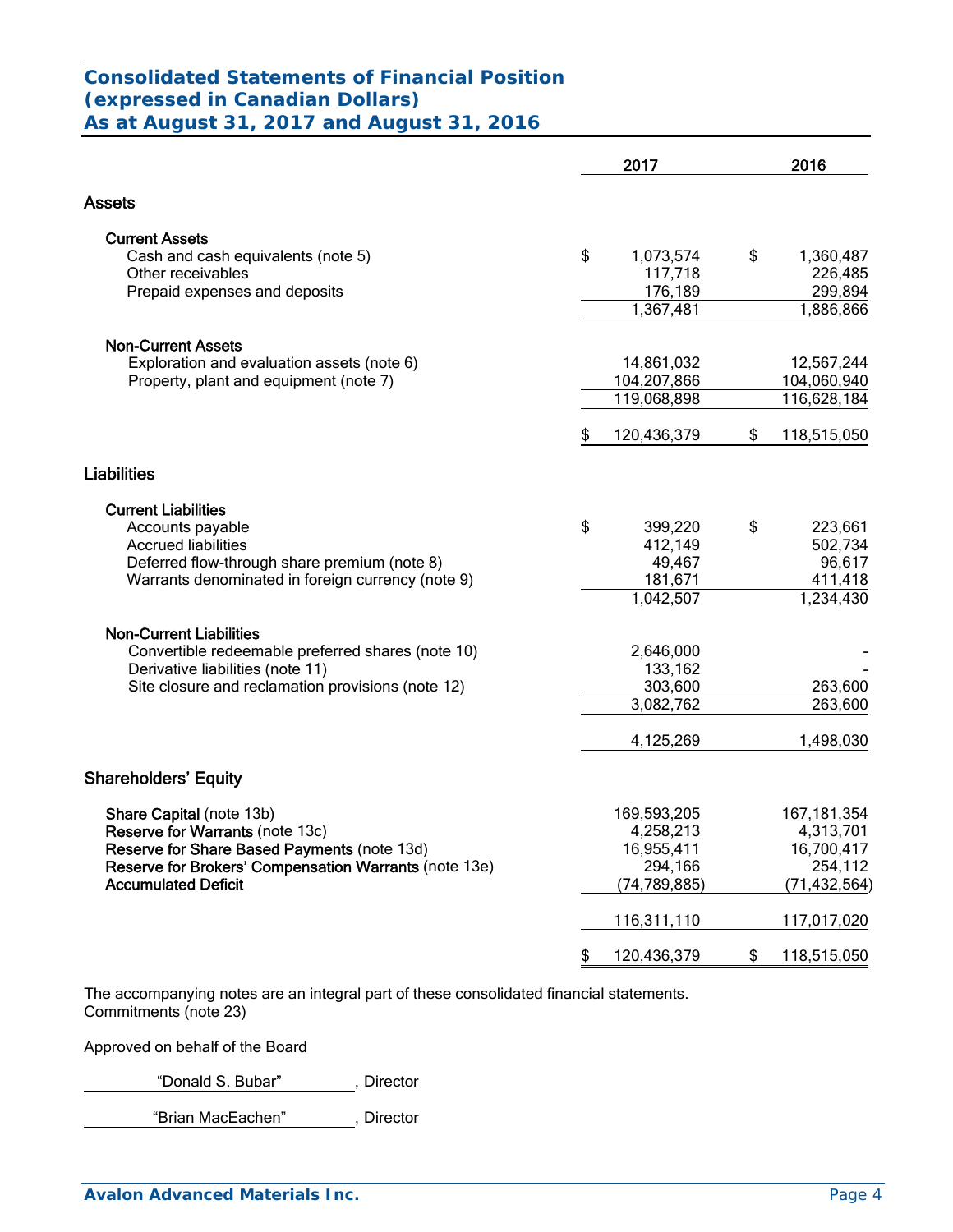# Consolidated Statements of Financial Position
## (expressed in Canadian Dollars)
## As at August 31, 2017 and August 31, 2016

| | 2017 | 2016 |
|---|---|---|
| **Assets** | | |
| **Current Assets** | | |
| Cash and cash equivalents (note 5) | $ 1,073,574 | $ 1,360,487 |
| Other receivables | 117,718 | 226,485 |
| Prepaid expenses and deposits | 176,189 | 299,894 |
| | 1,367,481 | 1,886,866 |
| **Non-Current Assets** | | |
| Exploration and evaluation assets (note 6) | 14,861,032 | 12,567,244 |
| Property, plant and equipment (note 7) | 104,207,866 | 104,060,940 |
| | 119,068,898 | 116,628,184 |
| | $ 120,436,379 | $ 118,515,050 |
| **Liabilities** | | |
| **Current Liabilities** | | |
| Accounts payable | $ 399,220 | $ 223,661 |
| Accrued liabilities | 412,149 | 502,734 |
| Deferred flow-through share premium (note 8) | 49,467 | 96,617 |
| Warrants denominated in foreign currency (note 9) | 181,671 | 411,418 |
| | 1,042,507 | 1,234,430 |
| **Non-Current Liabilities** | | |
| Convertible redeemable preferred shares (note 10) | 2,646,000 | - |
| Derivative liabilities (note 11) | 133,162 | - |
| Site closure and reclamation provisions (note 12) | 303,600 | 263,600 |
| | 3,082,762 | 263,600 |
| | 4,125,269 | 1,498,030 |
| **Shareholders' Equity** | | |
| **Share Capital** (note 13b) | 169,593,205 | 167,181,354 |
| **Reserve for Warrants** (note 13c) | 4,258,213 | 4,313,701 |
| **Reserve for Share Based Payments** (note 13d) | 16,955,411 | 16,700,417 |
| **Reserve for Brokers' Compensation Warrants** (note 13e) | 294,166 | 254,112 |
| **Accumulated Deficit** | (74,789,885) | (71,432,564) |
| | 116,311,110 | 117,017,020 |
| | $ 120,436,379 | $ 118,515,050 |

The accompanying notes are an integral part of these consolidated financial statements.
Commitments (note 23)

Approved on behalf of the Board

"Donald S. Bubar", Director

"Brian MacEachen", Director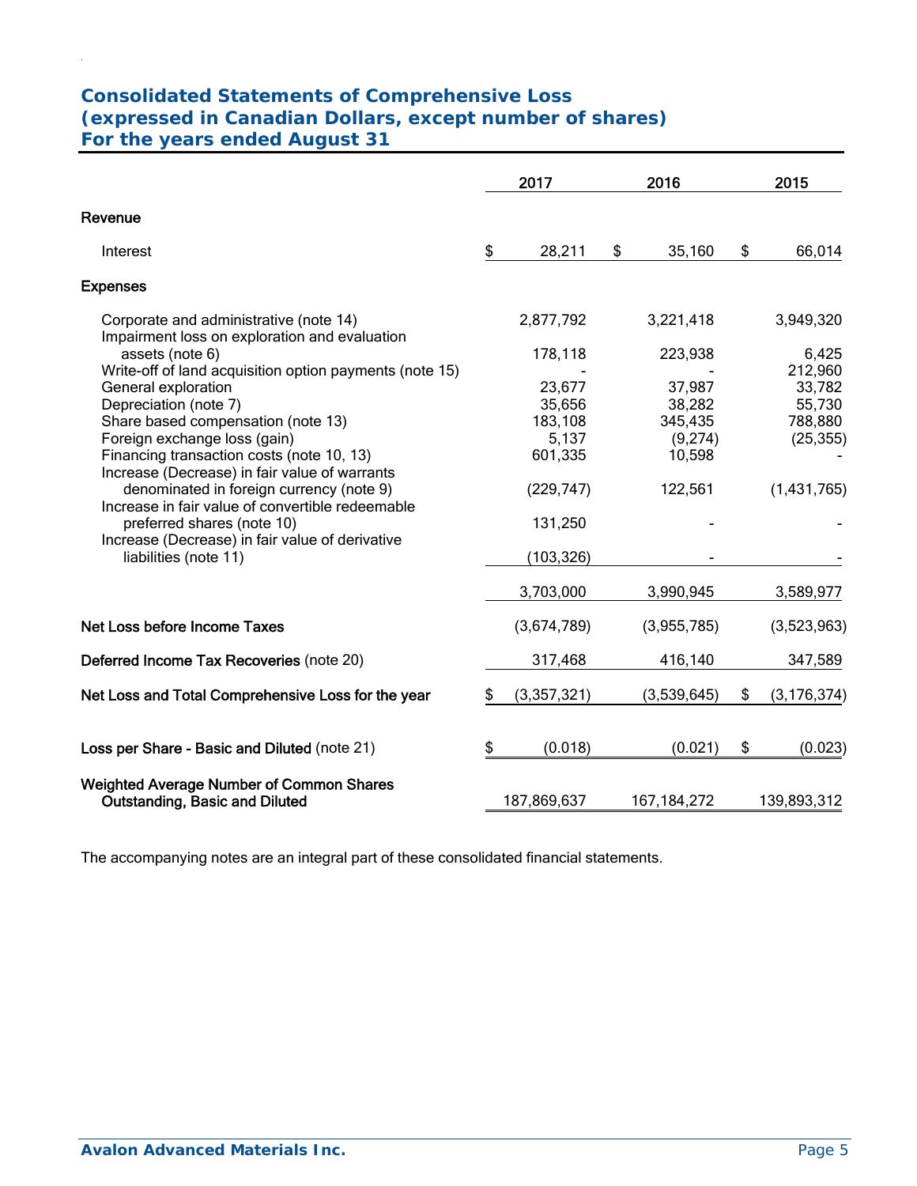## Consolidated Statements of Comprehensive Loss
## (expressed in Canadian Dollars, except number of shares)
## For the years ended August 31

| | 2017 | 2016 | 2015 |
|---|---|---|---|
| **Revenue** | | | |
| Interest | $ 28,211 | $ 35,160 | $ 66,014 |
| **Expenses** | | | |
| Corporate and administrative (note 14) | 2,877,792 | 3,221,418 | 3,949,320 |
| Impairment loss on exploration and evaluation assets (note 6) | 178,118 | 223,938 | 6,425 |
| Write-off of land acquisition option payments (note 15) | - | - | 212,960 |
| General exploration | 23,677 | 37,987 | 33,782 |
| Depreciation (note 7) | 35,656 | 38,282 | 55,730 |
| Share based compensation (note 13) | 183,108 | 345,435 | 788,880 |
| Foreign exchange loss (gain) | 5,137 | (9,274) | (25,355) |
| Financing transaction costs (note 10, 13) | 601,335 | 10,598 | - |
| Increase (Decrease) in fair value of warrants denominated in foreign currency (note 9) | (229,747) | 122,561 | (1,431,765) |
| Increase in fair value of convertible redeemable preferred shares (note 10) | 131,250 | - | - |
| Increase (Decrease) in fair value of derivative liabilities (note 11) | (103,326) | - | - |
| | 3,703,000 | 3,990,945 | 3,589,977 |
| **Net Loss before Income Taxes** | (3,674,789) | (3,955,785) | (3,523,963) |
| **Deferred Income Tax Recoveries** (note 20) | 317,468 | 416,140 | 347,589 |
| **Net Loss and Total Comprehensive Loss for the year** | $ (3,357,321) | (3,539,645) | $ (3,176,374) |
| **Loss per Share - Basic and Diluted** (note 21) | $ (0.018) | (0.021) | $ (0.023) |
| **Weighted Average Number of Common Shares Outstanding, Basic and Diluted** | 187,869,637 | 167,184,272 | 139,893,312 |

The accompanying notes are an integral part of these consolidated financial statements.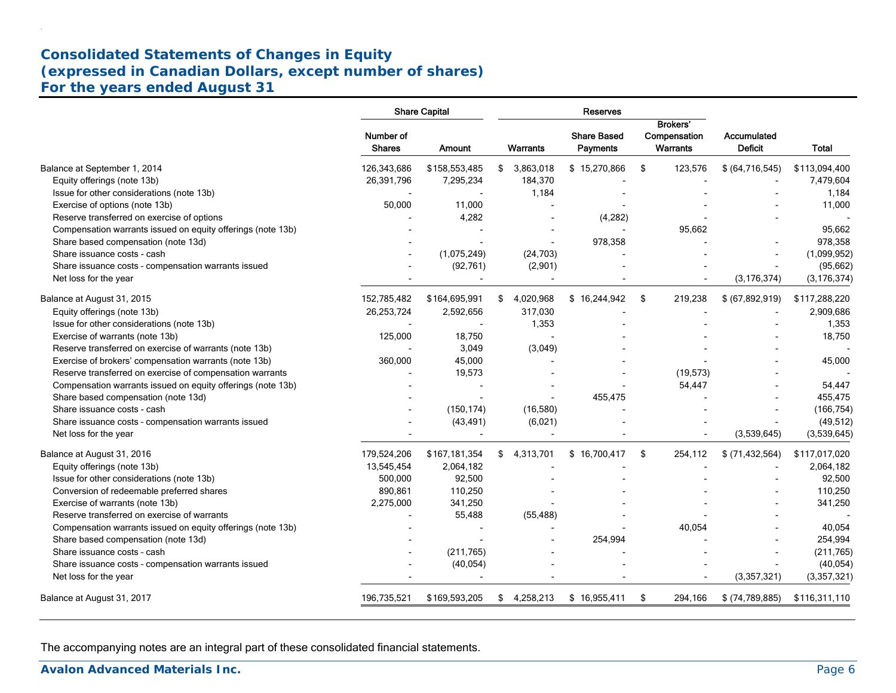# Consolidated Statements of Changes in Equity
# (expressed in Canadian Dollars, except number of shares)
# For the years ended August 31

| | Share Capital | | Reserves | | | | |
|---|---|---|---|---|---|---|---|
| | Number of Shares | Amount | Warrants | Share Based Payments | Brokers' Compensation Warrants | Accumulated Deficit | Total |
| Balance at September 1, 2014 | 126,343,686 | $158,553,485 | $ 3,863,018 | $ 15,270,866 | $ 123,576 | $ (64,716,545) | $113,094,400 |
| Equity offerings (note 13b) | 26,391,796 | 7,295,234 | 184,370 | - | - | - | 7,479,604 |
| Issue for other considerations (note 13b) | - | - | 1,184 | - | - | - | 1,184 |
| Exercise of options (note 13b) | 50,000 | 11,000 | - | - | - | - | 11,000 |
| Reserve transferred on exercise of options | - | 4,282 | - | (4,282) | - | - | - |
| Compensation warrants issued on equity offerings (note 13b) | - | - | - | - | 95,662 | | 95,662 |
| Share based compensation (note 13d) | - | - | - | 978,358 | - | - | 978,358 |
| Share issuance costs - cash | - | (1,075,249) | (24,703) | - | - | - | (1,099,952) |
| Share issuance costs - compensation warrants issued | - | (92,761) | (2,901) | - | - | - | (95,662) |
| Net loss for the year | - | - | - | - | - | (3,176,374) | (3,176,374) |
| Balance at August 31, 2015 | 152,785,482 | $164,695,991 | $ 4,020,968 | $ 16,244,942 | $ 219,238 | $ (67,892,919) | $117,288,220 |
| Equity offerings (note 13b) | 26,253,724 | 2,592,656 | 317,030 | - | - | - | 2,909,686 |
| Issue for other considerations (note 13b) | - | - | 1,353 | - | - | - | 1,353 |
| Exercise of warrants (note 13b) | 125,000 | 18,750 | - | - | - | - | 18,750 |
| Reserve transferred on exercise of warrants (note 13b) | - | 3,049 | (3,049) | - | - | - | - |
| Exercise of brokers' compensation warrants (note 13b) | 360,000 | 45,000 | - | - | - | - | 45,000 |
| Reserve transferred on exercise of compensation warrants | - | 19,573 | - | - | (19,573) | - | - |
| Compensation warrants issued on equity offerings (note 13b) | - | - | - | - | 54,447 | - | 54,447 |
| Share based compensation (note 13d) | - | - | - | 455,475 | - | - | 455,475 |
| Share issuance costs - cash | - | (150,174) | (16,580) | - | - | - | (166,754) |
| Share issuance costs - compensation warrants issued | - | (43,491) | (6,021) | - | - | - | (49,512) |
| Net loss for the year | - | - | - | - | - | (3,539,645) | (3,539,645) |
| Balance at August 31, 2016 | 179,524,206 | $167,181,354 | $ 4,313,701 | $ 16,700,417 | $ 254,112 | $ (71,432,564) | $117,017,020 |
| Equity offerings (note 13b) | 13,545,454 | 2,064,182 | - | - | - | - | 2,064,182 |
| Issue for other considerations (note 13b) | 500,000 | 92,500 | - | - | - | - | 92,500 |
| Conversion of redeemable preferred shares | 890,861 | 110,250 | - | - | - | - | 110,250 |
| Exercise of warrants (note 13b) | 2,275,000 | 341,250 | - | - | - | - | 341,250 |
| Reserve transferred on exercise of warrants | - | 55,488 | (55,488) | - | - | - | - |
| Compensation warrants issued on equity offerings (note 13b) | - | - | - | - | 40,054 | - | 40,054 |
| Share based compensation (note 13d) | - | - | - | 254,994 | - | - | 254,994 |
| Share issuance costs - cash | - | (211,765) | - | - | - | - | (211,765) |
| Share issuance costs - compensation warrants issued | - | (40,054) | - | - | - | - | (40,054) |
| Net loss for the year | - | - | - | - | - | (3,357,321) | (3,357,321) |
| Balance at August 31, 2017 | 196,735,521 | $169,593,205 | $ 4,258,213 | $ 16,955,411 | $ 294,166 | $ (74,789,885) | $116,311,110 |

The accompanying notes are an integral part of these consolidated financial statements.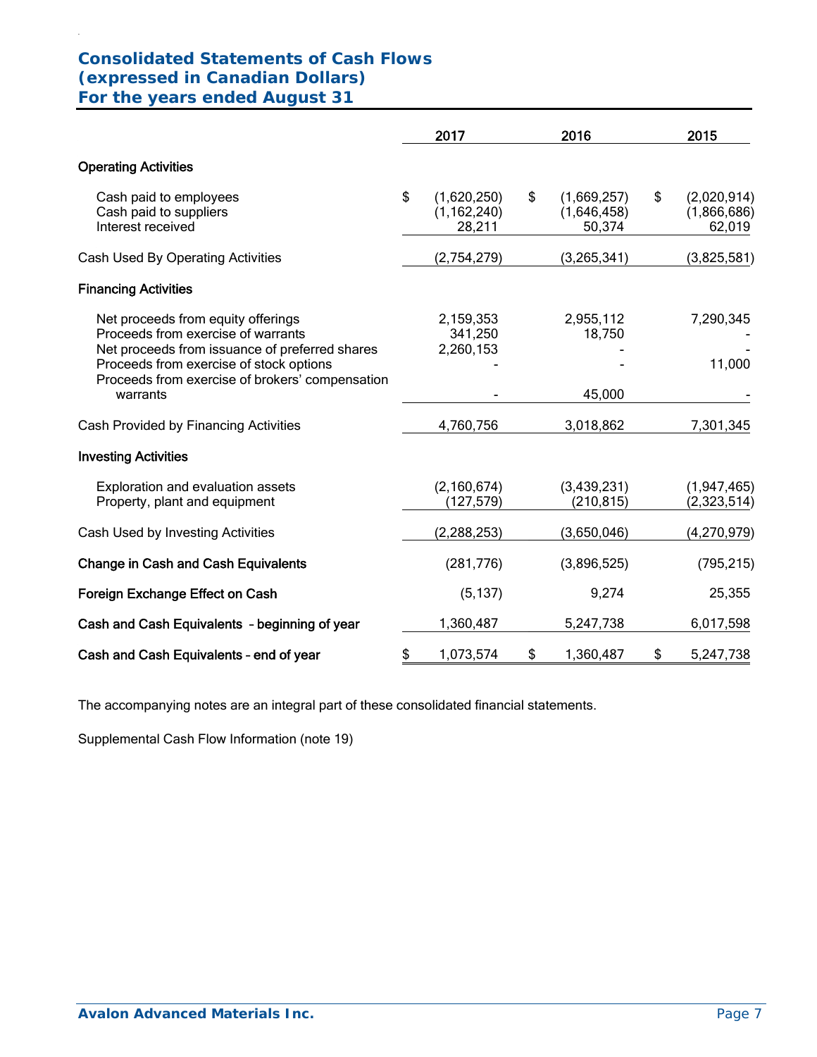# Consolidated Statements of Cash Flows
# (expressed in Canadian Dollars)
# For the years ended August 31

| | 2017 | 2016 | 2015 |
|---|---|---|---|
| **Operating Activities** | | | |
| Cash paid to employees | $ (1,620,250) | $ (1,669,257) | $ (2,020,914) |
| Cash paid to suppliers | (1,162,240) | (1,646,458) | (1,866,686) |
| Interest received | 28,211 | 50,374 | 62,019 |
| Cash Used By Operating Activities | (2,754,279) | (3,265,341) | (3,825,581) |
| **Financing Activities** | | | |
| Net proceeds from equity offerings | 2,159,353 | 2,955,112 | 7,290,345 |
| Proceeds from exercise of warrants | 341,250 | 18,750 | - |
| Net proceeds from issuance of preferred shares | 2,260,153 | - | - |
| Proceeds from exercise of stock options | - | - | 11,000 |
| Proceeds from exercise of brokers' compensation warrants | - | 45,000 | - |
| Cash Provided by Financing Activities | 4,760,756 | 3,018,862 | 7,301,345 |
| **Investing Activities** | | | |
| Exploration and evaluation assets | (2,160,674) | (3,439,231) | (1,947,465) |
| Property, plant and equipment | (127,579) | (210,815) | (2,323,514) |
| Cash Used by Investing Activities | (2,288,253) | (3,650,046) | (4,270,979) |
| **Change in Cash and Cash Equivalents** | (281,776) | (3,896,525) | (795,215) |
| **Foreign Exchange Effect on Cash** | (5,137) | 9,274 | 25,355 |
| **Cash and Cash Equivalents – beginning of year** | 1,360,487 | 5,247,738 | 6,017,598 |
| **Cash and Cash Equivalents – end of year** | $ 1,073,574 | $ 1,360,487 | $ 5,247,738 |

The accompanying notes are an integral part of these consolidated financial statements.

Supplemental Cash Flow Information (note 19)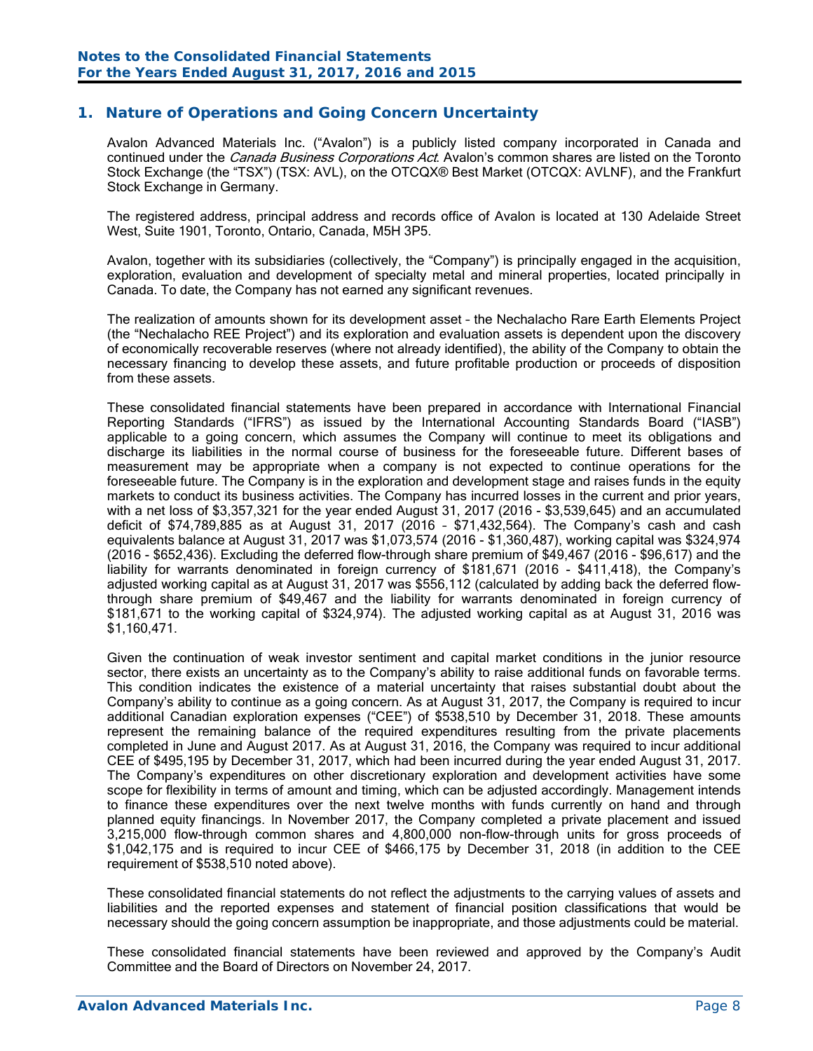## 1. Nature of Operations and Going Concern Uncertainty

Avalon Advanced Materials Inc. ("Avalon") is a publicly listed company incorporated in Canada and continued under the *Canada Business Corporations Act*. Avalon's common shares are listed on the Toronto Stock Exchange (the "TSX") (TSX: AVL), on the OTCQX® Best Market (OTCQX: AVLNF), and the Frankfurt Stock Exchange in Germany.

The registered address, principal address and records office of Avalon is located at 130 Adelaide Street West, Suite 1901, Toronto, Ontario, Canada, M5H 3P5.

Avalon, together with its subsidiaries (collectively, the "Company") is principally engaged in the acquisition, exploration, evaluation and development of specialty metal and mineral properties, located principally in Canada. To date, the Company has not earned any significant revenues.

The realization of amounts shown for its development asset – the Nechalacho Rare Earth Elements Project (the "Nechalacho REE Project") and its exploration and evaluation assets is dependent upon the discovery of economically recoverable reserves (where not already identified), the ability of the Company to obtain the necessary financing to develop these assets, and future profitable production or proceeds of disposition from these assets.

These consolidated financial statements have been prepared in accordance with International Financial Reporting Standards ("IFRS") as issued by the International Accounting Standards Board ("IASB") applicable to a going concern, which assumes the Company will continue to meet its obligations and discharge its liabilities in the normal course of business for the foreseeable future. Different bases of measurement may be appropriate when a company is not expected to continue operations for the foreseeable future. The Company is in the exploration and development stage and raises funds in the equity markets to conduct its business activities. The Company has incurred losses in the current and prior years, with a net loss of $3,357,321 for the year ended August 31, 2017 (2016 - $3,539,645) and an accumulated deficit of $74,789,885 as at August 31, 2017 (2016 – $71,432,564). The Company's cash and cash equivalents balance at August 31, 2017 was $1,073,574 (2016 - $1,360,487), working capital was $324,974 (2016 - $652,436). Excluding the deferred flow-through share premium of $49,467 (2016 - $96,617) and the liability for warrants denominated in foreign currency of $181,671 (2016 - $411,418), the Company's adjusted working capital as at August 31, 2017 was $556,112 (calculated by adding back the deferred flow-through share premium of $49,467 and the liability for warrants denominated in foreign currency of $181,671 to the working capital of $324,974). The adjusted working capital as at August 31, 2016 was $1,160,471.

Given the continuation of weak investor sentiment and capital market conditions in the junior resource sector, there exists an uncertainty as to the Company's ability to raise additional funds on favorable terms. This condition indicates the existence of a material uncertainty that raises substantial doubt about the Company's ability to continue as a going concern. As at August 31, 2017, the Company is required to incur additional Canadian exploration expenses ("CEE") of $538,510 by December 31, 2018. These amounts represent the remaining balance of the required expenditures resulting from the private placements completed in June and August 2017. As at August 31, 2016, the Company was required to incur additional CEE of $495,195 by December 31, 2017, which had been incurred during the year ended August 31, 2017. The Company's expenditures on other discretionary exploration and development activities have some scope for flexibility in terms of amount and timing, which can be adjusted accordingly. Management intends to finance these expenditures over the next twelve months with funds currently on hand and through planned equity financings. In November 2017, the Company completed a private placement and issued 3,215,000 flow-through common shares and 4,800,000 non-flow-through units for gross proceeds of $1,042,175 and is required to incur CEE of $466,175 by December 31, 2018 (in addition to the CEE requirement of $538,510 noted above).

These consolidated financial statements do not reflect the adjustments to the carrying values of assets and liabilities and the reported expenses and statement of financial position classifications that would be necessary should the going concern assumption be inappropriate, and those adjustments could be material.

These consolidated financial statements have been reviewed and approved by the Company's Audit Committee and the Board of Directors on November 24, 2017.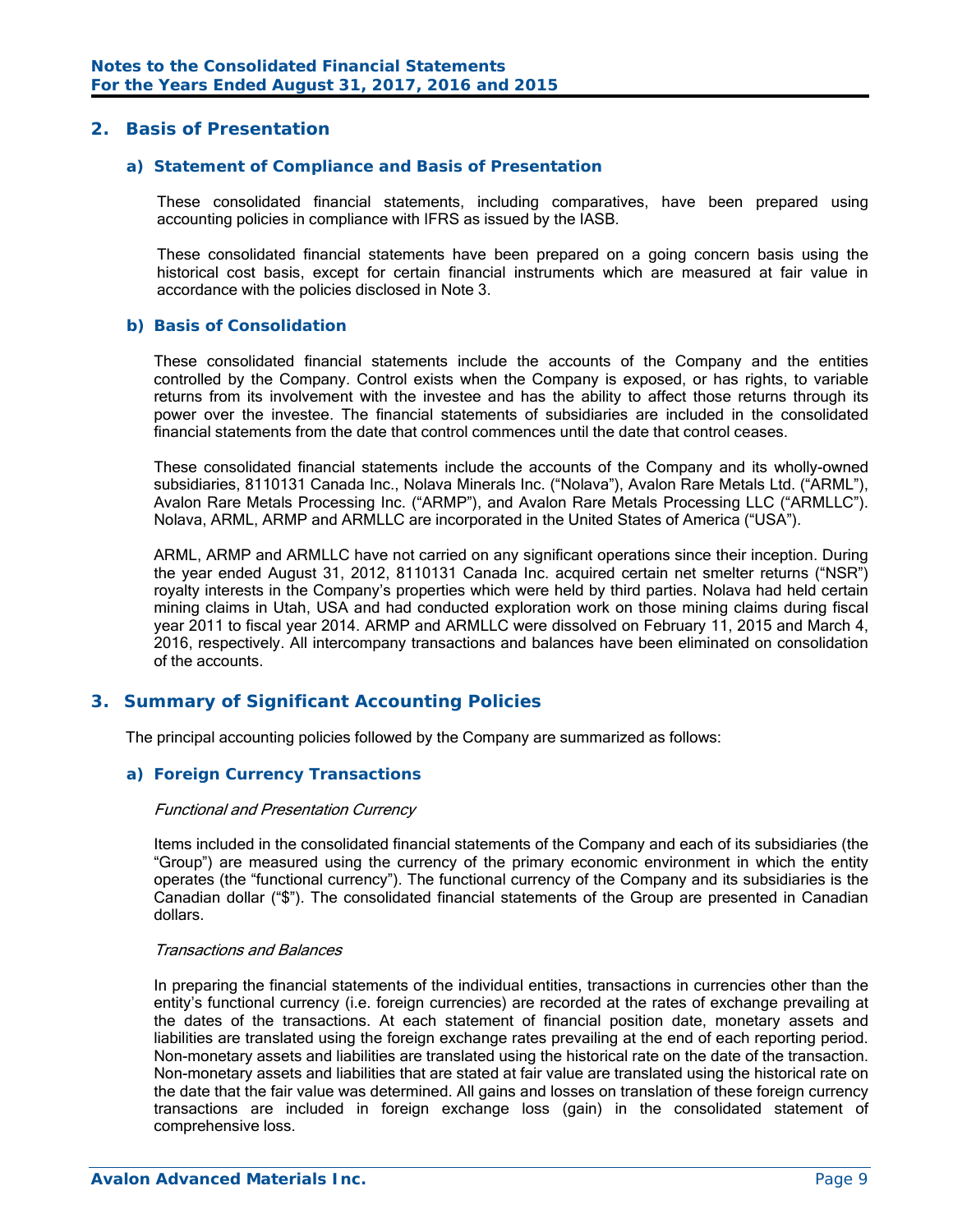## 2. Basis of Presentation

### a) Statement of Compliance and Basis of Presentation

These consolidated financial statements, including comparatives, have been prepared using accounting policies in compliance with IFRS as issued by the IASB.

These consolidated financial statements have been prepared on a going concern basis using the historical cost basis, except for certain financial instruments which are measured at fair value in accordance with the policies disclosed in Note 3.

### b) Basis of Consolidation

These consolidated financial statements include the accounts of the Company and the entities controlled by the Company. Control exists when the Company is exposed, or has rights, to variable returns from its involvement with the investee and has the ability to affect those returns through its power over the investee. The financial statements of subsidiaries are included in the consolidated financial statements from the date that control commences until the date that control ceases.

These consolidated financial statements include the accounts of the Company and its wholly-owned subsidiaries, 8110131 Canada Inc., Nolava Minerals Inc. ("Nolava"), Avalon Rare Metals Ltd. ("ARML"), Avalon Rare Metals Processing Inc. ("ARMP"), and Avalon Rare Metals Processing LLC ("ARMLLC"). Nolava, ARML, ARMP and ARMLLC are incorporated in the United States of America ("USA").

ARML, ARMP and ARMLLC have not carried on any significant operations since their inception. During the year ended August 31, 2012, 8110131 Canada Inc. acquired certain net smelter returns ("NSR") royalty interests in the Company's properties which were held by third parties. Nolava had held certain mining claims in Utah, USA and had conducted exploration work on those mining claims during fiscal year 2011 to fiscal year 2014. ARMP and ARMLLC were dissolved on February 11, 2015 and March 4, 2016, respectively. All intercompany transactions and balances have been eliminated on consolidation of the accounts.

## 3. Summary of Significant Accounting Policies

The principal accounting policies followed by the Company are summarized as follows:

### a) Foreign Currency Transactions

*Functional and Presentation Currency*

Items included in the consolidated financial statements of the Company and each of its subsidiaries (the "Group") are measured using the currency of the primary economic environment in which the entity operates (the "functional currency"). The functional currency of the Company and its subsidiaries is the Canadian dollar ("$"). The consolidated financial statements of the Group are presented in Canadian dollars.

*Transactions and Balances*

In preparing the financial statements of the individual entities, transactions in currencies other than the entity's functional currency (i.e. foreign currencies) are recorded at the rates of exchange prevailing at the dates of the transactions. At each statement of financial position date, monetary assets and liabilities are translated using the foreign exchange rates prevailing at the end of each reporting period. Non-monetary assets and liabilities are translated using the historical rate on the date of the transaction. Non-monetary assets and liabilities that are stated at fair value are translated using the historical rate on the date that the fair value was determined. All gains and losses on translation of these foreign currency transactions are included in foreign exchange loss (gain) in the consolidated statement of comprehensive loss.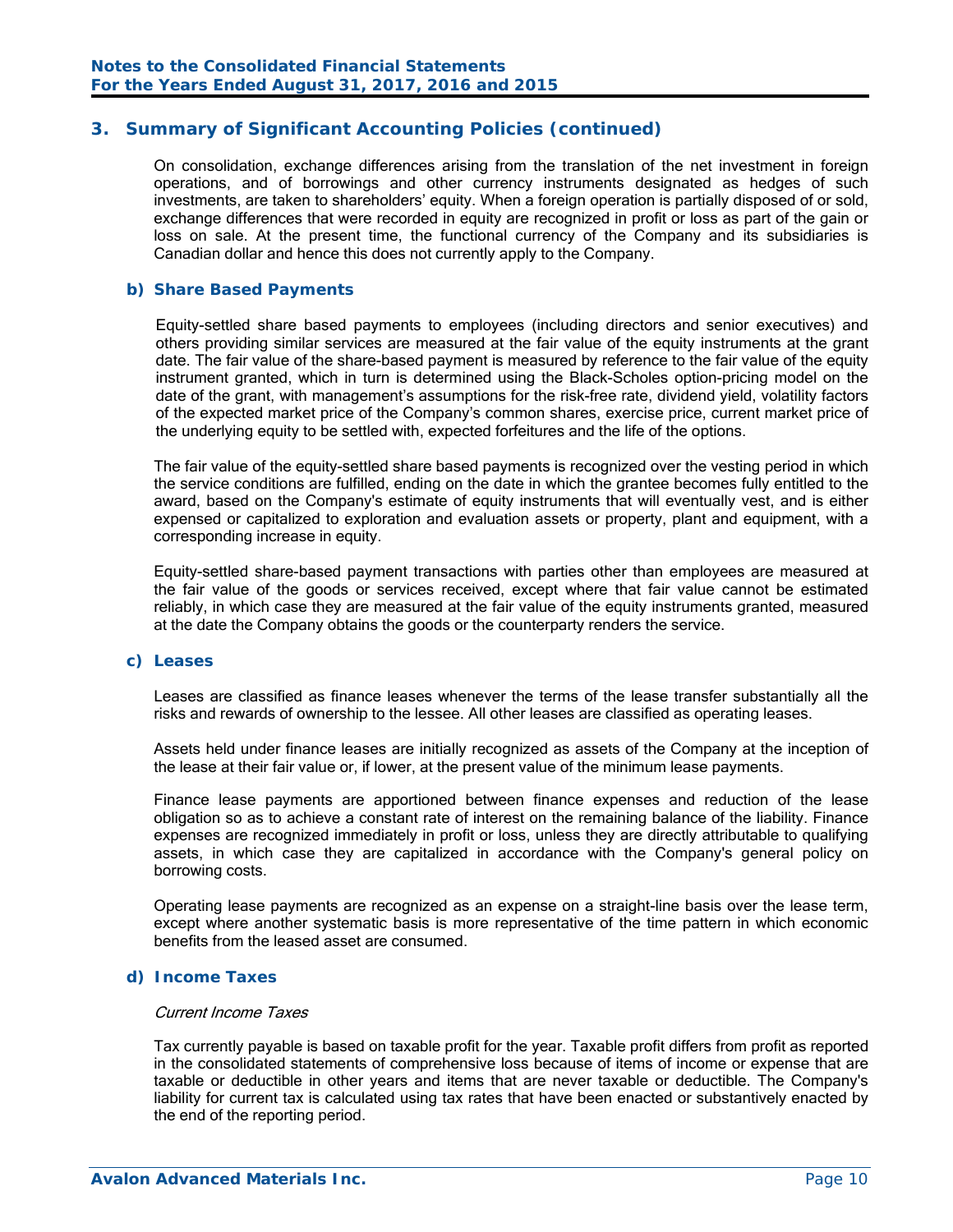## 3. Summary of Significant Accounting Policies (continued)

On consolidation, exchange differences arising from the translation of the net investment in foreign operations, and of borrowings and other currency instruments designated as hedges of such investments, are taken to shareholders' equity. When a foreign operation is partially disposed of or sold, exchange differences that were recorded in equity are recognized in profit or loss as part of the gain or loss on sale. At the present time, the functional currency of the Company and its subsidiaries is Canadian dollar and hence this does not currently apply to the Company.

### b) Share Based Payments

Equity-settled share based payments to employees (including directors and senior executives) and others providing similar services are measured at the fair value of the equity instruments at the grant date. The fair value of the share-based payment is measured by reference to the fair value of the equity instrument granted, which in turn is determined using the Black-Scholes option-pricing model on the date of the grant, with management's assumptions for the risk-free rate, dividend yield, volatility factors of the expected market price of the Company's common shares, exercise price, current market price of the underlying equity to be settled with, expected forfeitures and the life of the options.

The fair value of the equity-settled share based payments is recognized over the vesting period in which the service conditions are fulfilled, ending on the date in which the grantee becomes fully entitled to the award, based on the Company's estimate of equity instruments that will eventually vest, and is either expensed or capitalized to exploration and evaluation assets or property, plant and equipment, with a corresponding increase in equity.

Equity-settled share-based payment transactions with parties other than employees are measured at the fair value of the goods or services received, except where that fair value cannot be estimated reliably, in which case they are measured at the fair value of the equity instruments granted, measured at the date the Company obtains the goods or the counterparty renders the service.

### c) Leases

Leases are classified as finance leases whenever the terms of the lease transfer substantially all the risks and rewards of ownership to the lessee. All other leases are classified as operating leases.

Assets held under finance leases are initially recognized as assets of the Company at the inception of the lease at their fair value or, if lower, at the present value of the minimum lease payments.

Finance lease payments are apportioned between finance expenses and reduction of the lease obligation so as to achieve a constant rate of interest on the remaining balance of the liability. Finance expenses are recognized immediately in profit or loss, unless they are directly attributable to qualifying assets, in which case they are capitalized in accordance with the Company's general policy on borrowing costs.

Operating lease payments are recognized as an expense on a straight-line basis over the lease term, except where another systematic basis is more representative of the time pattern in which economic benefits from the leased asset are consumed.

### d) Income Taxes

*Current Income Taxes*

Tax currently payable is based on taxable profit for the year. Taxable profit differs from profit as reported in the consolidated statements of comprehensive loss because of items of income or expense that are taxable or deductible in other years and items that are never taxable or deductible. The Company's liability for current tax is calculated using tax rates that have been enacted or substantively enacted by the end of the reporting period.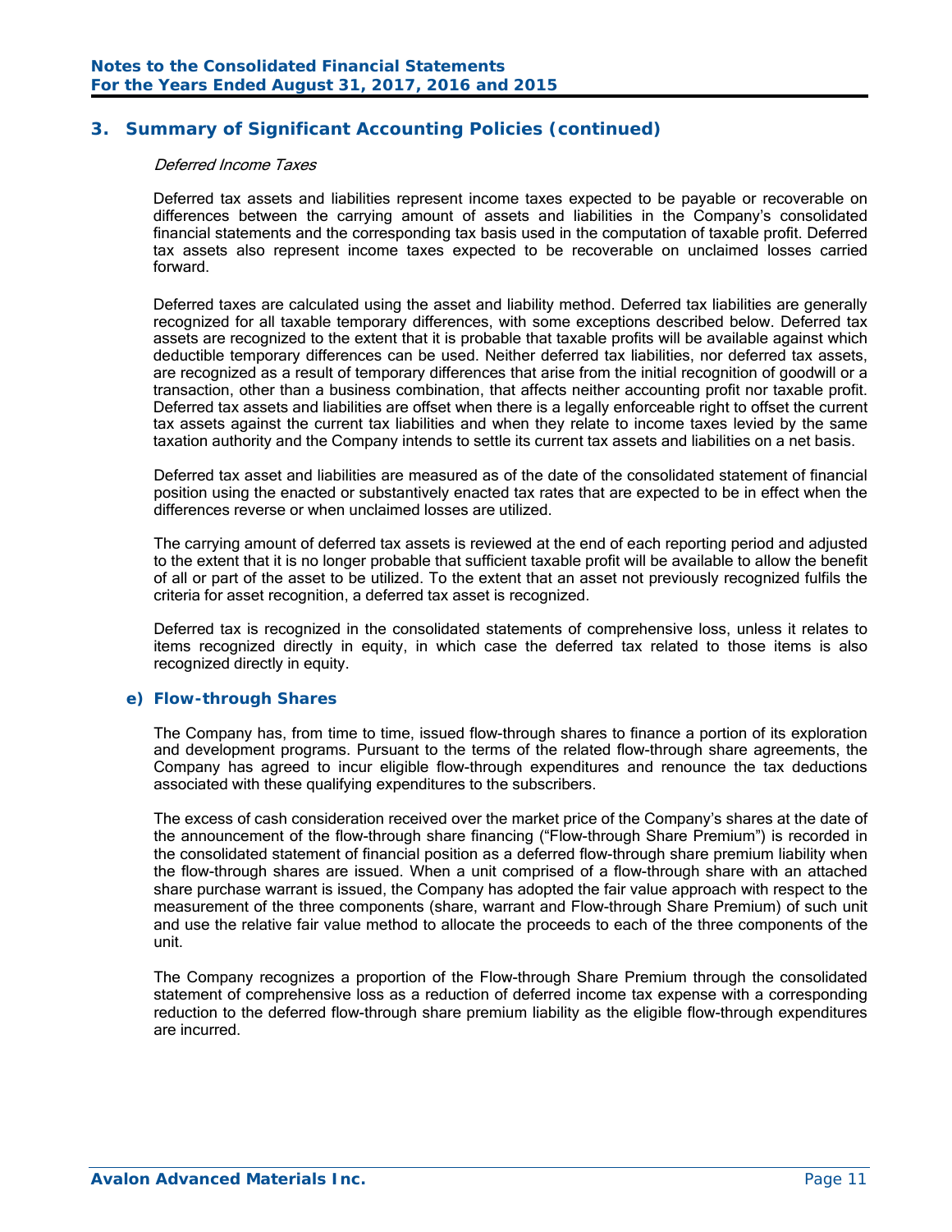## 3. Summary of Significant Accounting Policies (continued)

*Deferred Income Taxes*

Deferred tax assets and liabilities represent income taxes expected to be payable or recoverable on differences between the carrying amount of assets and liabilities in the Company's consolidated financial statements and the corresponding tax basis used in the computation of taxable profit. Deferred tax assets also represent income taxes expected to be recoverable on unclaimed losses carried forward.

Deferred taxes are calculated using the asset and liability method. Deferred tax liabilities are generally recognized for all taxable temporary differences, with some exceptions described below. Deferred tax assets are recognized to the extent that it is probable that taxable profits will be available against which deductible temporary differences can be used. Neither deferred tax liabilities, nor deferred tax assets, are recognized as a result of temporary differences that arise from the initial recognition of goodwill or a transaction, other than a business combination, that affects neither accounting profit nor taxable profit. Deferred tax assets and liabilities are offset when there is a legally enforceable right to offset the current tax assets against the current tax liabilities and when they relate to income taxes levied by the same taxation authority and the Company intends to settle its current tax assets and liabilities on a net basis.

Deferred tax asset and liabilities are measured as of the date of the consolidated statement of financial position using the enacted or substantively enacted tax rates that are expected to be in effect when the differences reverse or when unclaimed losses are utilized.

The carrying amount of deferred tax assets is reviewed at the end of each reporting period and adjusted to the extent that it is no longer probable that sufficient taxable profit will be available to allow the benefit of all or part of the asset to be utilized. To the extent that an asset not previously recognized fulfils the criteria for asset recognition, a deferred tax asset is recognized.

Deferred tax is recognized in the consolidated statements of comprehensive loss, unless it relates to items recognized directly in equity, in which case the deferred tax related to those items is also recognized directly in equity.

### e) Flow-through Shares

The Company has, from time to time, issued flow-through shares to finance a portion of its exploration and development programs. Pursuant to the terms of the related flow-through share agreements, the Company has agreed to incur eligible flow-through expenditures and renounce the tax deductions associated with these qualifying expenditures to the subscribers.

The excess of cash consideration received over the market price of the Company's shares at the date of the announcement of the flow-through share financing ("Flow-through Share Premium") is recorded in the consolidated statement of financial position as a deferred flow-through share premium liability when the flow-through shares are issued. When a unit comprised of a flow-through share with an attached share purchase warrant is issued, the Company has adopted the fair value approach with respect to the measurement of the three components (share, warrant and Flow-through Share Premium) of such unit and use the relative fair value method to allocate the proceeds to each of the three components of the unit.

The Company recognizes a proportion of the Flow-through Share Premium through the consolidated statement of comprehensive loss as a reduction of deferred income tax expense with a corresponding reduction to the deferred flow-through share premium liability as the eligible flow-through expenditures are incurred.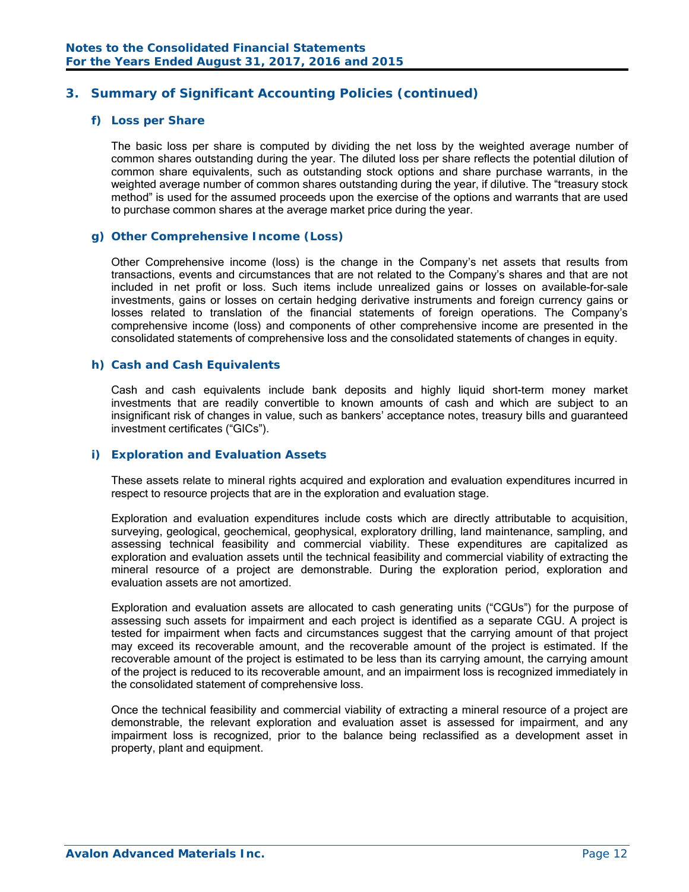## 3. Summary of Significant Accounting Policies (continued)

### f) Loss per Share

The basic loss per share is computed by dividing the net loss by the weighted average number of common shares outstanding during the year. The diluted loss per share reflects the potential dilution of common share equivalents, such as outstanding stock options and share purchase warrants, in the weighted average number of common shares outstanding during the year, if dilutive. The "treasury stock method" is used for the assumed proceeds upon the exercise of the options and warrants that are used to purchase common shares at the average market price during the year.

### g) Other Comprehensive Income (Loss)

Other Comprehensive income (loss) is the change in the Company's net assets that results from transactions, events and circumstances that are not related to the Company's shares and that are not included in net profit or loss. Such items include unrealized gains or losses on available-for-sale investments, gains or losses on certain hedging derivative instruments and foreign currency gains or losses related to translation of the financial statements of foreign operations. The Company's comprehensive income (loss) and components of other comprehensive income are presented in the consolidated statements of comprehensive loss and the consolidated statements of changes in equity.

### h) Cash and Cash Equivalents

Cash and cash equivalents include bank deposits and highly liquid short-term money market investments that are readily convertible to known amounts of cash and which are subject to an insignificant risk of changes in value, such as bankers' acceptance notes, treasury bills and guaranteed investment certificates ("GICs").

### i) Exploration and Evaluation Assets

These assets relate to mineral rights acquired and exploration and evaluation expenditures incurred in respect to resource projects that are in the exploration and evaluation stage.

Exploration and evaluation expenditures include costs which are directly attributable to acquisition, surveying, geological, geochemical, geophysical, exploratory drilling, land maintenance, sampling, and assessing technical feasibility and commercial viability. These expenditures are capitalized as exploration and evaluation assets until the technical feasibility and commercial viability of extracting the mineral resource of a project are demonstrable. During the exploration period, exploration and evaluation assets are not amortized.

Exploration and evaluation assets are allocated to cash generating units ("CGUs") for the purpose of assessing such assets for impairment and each project is identified as a separate CGU. A project is tested for impairment when facts and circumstances suggest that the carrying amount of that project may exceed its recoverable amount, and the recoverable amount of the project is estimated. If the recoverable amount of the project is estimated to be less than its carrying amount, the carrying amount of the project is reduced to its recoverable amount, and an impairment loss is recognized immediately in the consolidated statement of comprehensive loss.

Once the technical feasibility and commercial viability of extracting a mineral resource of a project are demonstrable, the relevant exploration and evaluation asset is assessed for impairment, and any impairment loss is recognized, prior to the balance being reclassified as a development asset in property, plant and equipment.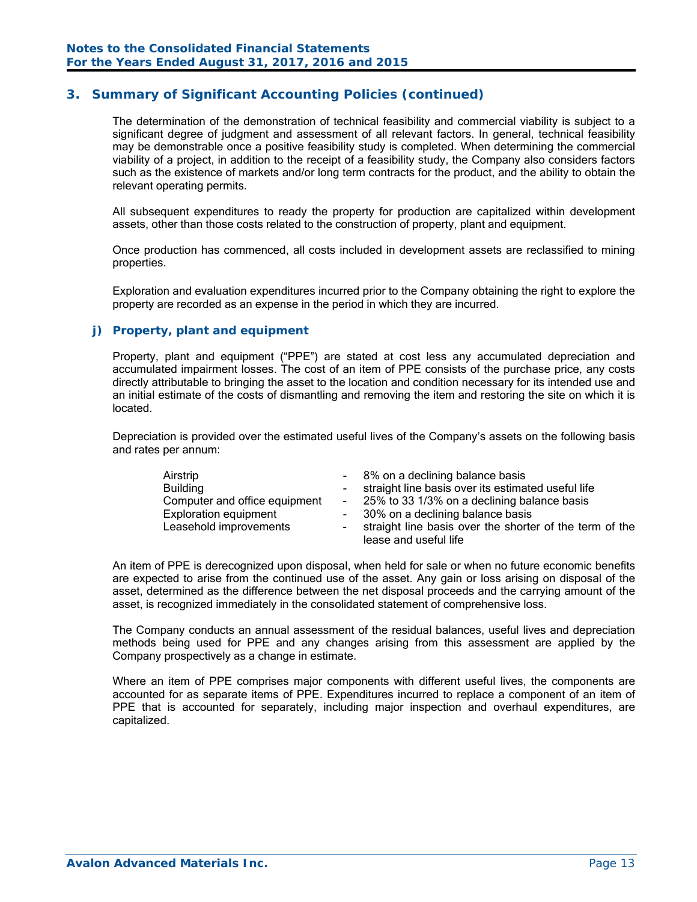## 3. Summary of Significant Accounting Policies (continued)

The determination of the demonstration of technical feasibility and commercial viability is subject to a significant degree of judgment and assessment of all relevant factors. In general, technical feasibility may be demonstrable once a positive feasibility study is completed. When determining the commercial viability of a project, in addition to the receipt of a feasibility study, the Company also considers factors such as the existence of markets and/or long term contracts for the product, and the ability to obtain the relevant operating permits.

All subsequent expenditures to ready the property for production are capitalized within development assets, other than those costs related to the construction of property, plant and equipment.

Once production has commenced, all costs included in development assets are reclassified to mining properties.

Exploration and evaluation expenditures incurred prior to the Company obtaining the right to explore the property are recorded as an expense in the period in which they are incurred.

### j) Property, plant and equipment

Property, plant and equipment ("PPE") are stated at cost less any accumulated depreciation and accumulated impairment losses. The cost of an item of PPE consists of the purchase price, any costs directly attributable to bringing the asset to the location and condition necessary for its intended use and an initial estimate of the costs of dismantling and removing the item and restoring the site on which it is located.

Depreciation is provided over the estimated useful lives of the Company's assets on the following basis and rates per annum:

| | | |
|---|---|---|
| Airstrip | - | 8% on a declining balance basis |
| Building | - | straight line basis over its estimated useful life |
| Computer and office equipment | - | 25% to 33 1/3% on a declining balance basis |
| Exploration equipment | - | 30% on a declining balance basis |
| Leasehold improvements | - | straight line basis over the shorter of the term of the lease and useful life |

An item of PPE is derecognized upon disposal, when held for sale or when no future economic benefits are expected to arise from the continued use of the asset. Any gain or loss arising on disposal of the asset, determined as the difference between the net disposal proceeds and the carrying amount of the asset, is recognized immediately in the consolidated statement of comprehensive loss.

The Company conducts an annual assessment of the residual balances, useful lives and depreciation methods being used for PPE and any changes arising from this assessment are applied by the Company prospectively as a change in estimate.

Where an item of PPE comprises major components with different useful lives, the components are accounted for as separate items of PPE. Expenditures incurred to replace a component of an item of PPE that is accounted for separately, including major inspection and overhaul expenditures, are capitalized.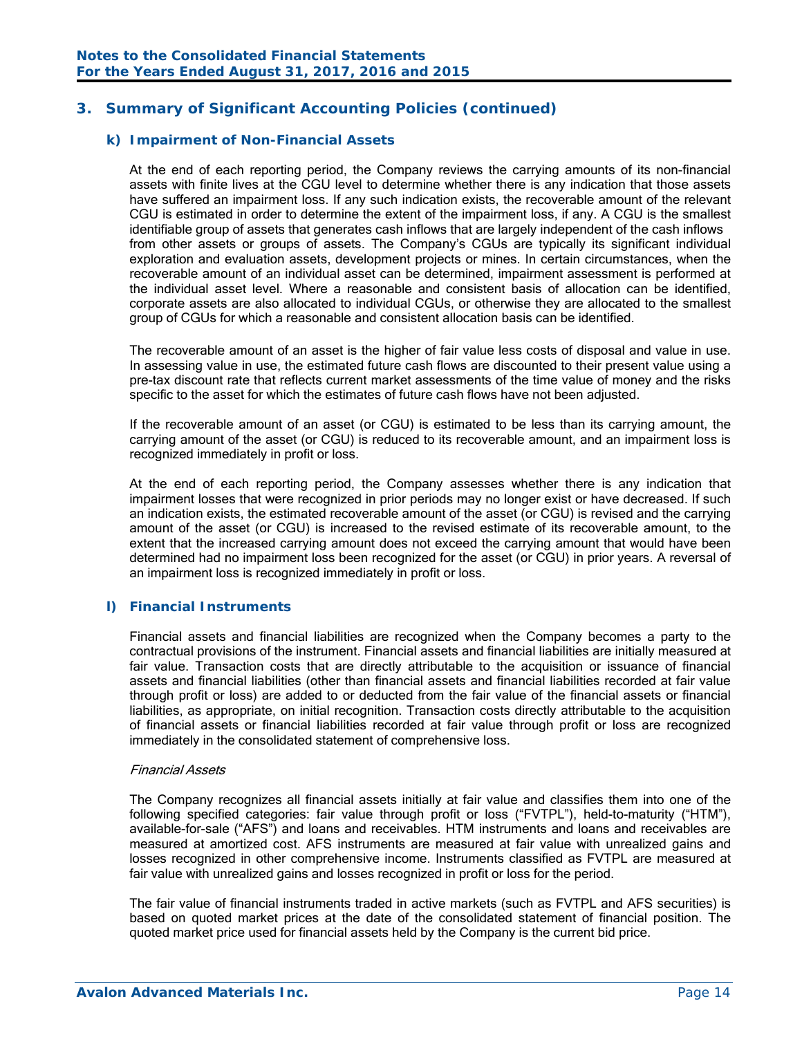## 3. Summary of Significant Accounting Policies (continued)

### k) Impairment of Non-Financial Assets

At the end of each reporting period, the Company reviews the carrying amounts of its non-financial assets with finite lives at the CGU level to determine whether there is any indication that those assets have suffered an impairment loss. If any such indication exists, the recoverable amount of the relevant CGU is estimated in order to determine the extent of the impairment loss, if any. A CGU is the smallest identifiable group of assets that generates cash inflows that are largely independent of the cash inflows from other assets or groups of assets. The Company's CGUs are typically its significant individual exploration and evaluation assets, development projects or mines. In certain circumstances, when the recoverable amount of an individual asset can be determined, impairment assessment is performed at the individual asset level. Where a reasonable and consistent basis of allocation can be identified, corporate assets are also allocated to individual CGUs, or otherwise they are allocated to the smallest group of CGUs for which a reasonable and consistent allocation basis can be identified.

The recoverable amount of an asset is the higher of fair value less costs of disposal and value in use. In assessing value in use, the estimated future cash flows are discounted to their present value using a pre-tax discount rate that reflects current market assessments of the time value of money and the risks specific to the asset for which the estimates of future cash flows have not been adjusted.

If the recoverable amount of an asset (or CGU) is estimated to be less than its carrying amount, the carrying amount of the asset (or CGU) is reduced to its recoverable amount, and an impairment loss is recognized immediately in profit or loss.

At the end of each reporting period, the Company assesses whether there is any indication that impairment losses that were recognized in prior periods may no longer exist or have decreased. If such an indication exists, the estimated recoverable amount of the asset (or CGU) is revised and the carrying amount of the asset (or CGU) is increased to the revised estimate of its recoverable amount, to the extent that the increased carrying amount does not exceed the carrying amount that would have been determined had no impairment loss been recognized for the asset (or CGU) in prior years. A reversal of an impairment loss is recognized immediately in profit or loss.

### l) Financial Instruments

Financial assets and financial liabilities are recognized when the Company becomes a party to the contractual provisions of the instrument. Financial assets and financial liabilities are initially measured at fair value. Transaction costs that are directly attributable to the acquisition or issuance of financial assets and financial liabilities (other than financial assets and financial liabilities recorded at fair value through profit or loss) are added to or deducted from the fair value of the financial assets or financial liabilities, as appropriate, on initial recognition. Transaction costs directly attributable to the acquisition of financial assets or financial liabilities recorded at fair value through profit or loss are recognized immediately in the consolidated statement of comprehensive loss.

*Financial Assets*

The Company recognizes all financial assets initially at fair value and classifies them into one of the following specified categories: fair value through profit or loss ("FVTPL"), held-to-maturity ("HTM"), available-for-sale ("AFS") and loans and receivables. HTM instruments and loans and receivables are measured at amortized cost. AFS instruments are measured at fair value with unrealized gains and losses recognized in other comprehensive income. Instruments classified as FVTPL are measured at fair value with unrealized gains and losses recognized in profit or loss for the period.

The fair value of financial instruments traded in active markets (such as FVTPL and AFS securities) is based on quoted market prices at the date of the consolidated statement of financial position. The quoted market price used for financial assets held by the Company is the current bid price.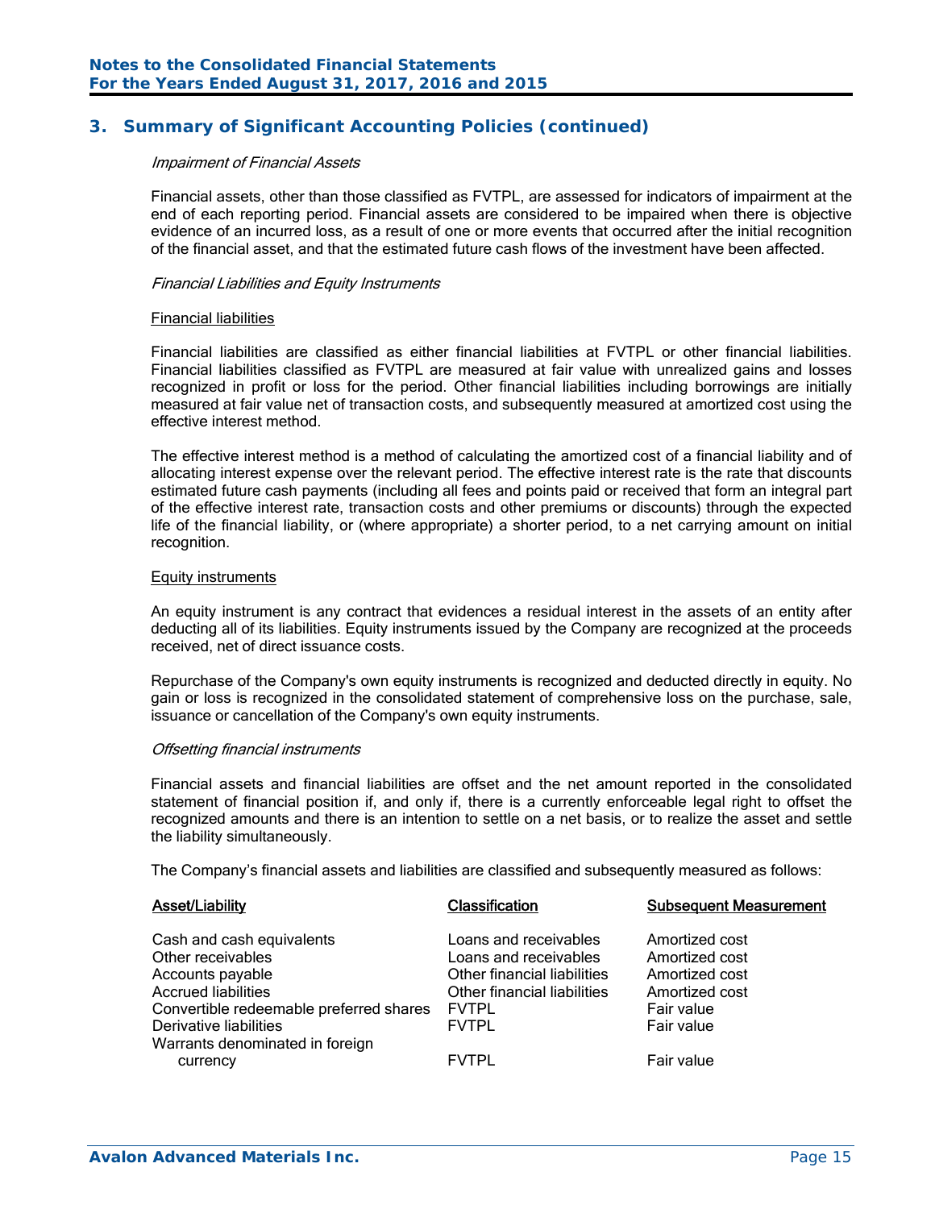## 3. Summary of Significant Accounting Policies (continued)

*Impairment of Financial Assets*

Financial assets, other than those classified as FVTPL, are assessed for indicators of impairment at the end of each reporting period. Financial assets are considered to be impaired when there is objective evidence of an incurred loss, as a result of one or more events that occurred after the initial recognition of the financial asset, and that the estimated future cash flows of the investment have been affected.

*Financial Liabilities and Equity Instruments*

Financial liabilities

Financial liabilities are classified as either financial liabilities at FVTPL or other financial liabilities. Financial liabilities classified as FVTPL are measured at fair value with unrealized gains and losses recognized in profit or loss for the period. Other financial liabilities including borrowings are initially measured at fair value net of transaction costs, and subsequently measured at amortized cost using the effective interest method.

The effective interest method is a method of calculating the amortized cost of a financial liability and of allocating interest expense over the relevant period. The effective interest rate is the rate that discounts estimated future cash payments (including all fees and points paid or received that form an integral part of the effective interest rate, transaction costs and other premiums or discounts) through the expected life of the financial liability, or (where appropriate) a shorter period, to a net carrying amount on initial recognition.

Equity instruments

An equity instrument is any contract that evidences a residual interest in the assets of an entity after deducting all of its liabilities. Equity instruments issued by the Company are recognized at the proceeds received, net of direct issuance costs.

Repurchase of the Company's own equity instruments is recognized and deducted directly in equity. No gain or loss is recognized in the consolidated statement of comprehensive loss on the purchase, sale, issuance or cancellation of the Company's own equity instruments.

*Offsetting financial instruments*

Financial assets and financial liabilities are offset and the net amount reported in the consolidated statement of financial position if, and only if, there is a currently enforceable legal right to offset the recognized amounts and there is an intention to settle on a net basis, or to realize the asset and settle the liability simultaneously.

The Company's financial assets and liabilities are classified and subsequently measured as follows:

| Asset/Liability | Classification | Subsequent Measurement |
|---|---|---|
| Cash and cash equivalents | Loans and receivables | Amortized cost |
| Other receivables | Loans and receivables | Amortized cost |
| Accounts payable | Other financial liabilities | Amortized cost |
| Accrued liabilities | Other financial liabilities | Amortized cost |
| Convertible redeemable preferred shares | FVTPL | Fair value |
| Derivative liabilities | FVTPL | Fair value |
| Warrants denominated in foreign currency | FVTPL | Fair value |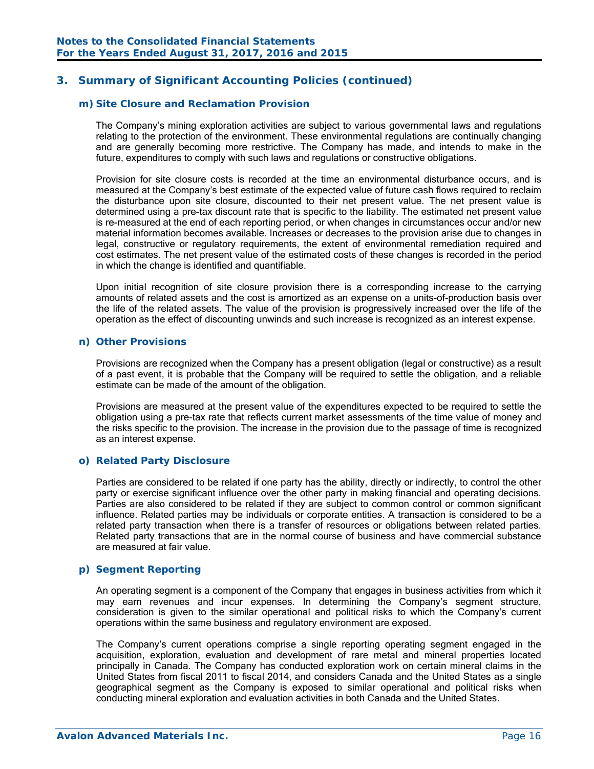## 3. Summary of Significant Accounting Policies (continued)

### m) Site Closure and Reclamation Provision

The Company's mining exploration activities are subject to various governmental laws and regulations relating to the protection of the environment. These environmental regulations are continually changing and are generally becoming more restrictive. The Company has made, and intends to make in the future, expenditures to comply with such laws and regulations or constructive obligations.

Provision for site closure costs is recorded at the time an environmental disturbance occurs, and is measured at the Company's best estimate of the expected value of future cash flows required to reclaim the disturbance upon site closure, discounted to their net present value. The net present value is determined using a pre-tax discount rate that is specific to the liability. The estimated net present value is re-measured at the end of each reporting period, or when changes in circumstances occur and/or new material information becomes available. Increases or decreases to the provision arise due to changes in legal, constructive or regulatory requirements, the extent of environmental remediation required and cost estimates. The net present value of the estimated costs of these changes is recorded in the period in which the change is identified and quantifiable.

Upon initial recognition of site closure provision there is a corresponding increase to the carrying amounts of related assets and the cost is amortized as an expense on a units-of-production basis over the life of the related assets. The value of the provision is progressively increased over the life of the operation as the effect of discounting unwinds and such increase is recognized as an interest expense.

### n) Other Provisions

Provisions are recognized when the Company has a present obligation (legal or constructive) as a result of a past event, it is probable that the Company will be required to settle the obligation, and a reliable estimate can be made of the amount of the obligation.

Provisions are measured at the present value of the expenditures expected to be required to settle the obligation using a pre-tax rate that reflects current market assessments of the time value of money and the risks specific to the provision. The increase in the provision due to the passage of time is recognized as an interest expense.

### o) Related Party Disclosure

Parties are considered to be related if one party has the ability, directly or indirectly, to control the other party or exercise significant influence over the other party in making financial and operating decisions. Parties are also considered to be related if they are subject to common control or common significant influence. Related parties may be individuals or corporate entities. A transaction is considered to be a related party transaction when there is a transfer of resources or obligations between related parties. Related party transactions that are in the normal course of business and have commercial substance are measured at fair value.

### p) Segment Reporting

An operating segment is a component of the Company that engages in business activities from which it may earn revenues and incur expenses. In determining the Company's segment structure, consideration is given to the similar operational and political risks to which the Company's current operations within the same business and regulatory environment are exposed.

The Company's current operations comprise a single reporting operating segment engaged in the acquisition, exploration, evaluation and development of rare metal and mineral properties located principally in Canada. The Company has conducted exploration work on certain mineral claims in the United States from fiscal 2011 to fiscal 2014, and considers Canada and the United States as a single geographical segment as the Company is exposed to similar operational and political risks when conducting mineral exploration and evaluation activities in both Canada and the United States.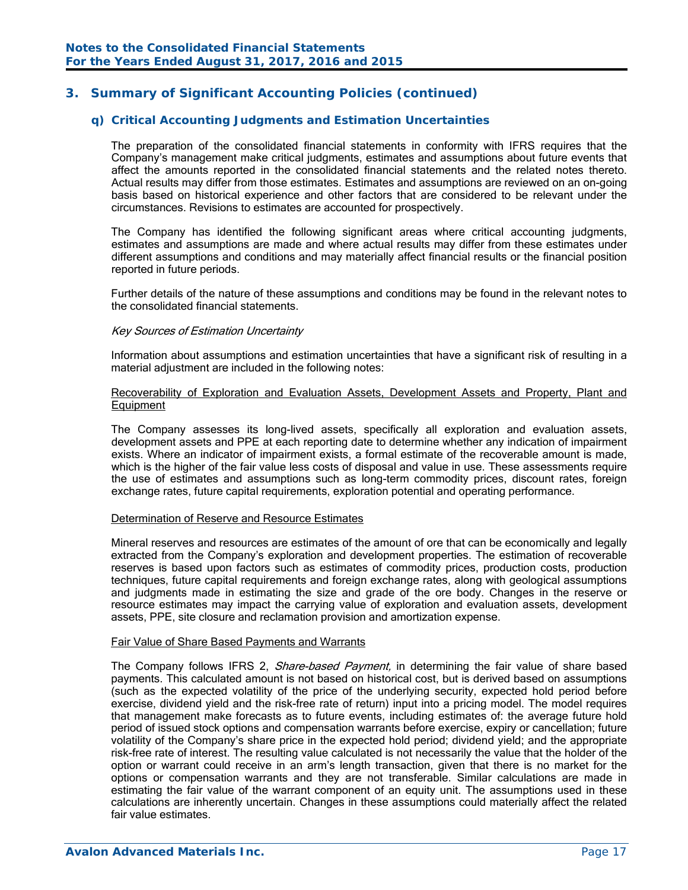## 3. Summary of Significant Accounting Policies (continued)

### q) Critical Accounting Judgments and Estimation Uncertainties

The preparation of the consolidated financial statements in conformity with IFRS requires that the Company's management make critical judgments, estimates and assumptions about future events that affect the amounts reported in the consolidated financial statements and the related notes thereto. Actual results may differ from those estimates. Estimates and assumptions are reviewed on an on-going basis based on historical experience and other factors that are considered to be relevant under the circumstances. Revisions to estimates are accounted for prospectively.

The Company has identified the following significant areas where critical accounting judgments, estimates and assumptions are made and where actual results may differ from these estimates under different assumptions and conditions and may materially affect financial results or the financial position reported in future periods.

Further details of the nature of these assumptions and conditions may be found in the relevant notes to the consolidated financial statements.

*Key Sources of Estimation Uncertainty*

Information about assumptions and estimation uncertainties that have a significant risk of resulting in a material adjustment are included in the following notes:

Recoverability of Exploration and Evaluation Assets, Development Assets and Property, Plant and Equipment

The Company assesses its long-lived assets, specifically all exploration and evaluation assets, development assets and PPE at each reporting date to determine whether any indication of impairment exists. Where an indicator of impairment exists, a formal estimate of the recoverable amount is made, which is the higher of the fair value less costs of disposal and value in use. These assessments require the use of estimates and assumptions such as long-term commodity prices, discount rates, foreign exchange rates, future capital requirements, exploration potential and operating performance.

Determination of Reserve and Resource Estimates

Mineral reserves and resources are estimates of the amount of ore that can be economically and legally extracted from the Company's exploration and development properties. The estimation of recoverable reserves is based upon factors such as estimates of commodity prices, production costs, production techniques, future capital requirements and foreign exchange rates, along with geological assumptions and judgments made in estimating the size and grade of the ore body. Changes in the reserve or resource estimates may impact the carrying value of exploration and evaluation assets, development assets, PPE, site closure and reclamation provision and amortization expense.

Fair Value of Share Based Payments and Warrants

The Company follows IFRS 2, *Share-based Payment,* in determining the fair value of share based payments. This calculated amount is not based on historical cost, but is derived based on assumptions (such as the expected volatility of the price of the underlying security, expected hold period before exercise, dividend yield and the risk-free rate of return) input into a pricing model. The model requires that management make forecasts as to future events, including estimates of: the average future hold period of issued stock options and compensation warrants before exercise, expiry or cancellation; future volatility of the Company's share price in the expected hold period; dividend yield; and the appropriate risk-free rate of interest. The resulting value calculated is not necessarily the value that the holder of the option or warrant could receive in an arm's length transaction, given that there is no market for the options or compensation warrants and they are not transferable. Similar calculations are made in estimating the fair value of the warrant component of an equity unit. The assumptions used in these calculations are inherently uncertain. Changes in these assumptions could materially affect the related fair value estimates.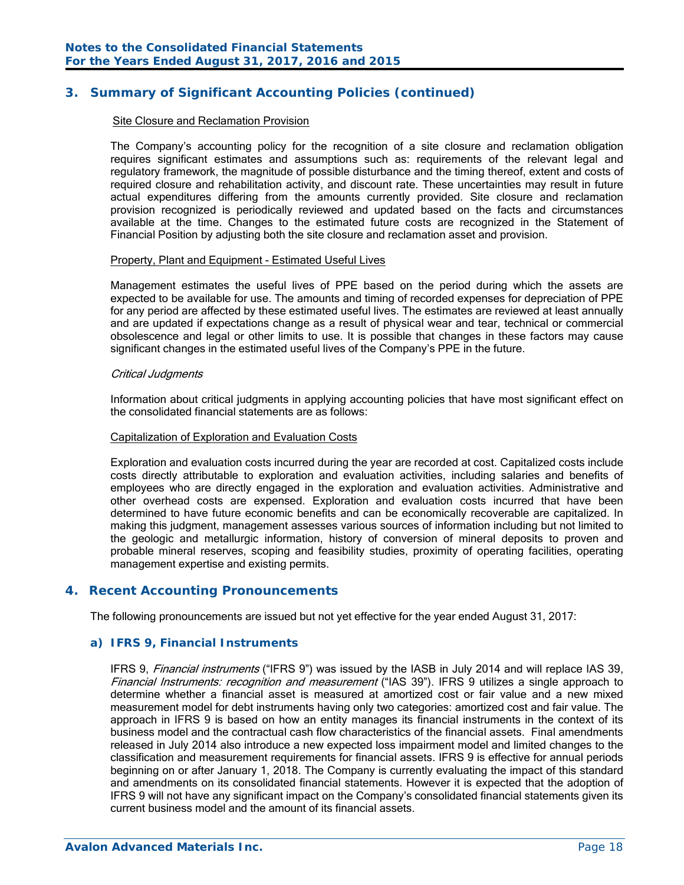## 3. Summary of Significant Accounting Policies (continued)

Site Closure and Reclamation Provision

The Company's accounting policy for the recognition of a site closure and reclamation obligation requires significant estimates and assumptions such as: requirements of the relevant legal and regulatory framework, the magnitude of possible disturbance and the timing thereof, extent and costs of required closure and rehabilitation activity, and discount rate. These uncertainties may result in future actual expenditures differing from the amounts currently provided. Site closure and reclamation provision recognized is periodically reviewed and updated based on the facts and circumstances available at the time. Changes to the estimated future costs are recognized in the Statement of Financial Position by adjusting both the site closure and reclamation asset and provision.

Property, Plant and Equipment - Estimated Useful Lives

Management estimates the useful lives of PPE based on the period during which the assets are expected to be available for use. The amounts and timing of recorded expenses for depreciation of PPE for any period are affected by these estimated useful lives. The estimates are reviewed at least annually and are updated if expectations change as a result of physical wear and tear, technical or commercial obsolescence and legal or other limits to use. It is possible that changes in these factors may cause significant changes in the estimated useful lives of the Company's PPE in the future.

*Critical Judgments*

Information about critical judgments in applying accounting policies that have most significant effect on the consolidated financial statements are as follows:

Capitalization of Exploration and Evaluation Costs

Exploration and evaluation costs incurred during the year are recorded at cost. Capitalized costs include costs directly attributable to exploration and evaluation activities, including salaries and benefits of employees who are directly engaged in the exploration and evaluation activities. Administrative and other overhead costs are expensed. Exploration and evaluation costs incurred that have been determined to have future economic benefits and can be economically recoverable are capitalized. In making this judgment, management assesses various sources of information including but not limited to the geologic and metallurgic information, history of conversion of mineral deposits to proven and probable mineral reserves, scoping and feasibility studies, proximity of operating facilities, operating management expertise and existing permits.

## 4. Recent Accounting Pronouncements

The following pronouncements are issued but not yet effective for the year ended August 31, 2017:

### a) IFRS 9, Financial Instruments

IFRS 9, *Financial instruments* ("IFRS 9") was issued by the IASB in July 2014 and will replace IAS 39, *Financial Instruments: recognition and measurement* ("IAS 39"). IFRS 9 utilizes a single approach to determine whether a financial asset is measured at amortized cost or fair value and a new mixed measurement model for debt instruments having only two categories: amortized cost and fair value. The approach in IFRS 9 is based on how an entity manages its financial instruments in the context of its business model and the contractual cash flow characteristics of the financial assets. Final amendments released in July 2014 also introduce a new expected loss impairment model and limited changes to the classification and measurement requirements for financial assets. IFRS 9 is effective for annual periods beginning on or after January 1, 2018. The Company is currently evaluating the impact of this standard and amendments on its consolidated financial statements. However it is expected that the adoption of IFRS 9 will not have any significant impact on the Company's consolidated financial statements given its current business model and the amount of its financial assets.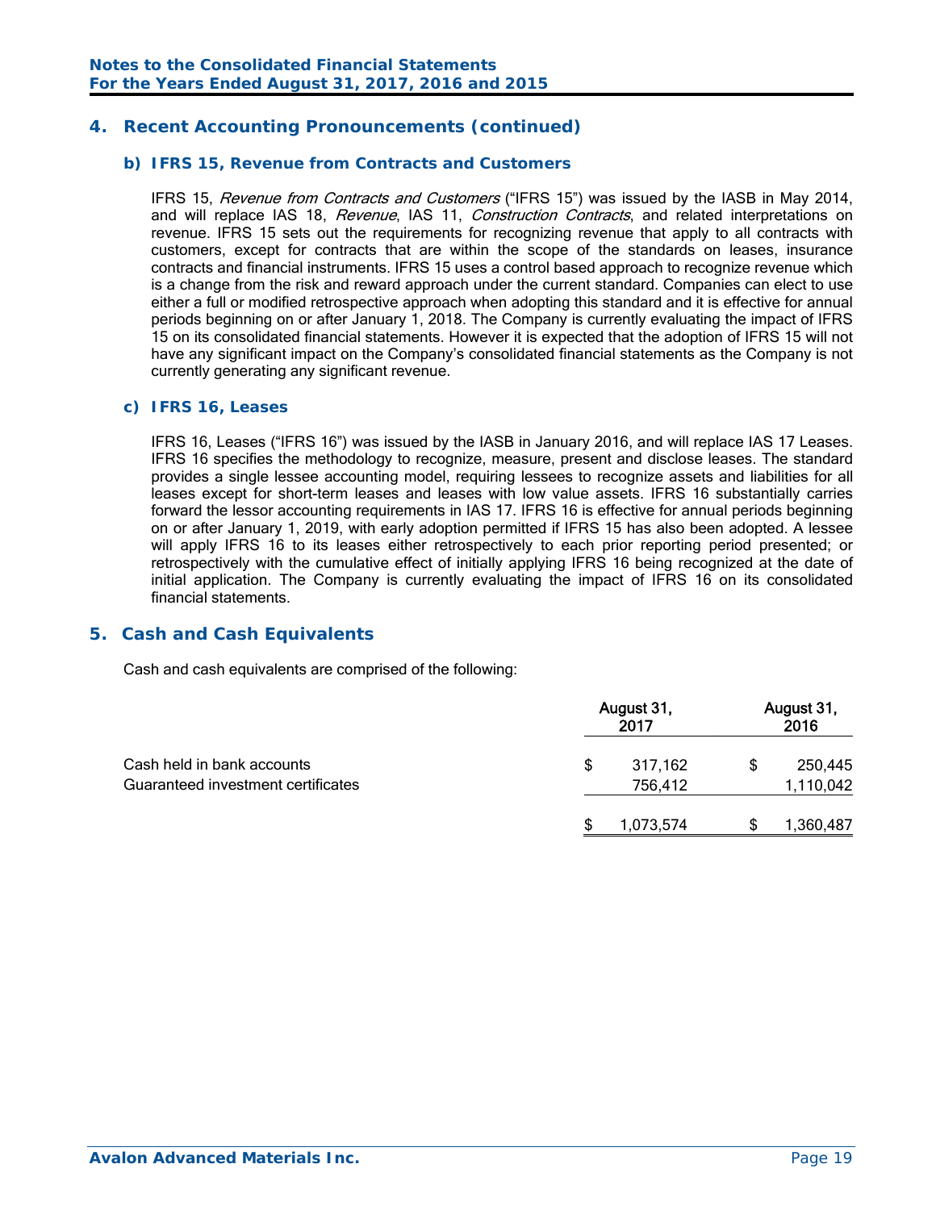## 4. Recent Accounting Pronouncements (continued)

### b) IFRS 15, Revenue from Contracts and Customers

IFRS 15, *Revenue from Contracts and Customers* ("IFRS 15") was issued by the IASB in May 2014, and will replace IAS 18, *Revenue*, IAS 11, *Construction Contracts*, and related interpretations on revenue. IFRS 15 sets out the requirements for recognizing revenue that apply to all contracts with customers, except for contracts that are within the scope of the standards on leases, insurance contracts and financial instruments. IFRS 15 uses a control based approach to recognize revenue which is a change from the risk and reward approach under the current standard. Companies can elect to use either a full or modified retrospective approach when adopting this standard and it is effective for annual periods beginning on or after January 1, 2018. The Company is currently evaluating the impact of IFRS 15 on its consolidated financial statements. However it is expected that the adoption of IFRS 15 will not have any significant impact on the Company's consolidated financial statements as the Company is not currently generating any significant revenue.

### c) IFRS 16, Leases

IFRS 16, Leases ("IFRS 16") was issued by the IASB in January 2016, and will replace IAS 17 Leases. IFRS 16 specifies the methodology to recognize, measure, present and disclose leases. The standard provides a single lessee accounting model, requiring lessees to recognize assets and liabilities for all leases except for short-term leases and leases with low value assets. IFRS 16 substantially carries forward the lessor accounting requirements in IAS 17. IFRS 16 is effective for annual periods beginning on or after January 1, 2019, with early adoption permitted if IFRS 15 has also been adopted. A lessee will apply IFRS 16 to its leases either retrospectively to each prior reporting period presented; or retrospectively with the cumulative effect of initially applying IFRS 16 being recognized at the date of initial application. The Company is currently evaluating the impact of IFRS 16 on its consolidated financial statements.

## 5. Cash and Cash Equivalents

Cash and cash equivalents are comprised of the following:

| | August 31, 2017 | August 31, 2016 |
|---|---|---|
| Cash held in bank accounts | $ 317,162 | $ 250,445 |
| Guaranteed investment certificates | 756,412 | 1,110,042 |
| | $ 1,073,574 | $ 1,360,487 |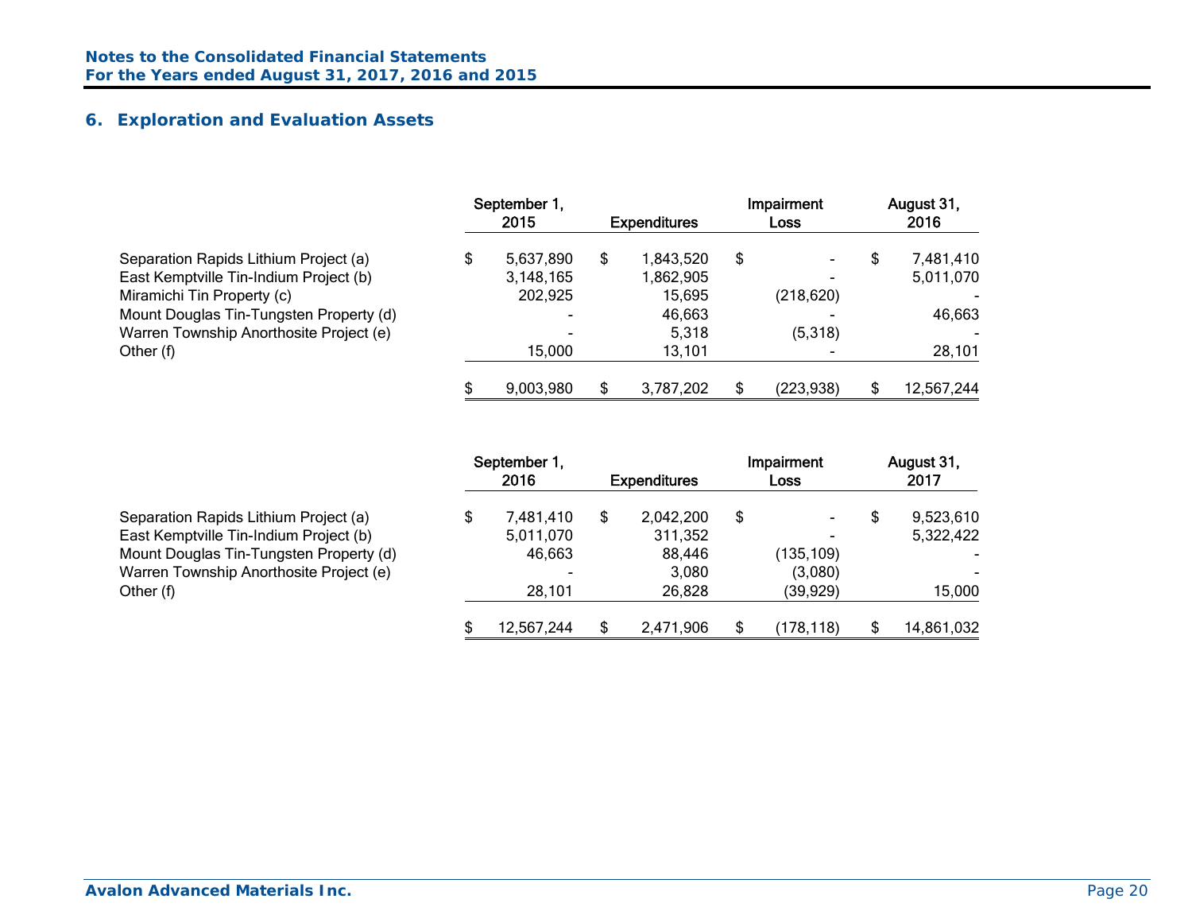## 6. Exploration and Evaluation Assets

| | September 1, 2015 | Expenditures | Impairment Loss | August 31, 2016 |
|---|---|---|---|---|
| Separation Rapids Lithium Project (a) | $ 5,637,890 | $ 1,843,520 | $ - | $ 7,481,410 |
| East Kemptville Tin-Indium Project (b) | 3,148,165 | 1,862,905 | - | 5,011,070 |
| Miramichi Tin Property (c) | 202,925 | 15,695 | (218,620) | - |
| Mount Douglas Tin-Tungsten Property (d) | - | 46,663 | - | 46,663 |
| Warren Township Anorthosite Project (e) | - | 5,318 | (5,318) | - |
| Other (f) | 15,000 | 13,101 | - | 28,101 |
| | $ 9,003,980 | $ 3,787,202 | $ (223,938) | $ 12,567,244 |

| | September 1, 2016 | Expenditures | Impairment Loss | August 31, 2017 |
|---|---|---|---|---|
| Separation Rapids Lithium Project (a) | $ 7,481,410 | $ 2,042,200 | $ - | $ 9,523,610 |
| East Kemptville Tin-Indium Project (b) | 5,011,070 | 311,352 | - | 5,322,422 |
| Mount Douglas Tin-Tungsten Property (d) | 46,663 | 88,446 | (135,109) | - |
| Warren Township Anorthosite Project (e) | - | 3,080 | (3,080) | - |
| Other (f) | 28,101 | 26,828 | (39,929) | 15,000 |
| | $ 12,567,244 | $ 2,471,906 | $ (178,118) | $ 14,861,032 |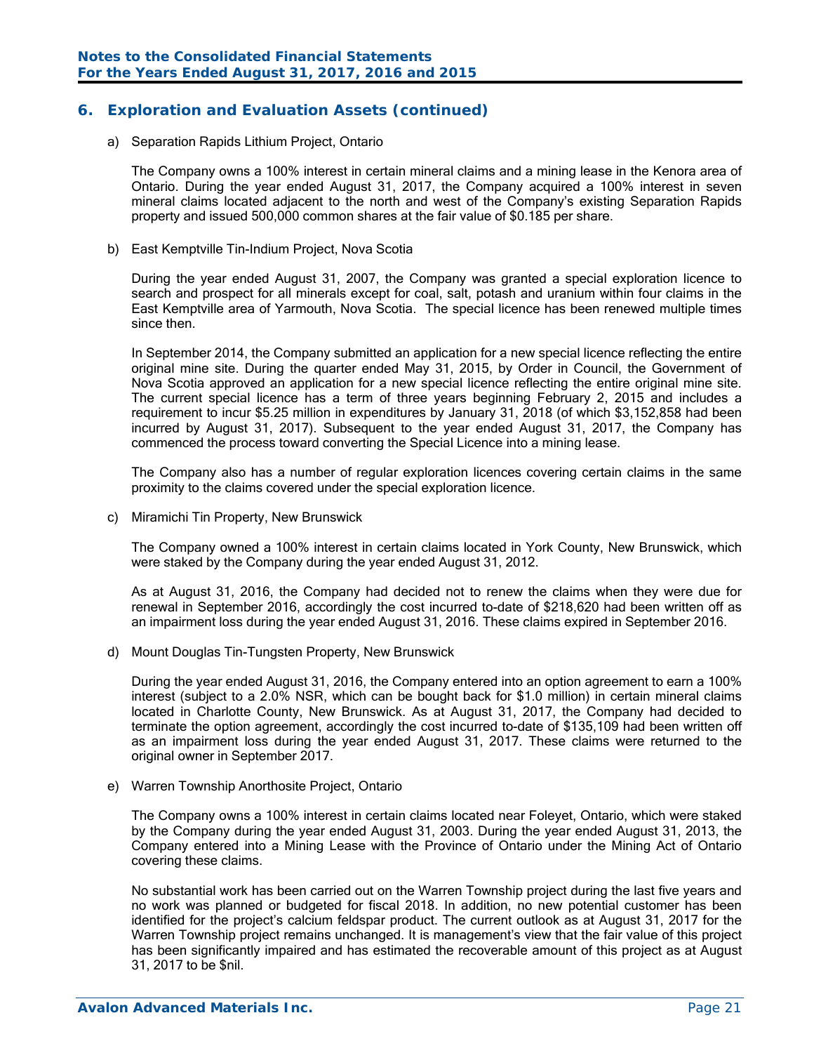## 6. Exploration and Evaluation Assets (continued)

a) Separation Rapids Lithium Project, Ontario

The Company owns a 100% interest in certain mineral claims and a mining lease in the Kenora area of Ontario. During the year ended August 31, 2017, the Company acquired a 100% interest in seven mineral claims located adjacent to the north and west of the Company's existing Separation Rapids property and issued 500,000 common shares at the fair value of $0.185 per share.

b) East Kemptville Tin-Indium Project, Nova Scotia

During the year ended August 31, 2007, the Company was granted a special exploration licence to search and prospect for all minerals except for coal, salt, potash and uranium within four claims in the East Kemptville area of Yarmouth, Nova Scotia. The special licence has been renewed multiple times since then.

In September 2014, the Company submitted an application for a new special licence reflecting the entire original mine site. During the quarter ended May 31, 2015, by Order in Council, the Government of Nova Scotia approved an application for a new special licence reflecting the entire original mine site. The current special licence has a term of three years beginning February 2, 2015 and includes a requirement to incur $5.25 million in expenditures by January 31, 2018 (of which $3,152,858 had been incurred by August 31, 2017). Subsequent to the year ended August 31, 2017, the Company has commenced the process toward converting the Special Licence into a mining lease.

The Company also has a number of regular exploration licences covering certain claims in the same proximity to the claims covered under the special exploration licence.

c) Miramichi Tin Property, New Brunswick

The Company owned a 100% interest in certain claims located in York County, New Brunswick, which were staked by the Company during the year ended August 31, 2012.

As at August 31, 2016, the Company had decided not to renew the claims when they were due for renewal in September 2016, accordingly the cost incurred to-date of $218,620 had been written off as an impairment loss during the year ended August 31, 2016. These claims expired in September 2016.

d) Mount Douglas Tin-Tungsten Property, New Brunswick

During the year ended August 31, 2016, the Company entered into an option agreement to earn a 100% interest (subject to a 2.0% NSR, which can be bought back for $1.0 million) in certain mineral claims located in Charlotte County, New Brunswick. As at August 31, 2017, the Company had decided to terminate the option agreement, accordingly the cost incurred to-date of $135,109 had been written off as an impairment loss during the year ended August 31, 2017. These claims were returned to the original owner in September 2017.

e) Warren Township Anorthosite Project, Ontario

The Company owns a 100% interest in certain claims located near Foleyet, Ontario, which were staked by the Company during the year ended August 31, 2003. During the year ended August 31, 2013, the Company entered into a Mining Lease with the Province of Ontario under the Mining Act of Ontario covering these claims.

No substantial work has been carried out on the Warren Township project during the last five years and no work was planned or budgeted for fiscal 2018. In addition, no new potential customer has been identified for the project's calcium feldspar product. The current outlook as at August 31, 2017 for the Warren Township project remains unchanged. It is management's view that the fair value of this project has been significantly impaired and has estimated the recoverable amount of this project as at August 31, 2017 to be $nil.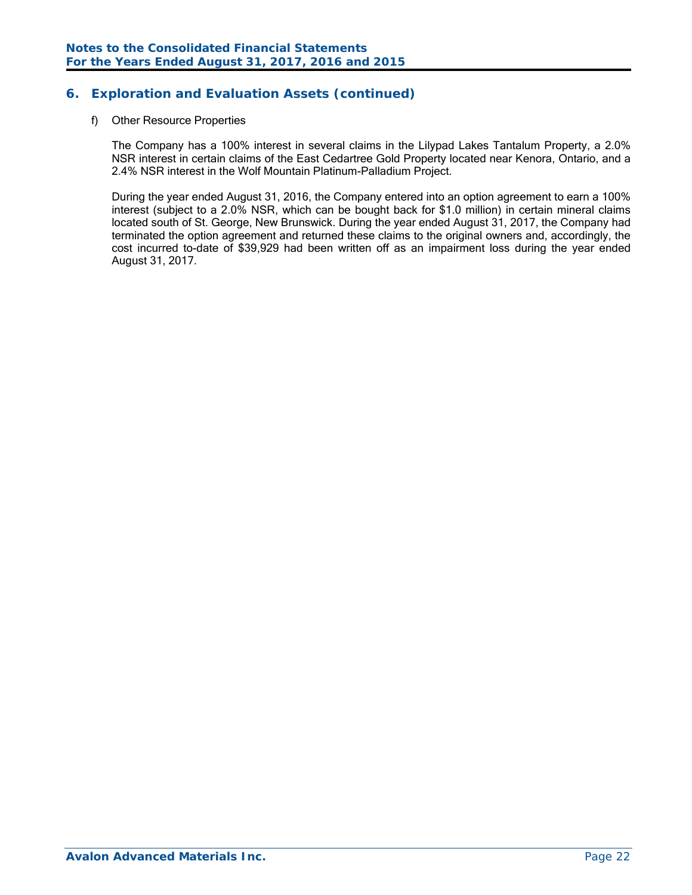## 6. Exploration and Evaluation Assets (continued)

f) Other Resource Properties

The Company has a 100% interest in several claims in the Lilypad Lakes Tantalum Property, a 2.0% NSR interest in certain claims of the East Cedartree Gold Property located near Kenora, Ontario, and a 2.4% NSR interest in the Wolf Mountain Platinum-Palladium Project.

During the year ended August 31, 2016, the Company entered into an option agreement to earn a 100% interest (subject to a 2.0% NSR, which can be bought back for $1.0 million) in certain mineral claims located south of St. George, New Brunswick. During the year ended August 31, 2017, the Company had terminated the option agreement and returned these claims to the original owners and, accordingly, the cost incurred to-date of $39,929 had been written off as an impairment loss during the year ended August 31, 2017.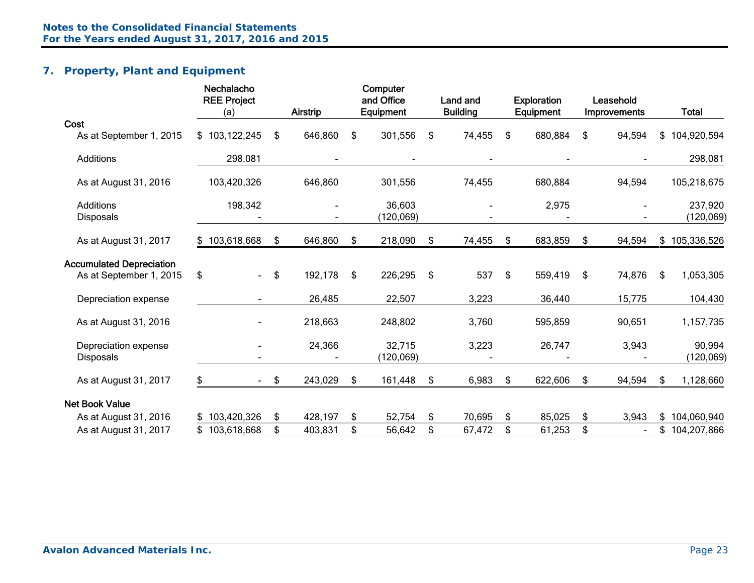## 7. Property, Plant and Equipment

| | Nechalacho REE Project (a) | Airstrip | Computer and Office Equipment | Land and Building | Exploration Equipment | Leasehold Improvements | Total |
|---|---|---|---|---|---|---|---|
| **Cost** | | | | | | | |
| As at September 1, 2015 | $ 103,122,245 | $ 646,860 | $ 301,556 | $ 74,455 | $ 680,884 | $ 94,594 | $ 104,920,594 |
| Additions | 298,081 | - | - | - | - | - | 298,081 |
| As at August 31, 2016 | 103,420,326 | 646,860 | 301,556 | 74,455 | 680,884 | 94,594 | 105,218,675 |
| Additions | 198,342 | - | 36,603 | - | 2,975 | - | 237,920 |
| Disposals | - | - | (120,069) | - | - | - | (120,069) |
| As at August 31, 2017 | $ 103,618,668 | $ 646,860 | $ 218,090 | $ 74,455 | $ 683,859 | $ 94,594 | $ 105,336,526 |
| **Accumulated Depreciation** | | | | | | | |
| As at September 1, 2015 | $ - | $ 192,178 | $ 226,295 | $ 537 | $ 559,419 | $ 74,876 | $ 1,053,305 |
| Depreciation expense | - | 26,485 | 22,507 | 3,223 | 36,440 | 15,775 | 104,430 |
| As at August 31, 2016 | - | 218,663 | 248,802 | 3,760 | 595,859 | 90,651 | 1,157,735 |
| Depreciation expense | - | 24,366 | 32,715 | 3,223 | 26,747 | 3,943 | 90,994 |
| Disposals | - | - | (120,069) | - | - | - | (120,069) |
| As at August 31, 2017 | $ - | $ 243,029 | $ 161,448 | $ 6,983 | $ 622,606 | $ 94,594 | $ 1,128,660 |
| **Net Book Value** | | | | | | | |
| As at August 31, 2016 | $ 103,420,326 | $ 428,197 | $ 52,754 | $ 70,695 | $ 85,025 | $ 3,943 | $ 104,060,940 |
| As at August 31, 2017 | $ 103,618,668 | $ 403,831 | $ 56,642 | $ 67,472 | $ 61,253 | $ - | $ 104,207,866 |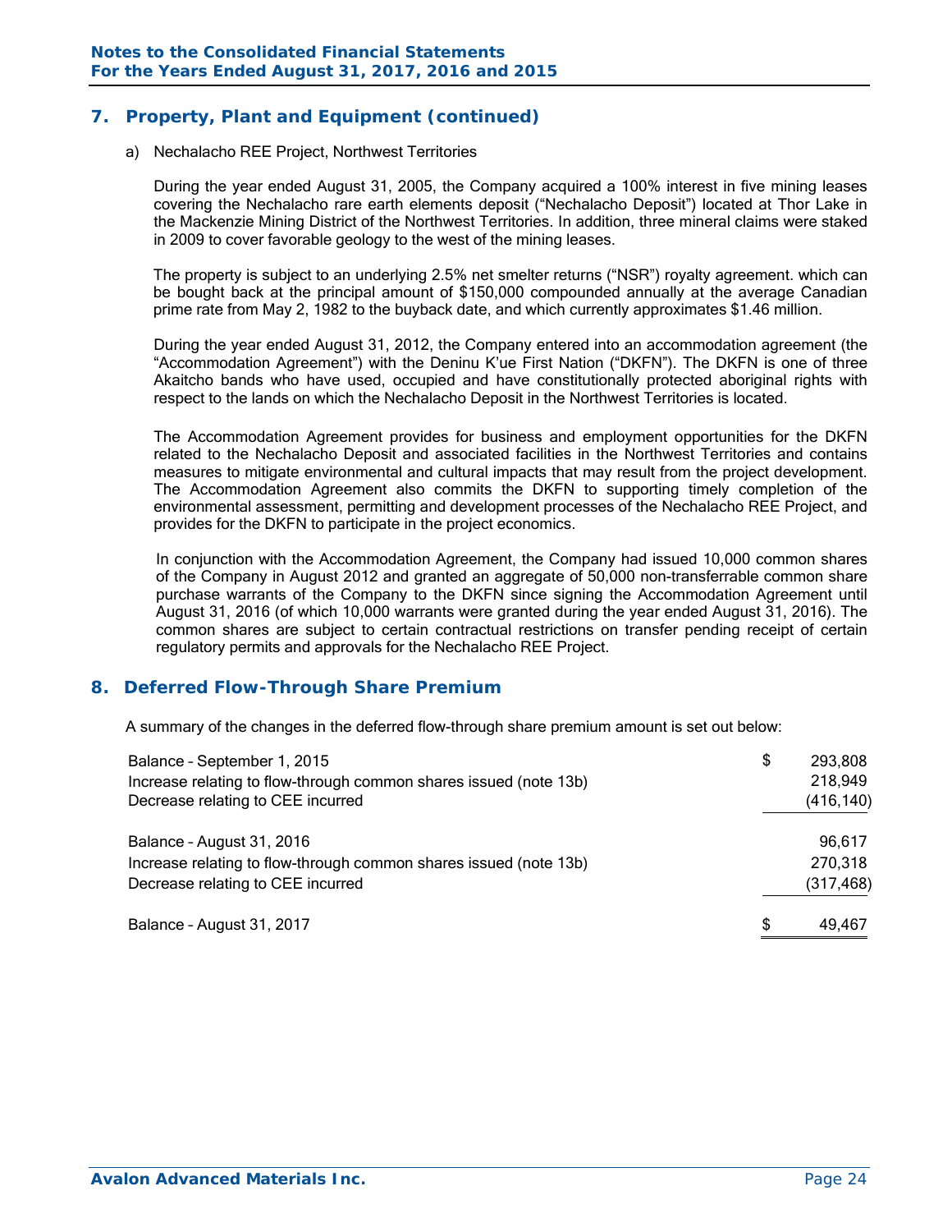## 7. Property, Plant and Equipment (continued)

a) Nechalacho REE Project, Northwest Territories

During the year ended August 31, 2005, the Company acquired a 100% interest in five mining leases covering the Nechalacho rare earth elements deposit ("Nechalacho Deposit") located at Thor Lake in the Mackenzie Mining District of the Northwest Territories. In addition, three mineral claims were staked in 2009 to cover favorable geology to the west of the mining leases.

The property is subject to an underlying 2.5% net smelter returns ("NSR") royalty agreement. which can be bought back at the principal amount of $150,000 compounded annually at the average Canadian prime rate from May 2, 1982 to the buyback date, and which currently approximates $1.46 million.

During the year ended August 31, 2012, the Company entered into an accommodation agreement (the "Accommodation Agreement") with the Deninu K'ue First Nation ("DKFN"). The DKFN is one of three Akaitcho bands who have used, occupied and have constitutionally protected aboriginal rights with respect to the lands on which the Nechalacho Deposit in the Northwest Territories is located.

The Accommodation Agreement provides for business and employment opportunities for the DKFN related to the Nechalacho Deposit and associated facilities in the Northwest Territories and contains measures to mitigate environmental and cultural impacts that may result from the project development. The Accommodation Agreement also commits the DKFN to supporting timely completion of the environmental assessment, permitting and development processes of the Nechalacho REE Project, and provides for the DKFN to participate in the project economics.

In conjunction with the Accommodation Agreement, the Company had issued 10,000 common shares of the Company in August 2012 and granted an aggregate of 50,000 non-transferrable common share purchase warrants of the Company to the DKFN since signing the Accommodation Agreement until August 31, 2016 (of which 10,000 warrants were granted during the year ended August 31, 2016). The common shares are subject to certain contractual restrictions on transfer pending receipt of certain regulatory permits and approvals for the Nechalacho REE Project.

## 8. Deferred Flow-Through Share Premium

A summary of the changes in the deferred flow-through share premium amount is set out below:

| | |
|---|---|
| Balance – September 1, 2015 | $ 293,808 |
| Increase relating to flow-through common shares issued (note 13b) | 218,949 |
| Decrease relating to CEE incurred | (416,140) |
| Balance – August 31, 2016 | 96,617 |
| Increase relating to flow-through common shares issued (note 13b) | 270,318 |
| Decrease relating to CEE incurred | (317,468) |
| Balance – August 31, 2017 | $ 49,467 |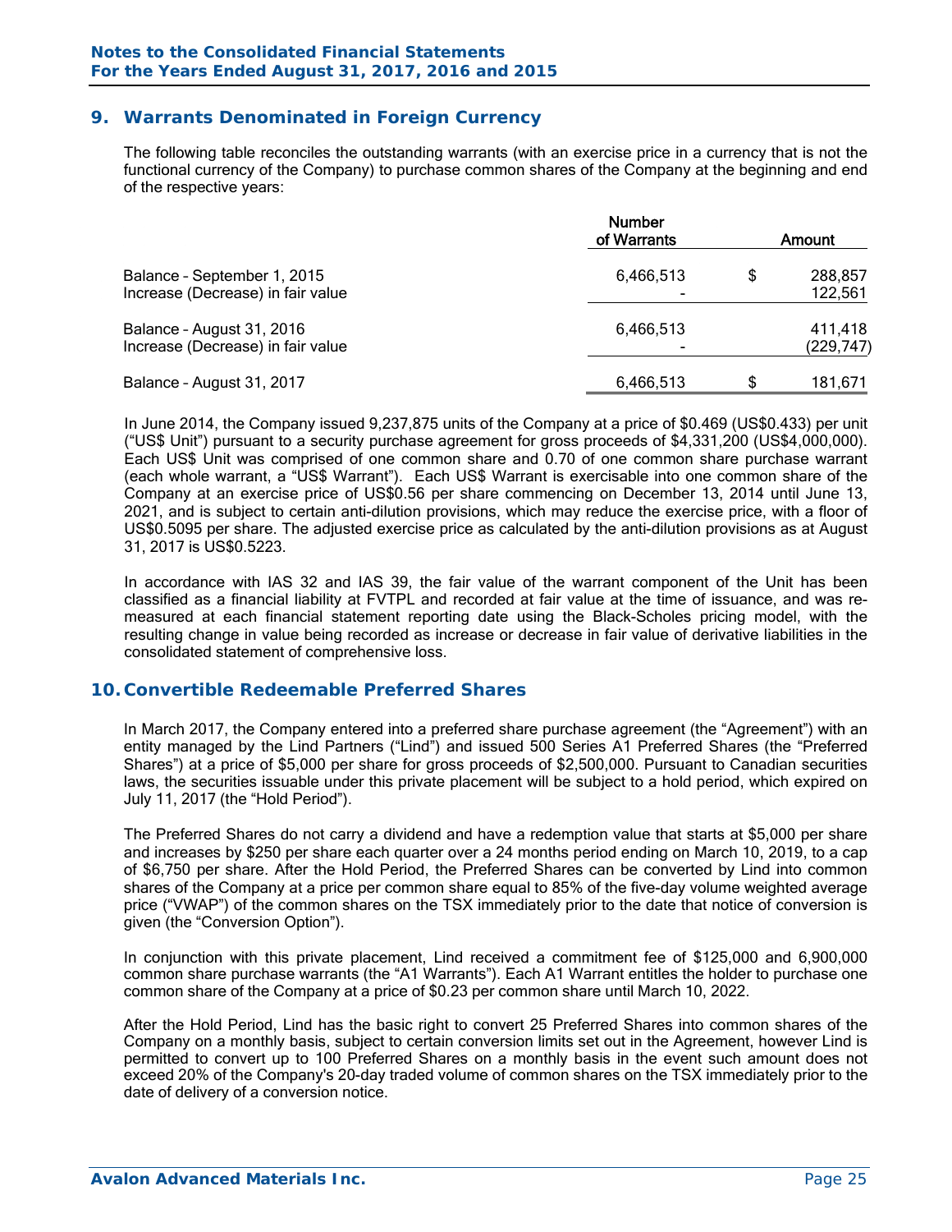## 9. Warrants Denominated in Foreign Currency

The following table reconciles the outstanding warrants (with an exercise price in a currency that is not the functional currency of the Company) to purchase common shares of the Company at the beginning and end of the respective years:

| | Number of Warrants | | Amount |
|---|---|---|---|
| Balance – September 1, 2015 | 6,466,513 | $ | 288,857 |
| Increase (Decrease) in fair value | - | | 122,561 |
| Balance – August 31, 2016 | 6,466,513 | | 411,418 |
| Increase (Decrease) in fair value | - | | (229,747) |
| Balance – August 31, 2017 | 6,466,513 | $ | 181,671 |

In June 2014, the Company issued 9,237,875 units of the Company at a price of $0.469 (US$0.433) per unit ("US$ Unit") pursuant to a security purchase agreement for gross proceeds of $4,331,200 (US$4,000,000). Each US$ Unit was comprised of one common share and 0.70 of one common share purchase warrant (each whole warrant, a "US$ Warrant"). Each US$ Warrant is exercisable into one common share of the Company at an exercise price of US$0.56 per share commencing on December 13, 2014 until June 13, 2021, and is subject to certain anti-dilution provisions, which may reduce the exercise price, with a floor of US$0.5095 per share. The adjusted exercise price as calculated by the anti-dilution provisions as at August 31, 2017 is US$0.5223.

In accordance with IAS 32 and IAS 39, the fair value of the warrant component of the Unit has been classified as a financial liability at FVTPL and recorded at fair value at the time of issuance, and was re-measured at each financial statement reporting date using the Black-Scholes pricing model, with the resulting change in value being recorded as increase or decrease in fair value of derivative liabilities in the consolidated statement of comprehensive loss.

## 10. Convertible Redeemable Preferred Shares

In March 2017, the Company entered into a preferred share purchase agreement (the "Agreement") with an entity managed by the Lind Partners ("Lind") and issued 500 Series A1 Preferred Shares (the "Preferred Shares") at a price of $5,000 per share for gross proceeds of $2,500,000. Pursuant to Canadian securities laws, the securities issuable under this private placement will be subject to a hold period, which expired on July 11, 2017 (the "Hold Period").

The Preferred Shares do not carry a dividend and have a redemption value that starts at $5,000 per share and increases by $250 per share each quarter over a 24 months period ending on March 10, 2019, to a cap of $6,750 per share. After the Hold Period, the Preferred Shares can be converted by Lind into common shares of the Company at a price per common share equal to 85% of the five-day volume weighted average price ("VWAP") of the common shares on the TSX immediately prior to the date that notice of conversion is given (the "Conversion Option").

In conjunction with this private placement, Lind received a commitment fee of $125,000 and 6,900,000 common share purchase warrants (the "A1 Warrants"). Each A1 Warrant entitles the holder to purchase one common share of the Company at a price of $0.23 per common share until March 10, 2022.

After the Hold Period, Lind has the basic right to convert 25 Preferred Shares into common shares of the Company on a monthly basis, subject to certain conversion limits set out in the Agreement, however Lind is permitted to convert up to 100 Preferred Shares on a monthly basis in the event such amount does not exceed 20% of the Company's 20-day traded volume of common shares on the TSX immediately prior to the date of delivery of a conversion notice.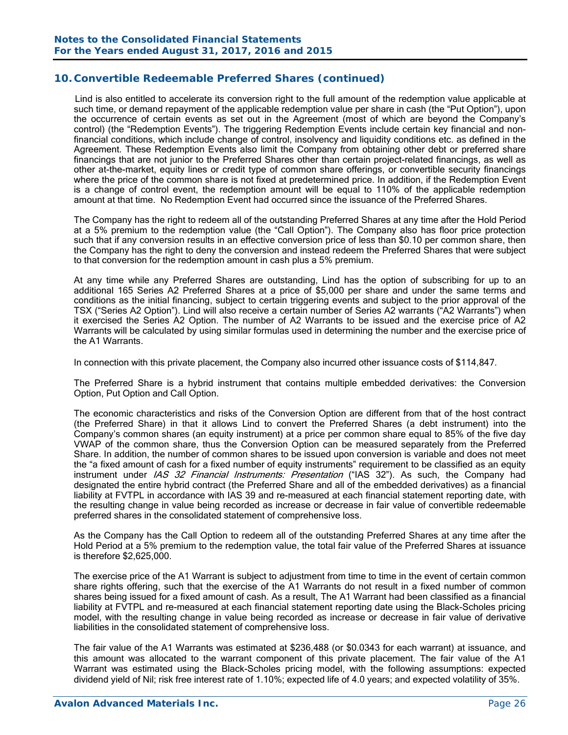## 10. Convertible Redeemable Preferred Shares (continued)

Lind is also entitled to accelerate its conversion right to the full amount of the redemption value applicable at such time, or demand repayment of the applicable redemption value per share in cash (the "Put Option"), upon the occurrence of certain events as set out in the Agreement (most of which are beyond the Company's control) (the "Redemption Events"). The triggering Redemption Events include certain key financial and non-financial conditions, which include change of control, insolvency and liquidity conditions etc. as defined in the Agreement. These Redemption Events also limit the Company from obtaining other debt or preferred share financings that are not junior to the Preferred Shares other than certain project-related financings, as well as other at-the-market, equity lines or credit type of common share offerings, or convertible security financings where the price of the common share is not fixed at predetermined price. In addition, if the Redemption Event is a change of control event, the redemption amount will be equal to 110% of the applicable redemption amount at that time. No Redemption Event had occurred since the issuance of the Preferred Shares.

The Company has the right to redeem all of the outstanding Preferred Shares at any time after the Hold Period at a 5% premium to the redemption value (the "Call Option"). The Company also has floor price protection such that if any conversion results in an effective conversion price of less than $0.10 per common share, then the Company has the right to deny the conversion and instead redeem the Preferred Shares that were subject to that conversion for the redemption amount in cash plus a 5% premium.

At any time while any Preferred Shares are outstanding, Lind has the option of subscribing for up to an additional 165 Series A2 Preferred Shares at a price of $5,000 per share and under the same terms and conditions as the initial financing, subject to certain triggering events and subject to the prior approval of the TSX ("Series A2 Option"). Lind will also receive a certain number of Series A2 warrants ("A2 Warrants") when it exercised the Series A2 Option. The number of A2 Warrants to be issued and the exercise price of A2 Warrants will be calculated by using similar formulas used in determining the number and the exercise price of the A1 Warrants.

In connection with this private placement, the Company also incurred other issuance costs of $114,847.

The Preferred Share is a hybrid instrument that contains multiple embedded derivatives: the Conversion Option, Put Option and Call Option.

The economic characteristics and risks of the Conversion Option are different from that of the host contract (the Preferred Share) in that it allows Lind to convert the Preferred Shares (a debt instrument) into the Company's common shares (an equity instrument) at a price per common share equal to 85% of the five day VWAP of the common share, thus the Conversion Option can be measured separately from the Preferred Share. In addition, the number of common shares to be issued upon conversion is variable and does not meet the "a fixed amount of cash for a fixed number of equity instruments" requirement to be classified as an equity instrument under *IAS 32 Financial Instruments: Presentation* ("IAS 32"). As such, the Company had designated the entire hybrid contract (the Preferred Share and all of the embedded derivatives) as a financial liability at FVTPL in accordance with IAS 39 and re-measured at each financial statement reporting date, with the resulting change in value being recorded as increase or decrease in fair value of convertible redeemable preferred shares in the consolidated statement of comprehensive loss.

As the Company has the Call Option to redeem all of the outstanding Preferred Shares at any time after the Hold Period at a 5% premium to the redemption value, the total fair value of the Preferred Shares at issuance is therefore $2,625,000.

The exercise price of the A1 Warrant is subject to adjustment from time to time in the event of certain common share rights offering, such that the exercise of the A1 Warrants do not result in a fixed number of common shares being issued for a fixed amount of cash. As a result, The A1 Warrant had been classified as a financial liability at FVTPL and re-measured at each financial statement reporting date using the Black-Scholes pricing model, with the resulting change in value being recorded as increase or decrease in fair value of derivative liabilities in the consolidated statement of comprehensive loss.

The fair value of the A1 Warrants was estimated at $236,488 (or $0.0343 for each warrant) at issuance, and this amount was allocated to the warrant component of this private placement. The fair value of the A1 Warrant was estimated using the Black-Scholes pricing model, with the following assumptions: expected dividend yield of Nil; risk free interest rate of 1.10%; expected life of 4.0 years; and expected volatility of 35%.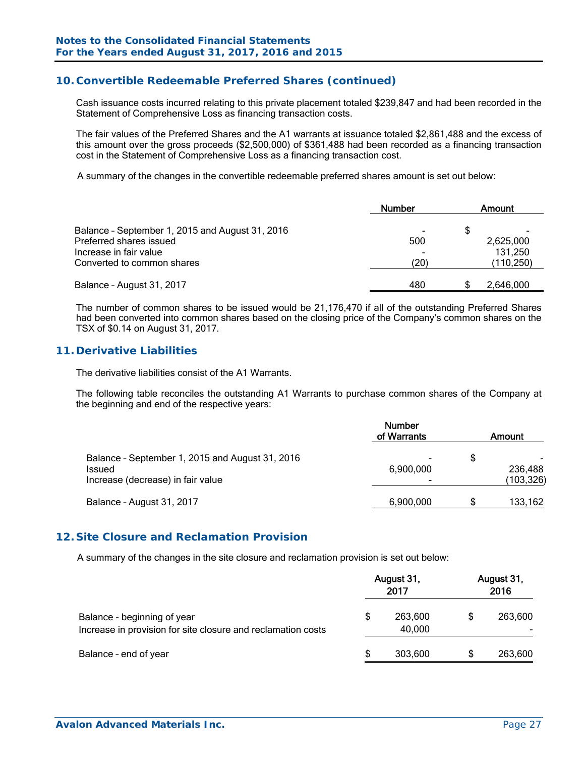## 10. Convertible Redeemable Preferred Shares (continued)

Cash issuance costs incurred relating to this private placement totaled $239,847 and had been recorded in the Statement of Comprehensive Loss as financing transaction costs.

The fair values of the Preferred Shares and the A1 warrants at issuance totaled $2,861,488 and the excess of this amount over the gross proceeds ($2,500,000) of $361,488 had been recorded as a financing transaction cost in the Statement of Comprehensive Loss as a financing transaction cost.

A summary of the changes in the convertible redeemable preferred shares amount is set out below:

| | Number | Amount |
|---|---|---|
| Balance – September 1, 2015 and August 31, 2016 | - | $ - |
| Preferred shares issued | 500 | 2,625,000 |
| Increase in fair value | - | 131,250 |
| Converted to common shares | (20) | (110,250) |
| Balance – August 31, 2017 | 480 | $ 2,646,000 |

The number of common shares to be issued would be 21,176,470 if all of the outstanding Preferred Shares had been converted into common shares based on the closing price of the Company's common shares on the TSX of $0.14 on August 31, 2017.

## 11. Derivative Liabilities

The derivative liabilities consist of the A1 Warrants.

The following table reconciles the outstanding A1 Warrants to purchase common shares of the Company at the beginning and end of the respective years:

| | Number of Warrants | Amount |
|---|---|---|
| Balance – September 1, 2015 and August 31, 2016 | - | $ - |
| Issued | 6,900,000 | 236,488 |
| Increase (decrease) in fair value | - | (103,326) |
| Balance – August 31, 2017 | 6,900,000 | $ 133,162 |

## 12. Site Closure and Reclamation Provision

A summary of the changes in the site closure and reclamation provision is set out below:

| | August 31, 2017 | August 31, 2016 |
|---|---|---|
| Balance - beginning of year | $ 263,600 | $ 263,600 |
| Increase in provision for site closure and reclamation costs | 40,000 | - |
| Balance – end of year | $ 303,600 | $ 263,600 |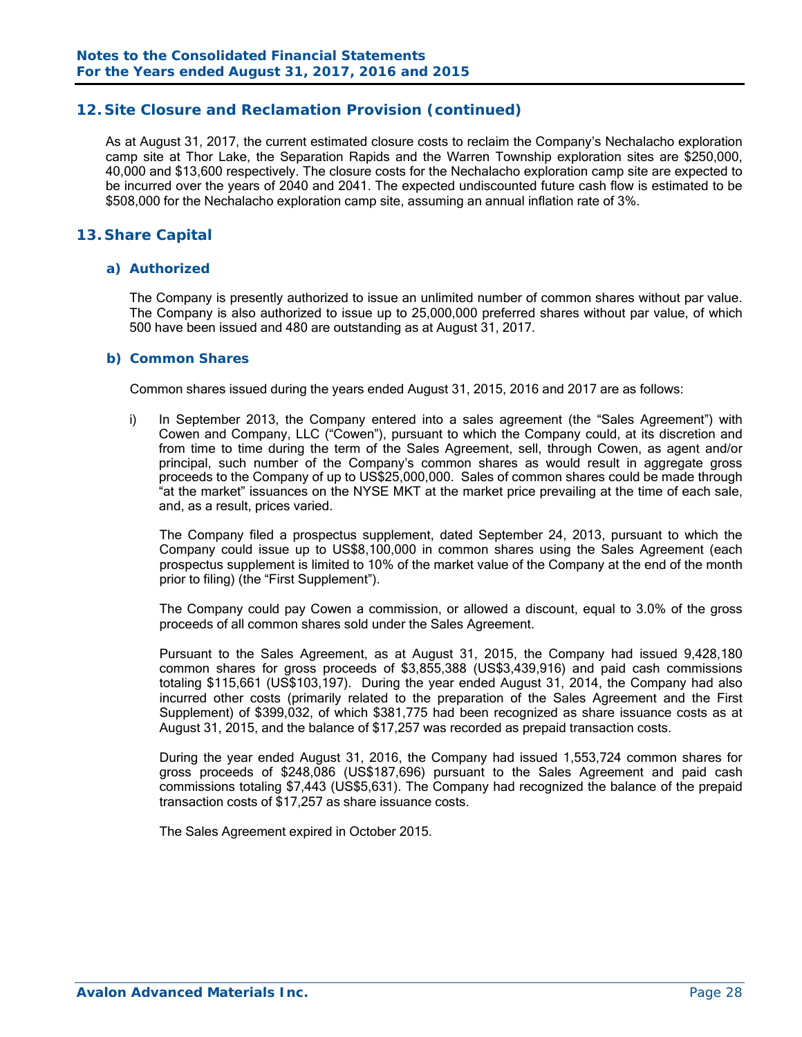## 12. Site Closure and Reclamation Provision (continued)

As at August 31, 2017, the current estimated closure costs to reclaim the Company's Nechalacho exploration camp site at Thor Lake, the Separation Rapids and the Warren Township exploration sites are $250,000, 40,000 and $13,600 respectively. The closure costs for the Nechalacho exploration camp site are expected to be incurred over the years of 2040 and 2041. The expected undiscounted future cash flow is estimated to be $508,000 for the Nechalacho exploration camp site, assuming an annual inflation rate of 3%.

## 13. Share Capital

### a) Authorized

The Company is presently authorized to issue an unlimited number of common shares without par value. The Company is also authorized to issue up to 25,000,000 preferred shares without par value, of which 500 have been issued and 480 are outstanding as at August 31, 2017.

### b) Common Shares

Common shares issued during the years ended August 31, 2015, 2016 and 2017 are as follows:

i) In September 2013, the Company entered into a sales agreement (the "Sales Agreement") with Cowen and Company, LLC ("Cowen"), pursuant to which the Company could, at its discretion and from time to time during the term of the Sales Agreement, sell, through Cowen, as agent and/or principal, such number of the Company's common shares as would result in aggregate gross proceeds to the Company of up to US$25,000,000. Sales of common shares could be made through "at the market" issuances on the NYSE MKT at the market price prevailing at the time of each sale, and, as a result, prices varied.

The Company filed a prospectus supplement, dated September 24, 2013, pursuant to which the Company could issue up to US$8,100,000 in common shares using the Sales Agreement (each prospectus supplement is limited to 10% of the market value of the Company at the end of the month prior to filing) (the "First Supplement").

The Company could pay Cowen a commission, or allowed a discount, equal to 3.0% of the gross proceeds of all common shares sold under the Sales Agreement.

Pursuant to the Sales Agreement, as at August 31, 2015, the Company had issued 9,428,180 common shares for gross proceeds of $3,855,388 (US$3,439,916) and paid cash commissions totaling $115,661 (US$103,197). During the year ended August 31, 2014, the Company had also incurred other costs (primarily related to the preparation of the Sales Agreement and the First Supplement) of $399,032, of which $381,775 had been recognized as share issuance costs as at August 31, 2015, and the balance of $17,257 was recorded as prepaid transaction costs.

During the year ended August 31, 2016, the Company had issued 1,553,724 common shares for gross proceeds of $248,086 (US$187,696) pursuant to the Sales Agreement and paid cash commissions totaling $7,443 (US$5,631). The Company had recognized the balance of the prepaid transaction costs of $17,257 as share issuance costs.

The Sales Agreement expired in October 2015.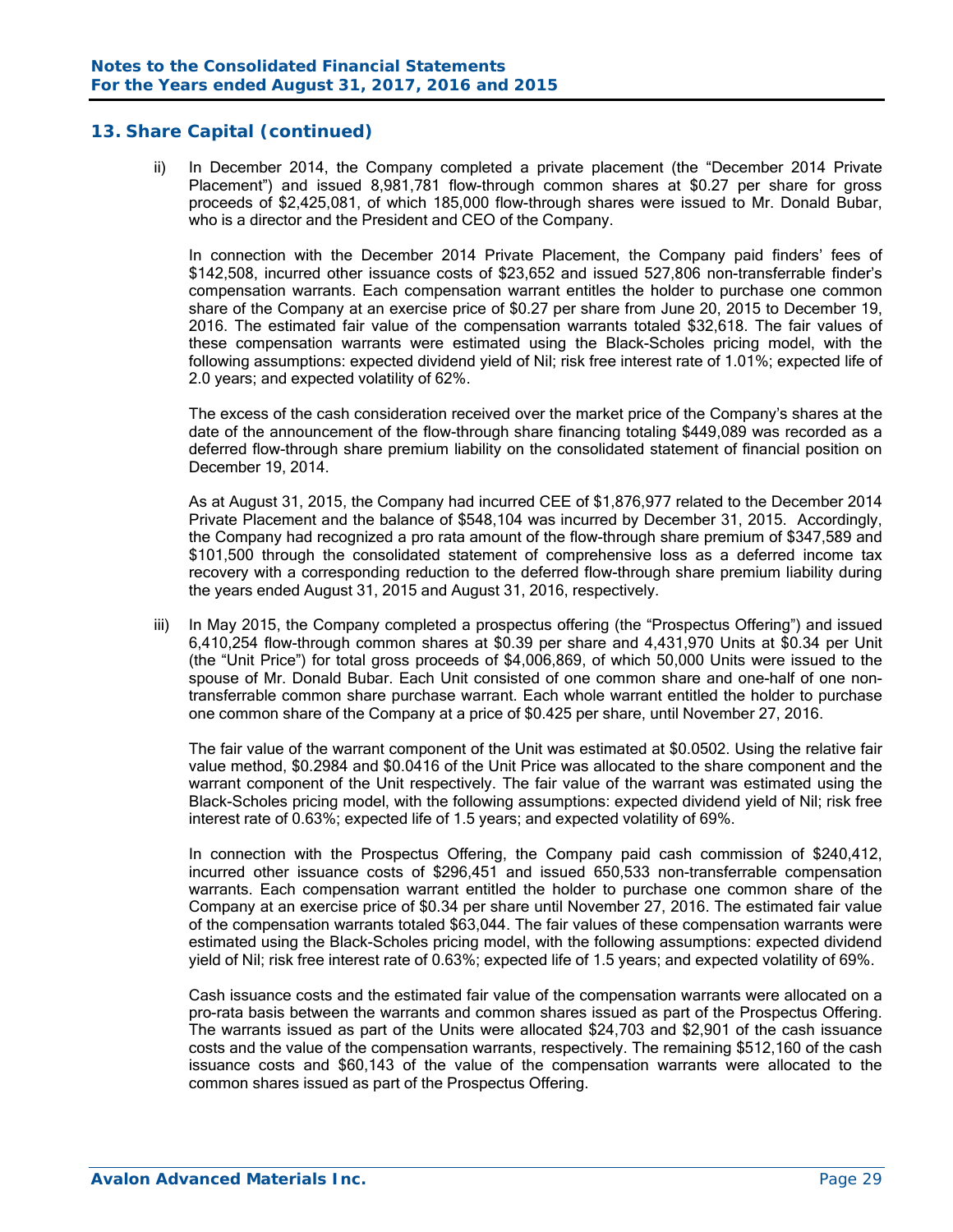## 13. Share Capital (continued)

ii) In December 2014, the Company completed a private placement (the "December 2014 Private Placement") and issued 8,981,781 flow-through common shares at $0.27 per share for gross proceeds of $2,425,081, of which 185,000 flow-through shares were issued to Mr. Donald Bubar, who is a director and the President and CEO of the Company.

In connection with the December 2014 Private Placement, the Company paid finders' fees of $142,508, incurred other issuance costs of $23,652 and issued 527,806 non-transferrable finder's compensation warrants. Each compensation warrant entitles the holder to purchase one common share of the Company at an exercise price of $0.27 per share from June 20, 2015 to December 19, 2016. The estimated fair value of the compensation warrants totaled $32,618. The fair values of these compensation warrants were estimated using the Black-Scholes pricing model, with the following assumptions: expected dividend yield of Nil; risk free interest rate of 1.01%; expected life of 2.0 years; and expected volatility of 62%.

The excess of the cash consideration received over the market price of the Company's shares at the date of the announcement of the flow-through share financing totaling $449,089 was recorded as a deferred flow-through share premium liability on the consolidated statement of financial position on December 19, 2014.

As at August 31, 2015, the Company had incurred CEE of $1,876,977 related to the December 2014 Private Placement and the balance of $548,104 was incurred by December 31, 2015. Accordingly, the Company had recognized a pro rata amount of the flow-through share premium of $347,589 and $101,500 through the consolidated statement of comprehensive loss as a deferred income tax recovery with a corresponding reduction to the deferred flow-through share premium liability during the years ended August 31, 2015 and August 31, 2016, respectively.

iii) In May 2015, the Company completed a prospectus offering (the "Prospectus Offering") and issued 6,410,254 flow-through common shares at $0.39 per share and 4,431,970 Units at $0.34 per Unit (the "Unit Price") for total gross proceeds of $4,006,869, of which 50,000 Units were issued to the spouse of Mr. Donald Bubar. Each Unit consisted of one common share and one-half of one non-transferrable common share purchase warrant. Each whole warrant entitled the holder to purchase one common share of the Company at a price of $0.425 per share, until November 27, 2016.

The fair value of the warrant component of the Unit was estimated at $0.0502. Using the relative fair value method, $0.2984 and $0.0416 of the Unit Price was allocated to the share component and the warrant component of the Unit respectively. The fair value of the warrant was estimated using the Black-Scholes pricing model, with the following assumptions: expected dividend yield of Nil; risk free interest rate of 0.63%; expected life of 1.5 years; and expected volatility of 69%.

In connection with the Prospectus Offering, the Company paid cash commission of $240,412, incurred other issuance costs of $296,451 and issued 650,533 non-transferrable compensation warrants. Each compensation warrant entitled the holder to purchase one common share of the Company at an exercise price of $0.34 per share until November 27, 2016. The estimated fair value of the compensation warrants totaled $63,044. The fair values of these compensation warrants were estimated using the Black-Scholes pricing model, with the following assumptions: expected dividend yield of Nil; risk free interest rate of 0.63%; expected life of 1.5 years; and expected volatility of 69%.

Cash issuance costs and the estimated fair value of the compensation warrants were allocated on a pro-rata basis between the warrants and common shares issued as part of the Prospectus Offering. The warrants issued as part of the Units were allocated $24,703 and $2,901 of the cash issuance costs and the value of the compensation warrants, respectively. The remaining $512,160 of the cash issuance costs and $60,143 of the value of the compensation warrants were allocated to the common shares issued as part of the Prospectus Offering.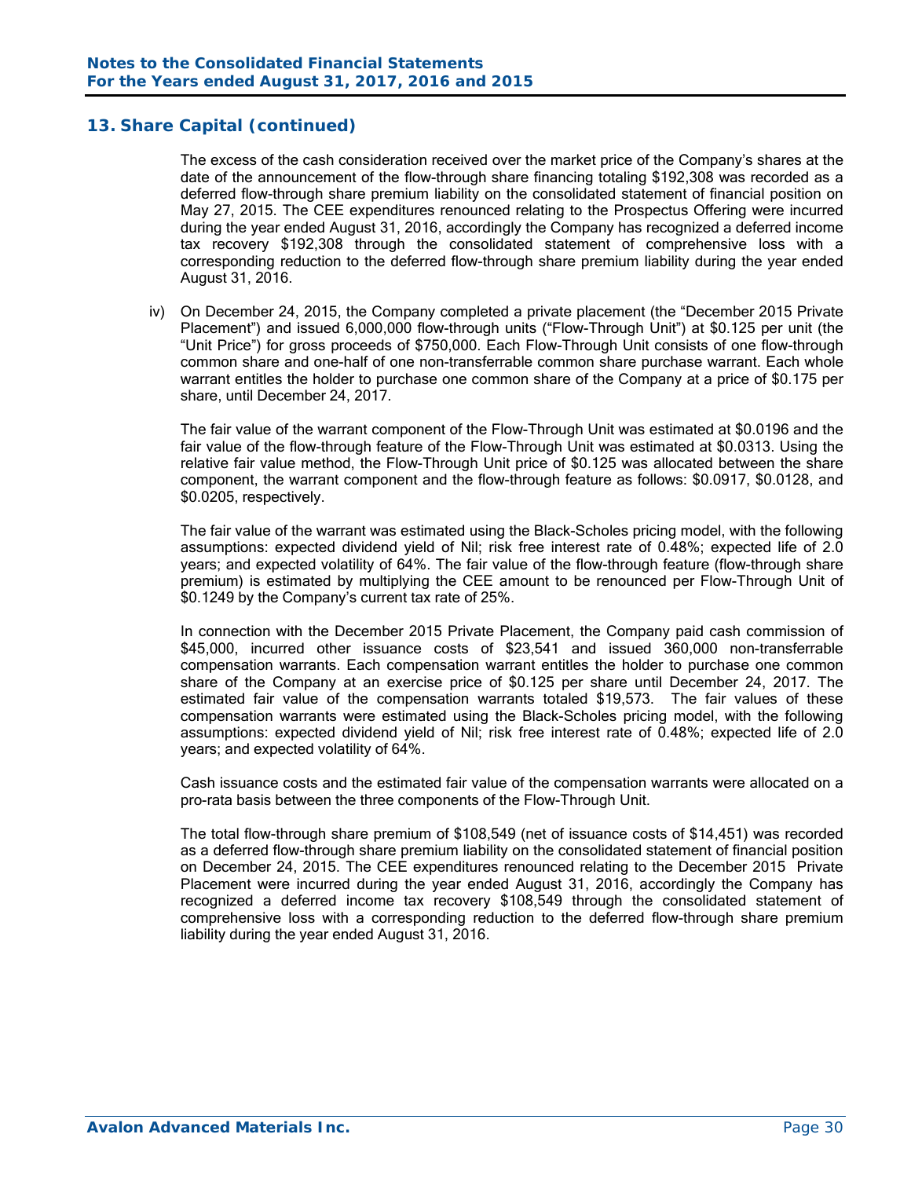## 13. Share Capital (continued)

The excess of the cash consideration received over the market price of the Company's shares at the date of the announcement of the flow-through share financing totaling $192,308 was recorded as a deferred flow-through share premium liability on the consolidated statement of financial position on May 27, 2015. The CEE expenditures renounced relating to the Prospectus Offering were incurred during the year ended August 31, 2016, accordingly the Company has recognized a deferred income tax recovery $192,308 through the consolidated statement of comprehensive loss with a corresponding reduction to the deferred flow-through share premium liability during the year ended August 31, 2016.

iv) On December 24, 2015, the Company completed a private placement (the "December 2015 Private Placement") and issued 6,000,000 flow-through units ("Flow-Through Unit") at $0.125 per unit (the "Unit Price") for gross proceeds of $750,000. Each Flow-Through Unit consists of one flow-through common share and one-half of one non-transferrable common share purchase warrant. Each whole warrant entitles the holder to purchase one common share of the Company at a price of $0.175 per share, until December 24, 2017.

The fair value of the warrant component of the Flow-Through Unit was estimated at $0.0196 and the fair value of the flow-through feature of the Flow-Through Unit was estimated at $0.0313. Using the relative fair value method, the Flow-Through Unit price of $0.125 was allocated between the share component, the warrant component and the flow-through feature as follows: $0.0917, $0.0128, and $0.0205, respectively.

The fair value of the warrant was estimated using the Black-Scholes pricing model, with the following assumptions: expected dividend yield of Nil; risk free interest rate of 0.48%; expected life of 2.0 years; and expected volatility of 64%. The fair value of the flow-through feature (flow-through share premium) is estimated by multiplying the CEE amount to be renounced per Flow-Through Unit of $0.1249 by the Company's current tax rate of 25%.

In connection with the December 2015 Private Placement, the Company paid cash commission of $45,000, incurred other issuance costs of $23,541 and issued 360,000 non-transferrable compensation warrants. Each compensation warrant entitles the holder to purchase one common share of the Company at an exercise price of $0.125 per share until December 24, 2017. The estimated fair value of the compensation warrants totaled $19,573. The fair values of these compensation warrants were estimated using the Black-Scholes pricing model, with the following assumptions: expected dividend yield of Nil; risk free interest rate of 0.48%; expected life of 2.0 years; and expected volatility of 64%.

Cash issuance costs and the estimated fair value of the compensation warrants were allocated on a pro-rata basis between the three components of the Flow-Through Unit.

The total flow-through share premium of $108,549 (net of issuance costs of $14,451) was recorded as a deferred flow-through share premium liability on the consolidated statement of financial position on December 24, 2015. The CEE expenditures renounced relating to the December 2015 Private Placement were incurred during the year ended August 31, 2016, accordingly the Company has recognized a deferred income tax recovery $108,549 through the consolidated statement of comprehensive loss with a corresponding reduction to the deferred flow-through share premium liability during the year ended August 31, 2016.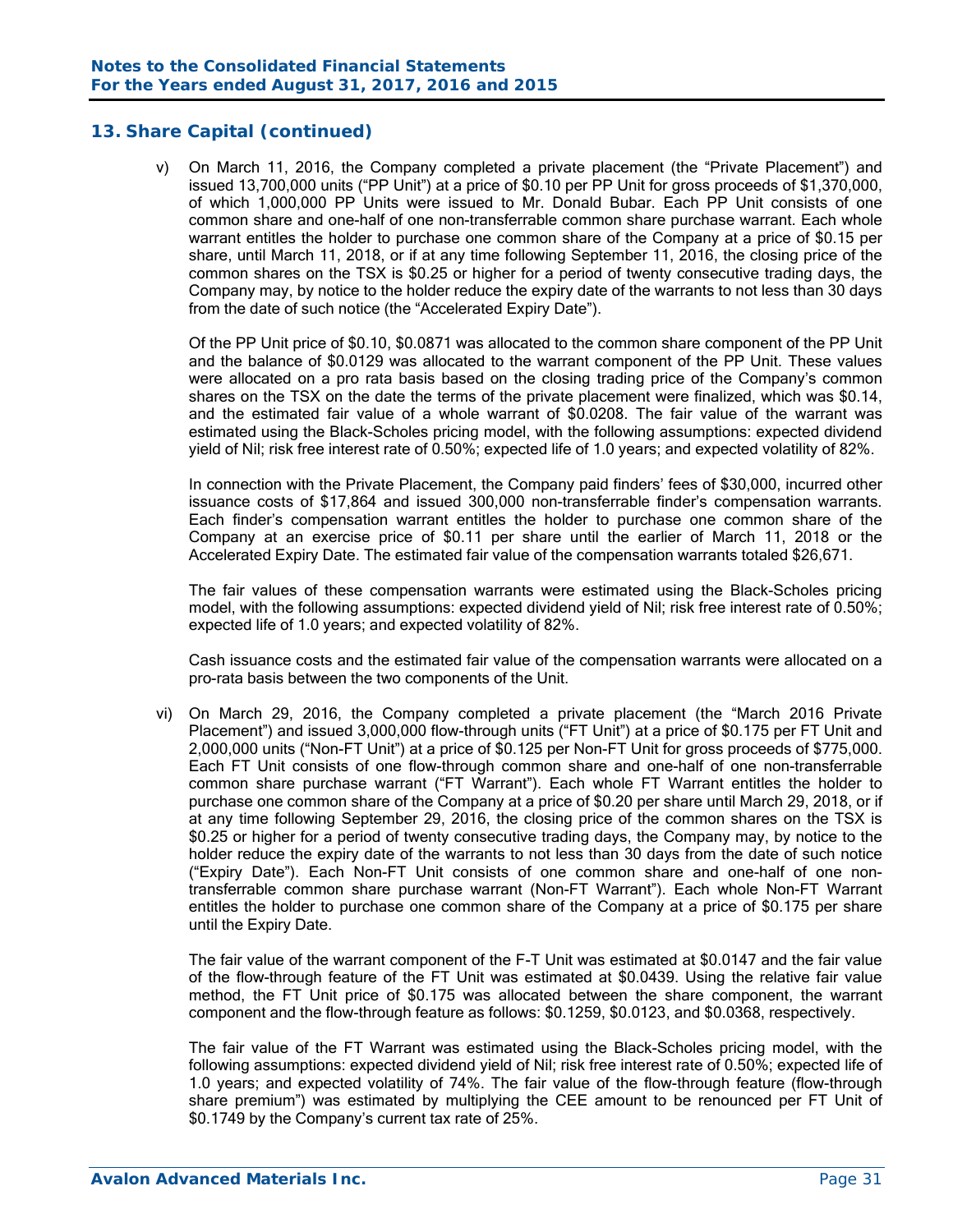## 13. Share Capital (continued)

v) On March 11, 2016, the Company completed a private placement (the "Private Placement") and issued 13,700,000 units ("PP Unit") at a price of $0.10 per PP Unit for gross proceeds of $1,370,000, of which 1,000,000 PP Units were issued to Mr. Donald Bubar. Each PP Unit consists of one common share and one-half of one non-transferrable common share purchase warrant. Each whole warrant entitles the holder to purchase one common share of the Company at a price of $0.15 per share, until March 11, 2018, or if at any time following September 11, 2016, the closing price of the common shares on the TSX is $0.25 or higher for a period of twenty consecutive trading days, the Company may, by notice to the holder reduce the expiry date of the warrants to not less than 30 days from the date of such notice (the "Accelerated Expiry Date").

Of the PP Unit price of $0.10, $0.0871 was allocated to the common share component of the PP Unit and the balance of $0.0129 was allocated to the warrant component of the PP Unit. These values were allocated on a pro rata basis based on the closing trading price of the Company's common shares on the TSX on the date the terms of the private placement were finalized, which was $0.14, and the estimated fair value of a whole warrant of $0.0208. The fair value of the warrant was estimated using the Black-Scholes pricing model, with the following assumptions: expected dividend yield of Nil; risk free interest rate of 0.50%; expected life of 1.0 years; and expected volatility of 82%.

In connection with the Private Placement, the Company paid finders' fees of $30,000, incurred other issuance costs of $17,864 and issued 300,000 non-transferrable finder's compensation warrants. Each finder's compensation warrant entitles the holder to purchase one common share of the Company at an exercise price of $0.11 per share until the earlier of March 11, 2018 or the Accelerated Expiry Date. The estimated fair value of the compensation warrants totaled $26,671.

The fair values of these compensation warrants were estimated using the Black-Scholes pricing model, with the following assumptions: expected dividend yield of Nil; risk free interest rate of 0.50%; expected life of 1.0 years; and expected volatility of 82%.

Cash issuance costs and the estimated fair value of the compensation warrants were allocated on a pro-rata basis between the two components of the Unit.

vi) On March 29, 2016, the Company completed a private placement (the "March 2016 Private Placement") and issued 3,000,000 flow-through units ("FT Unit") at a price of $0.175 per FT Unit and 2,000,000 units ("Non-FT Unit") at a price of $0.125 per Non-FT Unit for gross proceeds of $775,000. Each FT Unit consists of one flow-through common share and one-half of one non-transferrable common share purchase warrant ("FT Warrant"). Each whole FT Warrant entitles the holder to purchase one common share of the Company at a price of $0.20 per share until March 29, 2018, or if at any time following September 29, 2016, the closing price of the common shares on the TSX is $0.25 or higher for a period of twenty consecutive trading days, the Company may, by notice to the holder reduce the expiry date of the warrants to not less than 30 days from the date of such notice ("Expiry Date"). Each Non-FT Unit consists of one common share and one-half of one non-transferrable common share purchase warrant (Non-FT Warrant"). Each whole Non-FT Warrant entitles the holder to purchase one common share of the Company at a price of $0.175 per share until the Expiry Date.

The fair value of the warrant component of the F-T Unit was estimated at $0.0147 and the fair value of the flow-through feature of the FT Unit was estimated at $0.0439. Using the relative fair value method, the FT Unit price of $0.175 was allocated between the share component, the warrant component and the flow-through feature as follows: $0.1259, $0.0123, and $0.0368, respectively.

The fair value of the FT Warrant was estimated using the Black-Scholes pricing model, with the following assumptions: expected dividend yield of Nil; risk free interest rate of 0.50%; expected life of 1.0 years; and expected volatility of 74%. The fair value of the flow-through feature (flow-through share premium") was estimated by multiplying the CEE amount to be renounced per FT Unit of $0.1749 by the Company's current tax rate of 25%.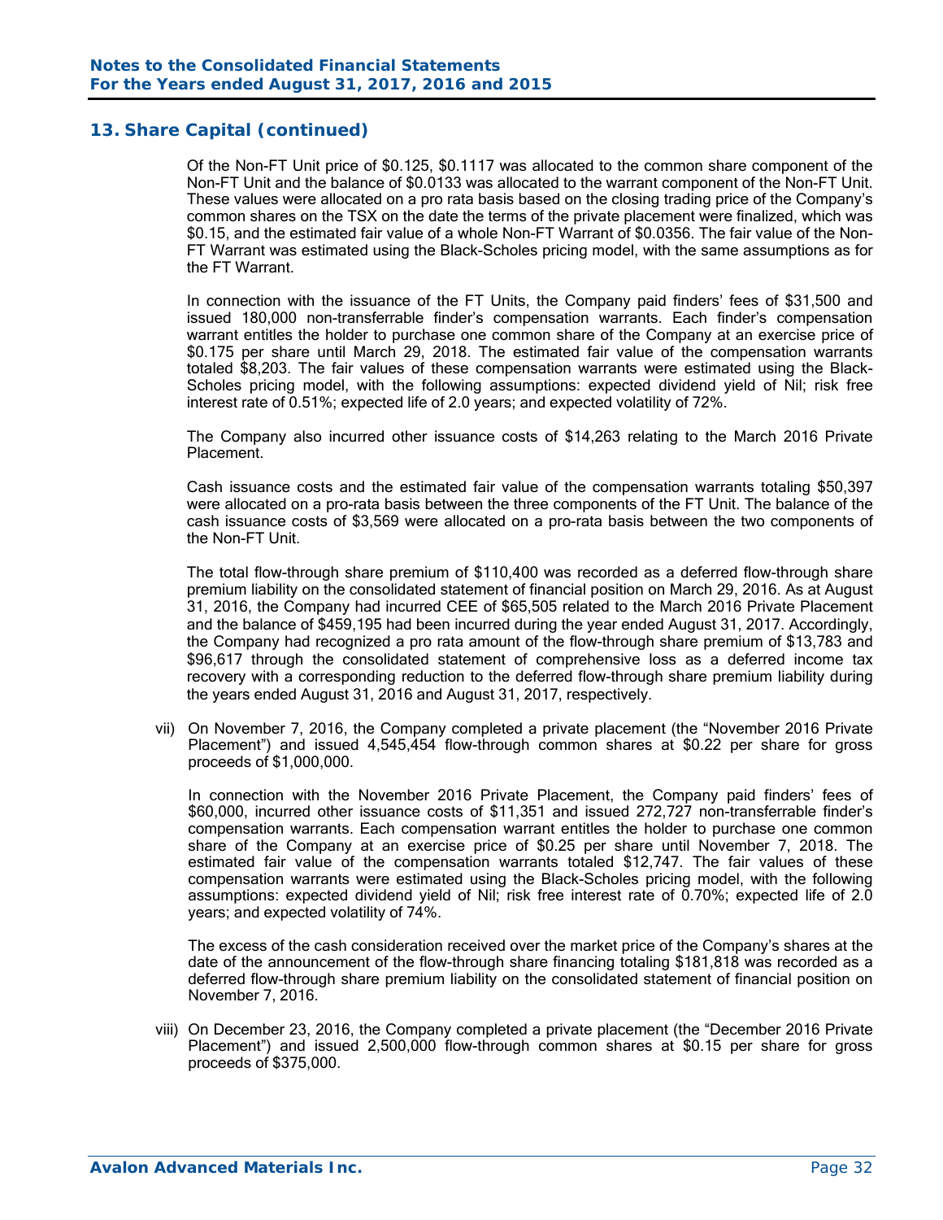## 13. Share Capital (continued)

Of the Non-FT Unit price of $0.125, $0.1117 was allocated to the common share component of the Non-FT Unit and the balance of $0.0133 was allocated to the warrant component of the Non-FT Unit. These values were allocated on a pro rata basis based on the closing trading price of the Company's common shares on the TSX on the date the terms of the private placement were finalized, which was $0.15, and the estimated fair value of a whole Non-FT Warrant of $0.0356. The fair value of the Non-FT Warrant was estimated using the Black-Scholes pricing model, with the same assumptions as for the FT Warrant.

In connection with the issuance of the FT Units, the Company paid finders' fees of $31,500 and issued 180,000 non-transferrable finder's compensation warrants. Each finder's compensation warrant entitles the holder to purchase one common share of the Company at an exercise price of $0.175 per share until March 29, 2018. The estimated fair value of the compensation warrants totaled $8,203. The fair values of these compensation warrants were estimated using the Black-Scholes pricing model, with the following assumptions: expected dividend yield of Nil; risk free interest rate of 0.51%; expected life of 2.0 years; and expected volatility of 72%.

The Company also incurred other issuance costs of $14,263 relating to the March 2016 Private Placement.

Cash issuance costs and the estimated fair value of the compensation warrants totaling $50,397 were allocated on a pro-rata basis between the three components of the FT Unit. The balance of the cash issuance costs of $3,569 were allocated on a pro-rata basis between the two components of the Non-FT Unit.

The total flow-through share premium of $110,400 was recorded as a deferred flow-through share premium liability on the consolidated statement of financial position on March 29, 2016. As at August 31, 2016, the Company had incurred CEE of $65,505 related to the March 2016 Private Placement and the balance of $459,195 had been incurred during the year ended August 31, 2017. Accordingly, the Company had recognized a pro rata amount of the flow-through share premium of $13,783 and $96,617 through the consolidated statement of comprehensive loss as a deferred income tax recovery with a corresponding reduction to the deferred flow-through share premium liability during the years ended August 31, 2016 and August 31, 2017, respectively.

vii) On November 7, 2016, the Company completed a private placement (the "November 2016 Private Placement") and issued 4,545,454 flow-through common shares at $0.22 per share for gross proceeds of $1,000,000.

In connection with the November 2016 Private Placement, the Company paid finders' fees of $60,000, incurred other issuance costs of $11,351 and issued 272,727 non-transferrable finder's compensation warrants. Each compensation warrant entitles the holder to purchase one common share of the Company at an exercise price of $0.25 per share until November 7, 2018. The estimated fair value of the compensation warrants totaled $12,747. The fair values of these compensation warrants were estimated using the Black-Scholes pricing model, with the following assumptions: expected dividend yield of Nil; risk free interest rate of 0.70%; expected life of 2.0 years; and expected volatility of 74%.

The excess of the cash consideration received over the market price of the Company's shares at the date of the announcement of the flow-through share financing totaling $181,818 was recorded as a deferred flow-through share premium liability on the consolidated statement of financial position on November 7, 2016.

viii) On December 23, 2016, the Company completed a private placement (the "December 2016 Private Placement") and issued 2,500,000 flow-through common shares at $0.15 per share for gross proceeds of $375,000.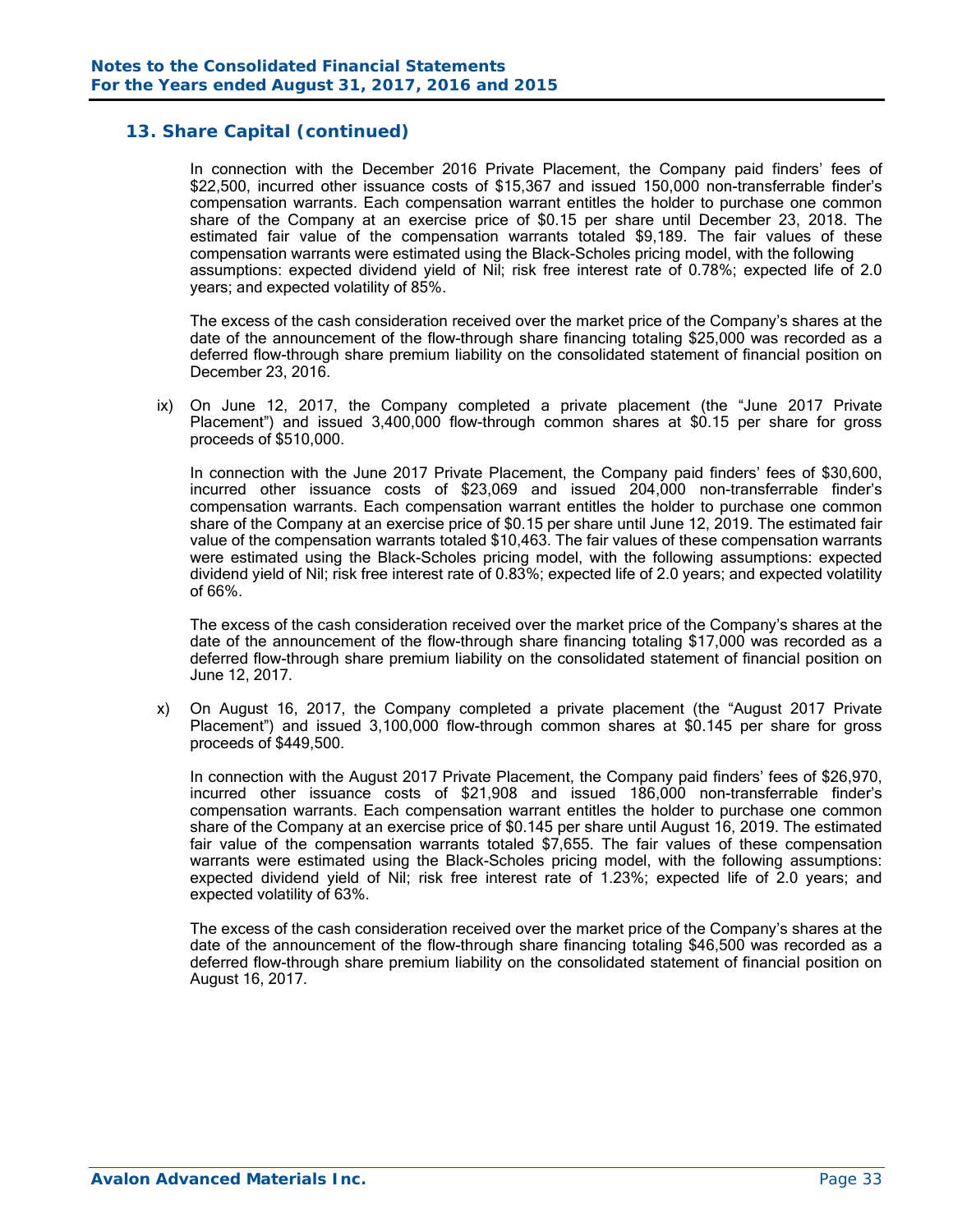## 13. Share Capital (continued)

In connection with the December 2016 Private Placement, the Company paid finders' fees of $22,500, incurred other issuance costs of $15,367 and issued 150,000 non-transferrable finder's compensation warrants. Each compensation warrant entitles the holder to purchase one common share of the Company at an exercise price of $0.15 per share until December 23, 2018. The estimated fair value of the compensation warrants totaled $9,189. The fair values of these compensation warrants were estimated using the Black-Scholes pricing model, with the following assumptions: expected dividend yield of Nil; risk free interest rate of 0.78%; expected life of 2.0 years; and expected volatility of 85%.

The excess of the cash consideration received over the market price of the Company's shares at the date of the announcement of the flow-through share financing totaling $25,000 was recorded as a deferred flow-through share premium liability on the consolidated statement of financial position on December 23, 2016.

ix) On June 12, 2017, the Company completed a private placement (the "June 2017 Private Placement") and issued 3,400,000 flow-through common shares at $0.15 per share for gross proceeds of $510,000.

In connection with the June 2017 Private Placement, the Company paid finders' fees of $30,600, incurred other issuance costs of $23,069 and issued 204,000 non-transferrable finder's compensation warrants. Each compensation warrant entitles the holder to purchase one common share of the Company at an exercise price of $0.15 per share until June 12, 2019. The estimated fair value of the compensation warrants totaled $10,463. The fair values of these compensation warrants were estimated using the Black-Scholes pricing model, with the following assumptions: expected dividend yield of Nil; risk free interest rate of 0.83%; expected life of 2.0 years; and expected volatility of 66%.

The excess of the cash consideration received over the market price of the Company's shares at the date of the announcement of the flow-through share financing totaling $17,000 was recorded as a deferred flow-through share premium liability on the consolidated statement of financial position on June 12, 2017.

x) On August 16, 2017, the Company completed a private placement (the "August 2017 Private Placement") and issued 3,100,000 flow-through common shares at $0.145 per share for gross proceeds of $449,500.

In connection with the August 2017 Private Placement, the Company paid finders' fees of $26,970, incurred other issuance costs of $21,908 and issued 186,000 non-transferrable finder's compensation warrants. Each compensation warrant entitles the holder to purchase one common share of the Company at an exercise price of $0.145 per share until August 16, 2019. The estimated fair value of the compensation warrants totaled $7,655. The fair values of these compensation warrants were estimated using the Black-Scholes pricing model, with the following assumptions: expected dividend yield of Nil; risk free interest rate of 1.23%; expected life of 2.0 years; and expected volatility of 63%.

The excess of the cash consideration received over the market price of the Company's shares at the date of the announcement of the flow-through share financing totaling $46,500 was recorded as a deferred flow-through share premium liability on the consolidated statement of financial position on August 16, 2017.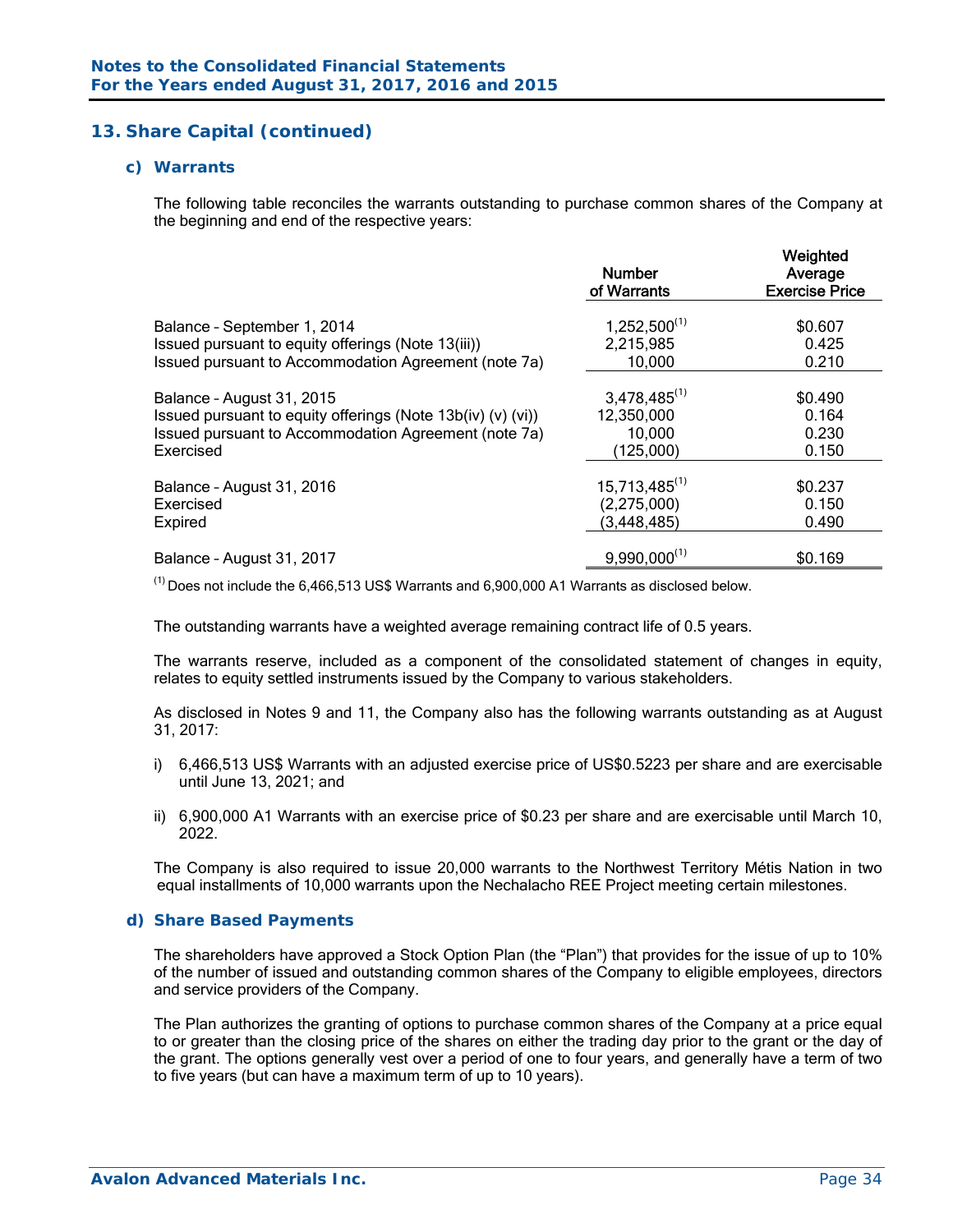## 13. Share Capital (continued)

### c) Warrants

The following table reconciles the warrants outstanding to purchase common shares of the Company at the beginning and end of the respective years:

| | Number of Warrants | Weighted Average Exercise Price |
|---|---|---|
| Balance – September 1, 2014 | 1,252,500[1] | $0.607 |
| Issued pursuant to equity offerings (Note 13(iii)) | 2,215,985 | 0.425 |
| Issued pursuant to Accommodation Agreement (note 7a) | 10,000 | 0.210 |
| Balance – August 31, 2015 | 3,478,485[1] | $0.490 |
| Issued pursuant to equity offerings (Note 13b(iv) (v) (vi)) | 12,350,000 | 0.164 |
| Issued pursuant to Accommodation Agreement (note 7a) | 10,000 | 0.230 |
| Exercised | (125,000) | 0.150 |
| Balance – August 31, 2016 | 15,713,485[1] | $0.237 |
| Exercised | (2,275,000) | 0.150 |
| Expired | (3,448,485) | 0.490 |
| Balance – August 31, 2017 | 9,990,000[1] | $0.169 |

[1] Does not include the 6,466,513 US$ Warrants and 6,900,000 A1 Warrants as disclosed below.

The outstanding warrants have a weighted average remaining contract life of 0.5 years.

The warrants reserve, included as a component of the consolidated statement of changes in equity, relates to equity settled instruments issued by the Company to various stakeholders.

As disclosed in Notes 9 and 11, the Company also has the following warrants outstanding as at August 31, 2017:

i) 6,466,513 US$ Warrants with an adjusted exercise price of US$0.5223 per share and are exercisable until June 13, 2021; and

ii) 6,900,000 A1 Warrants with an exercise price of $0.23 per share and are exercisable until March 10, 2022.

The Company is also required to issue 20,000 warrants to the Northwest Territory Métis Nation in two equal installments of 10,000 warrants upon the Nechalacho REE Project meeting certain milestones.

### d) Share Based Payments

The shareholders have approved a Stock Option Plan (the "Plan") that provides for the issue of up to 10% of the number of issued and outstanding common shares of the Company to eligible employees, directors and service providers of the Company.

The Plan authorizes the granting of options to purchase common shares of the Company at a price equal to or greater than the closing price of the shares on either the trading day prior to the grant or the day of the grant. The options generally vest over a period of one to four years, and generally have a term of two to five years (but can have a maximum term of up to 10 years).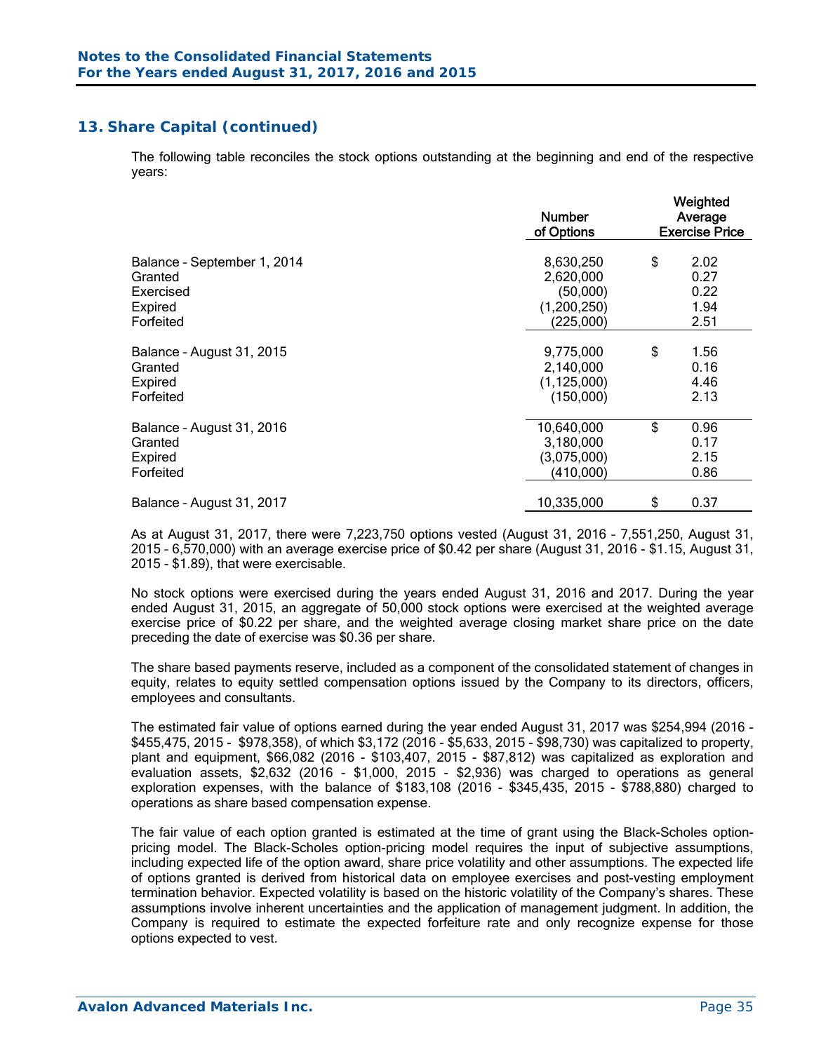## 13. Share Capital (continued)

The following table reconciles the stock options outstanding at the beginning and end of the respective years:

| | Number of Options | Weighted Average Exercise Price |
|---|---|---|
| Balance – September 1, 2014 | 8,630,250 | $ 2.02 |
| Granted | 2,620,000 | 0.27 |
| Exercised | (50,000) | 0.22 |
| Expired | (1,200,250) | 1.94 |
| Forfeited | (225,000) | 2.51 |
| Balance – August 31, 2015 | 9,775,000 | $ 1.56 |
| Granted | 2,140,000 | 0.16 |
| Expired | (1,125,000) | 4.46 |
| Forfeited | (150,000) | 2.13 |
| Balance – August 31, 2016 | 10,640,000 | $ 0.96 |
| Granted | 3,180,000 | 0.17 |
| Expired | (3,075,000) | 2.15 |
| Forfeited | (410,000) | 0.86 |
| Balance – August 31, 2017 | 10,335,000 | $ 0.37 |

As at August 31, 2017, there were 7,223,750 options vested (August 31, 2016 – 7,551,250, August 31, 2015 – 6,570,000) with an average exercise price of $0.42 per share (August 31, 2016 - $1.15, August 31, 2015 - $1.89), that were exercisable.

No stock options were exercised during the years ended August 31, 2016 and 2017. During the year ended August 31, 2015, an aggregate of 50,000 stock options were exercised at the weighted average exercise price of $0.22 per share, and the weighted average closing market share price on the date preceding the date of exercise was $0.36 per share.

The share based payments reserve, included as a component of the consolidated statement of changes in equity, relates to equity settled compensation options issued by the Company to its directors, officers, employees and consultants.

The estimated fair value of options earned during the year ended August 31, 2017 was $254,994 (2016 - $455,475, 2015 - $978,358), of which $3,172 (2016 - $5,633, 2015 - $98,730) was capitalized to property, plant and equipment, $66,082 (2016 - $103,407, 2015 - $87,812) was capitalized as exploration and evaluation assets, $2,632 (2016 - $1,000, 2015 - $2,936) was charged to operations as general exploration expenses, with the balance of $183,108 (2016 - $345,435, 2015 - $788,880) charged to operations as share based compensation expense.

The fair value of each option granted is estimated at the time of grant using the Black-Scholes option-pricing model. The Black-Scholes option-pricing model requires the input of subjective assumptions, including expected life of the option award, share price volatility and other assumptions. The expected life of options granted is derived from historical data on employee exercises and post-vesting employment termination behavior. Expected volatility is based on the historic volatility of the Company's shares. These assumptions involve inherent uncertainties and the application of management judgment. In addition, the Company is required to estimate the expected forfeiture rate and only recognize expense for those options expected to vest.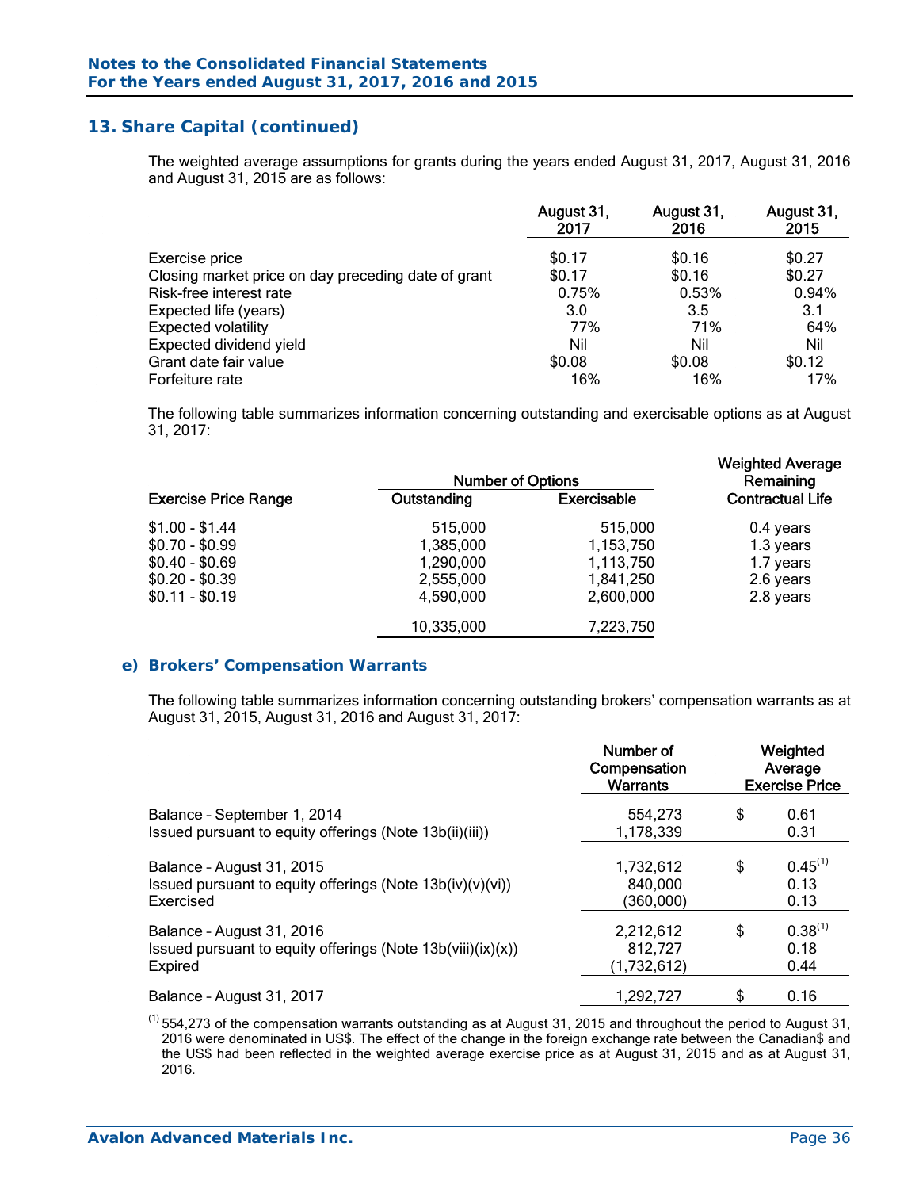## 13. Share Capital (continued)

The weighted average assumptions for grants during the years ended August 31, 2017, August 31, 2016 and August 31, 2015 are as follows:

| | August 31, 2017 | August 31, 2016 | August 31, 2015 |
|---|---|---|---|
| Exercise price | $0.17 | $0.16 | $0.27 |
| Closing market price on day preceding date of grant | $0.17 | $0.16 | $0.27 |
| Risk-free interest rate | 0.75% | 0.53% | 0.94% |
| Expected life (years) | 3.0 | 3.5 | 3.1 |
| Expected volatility | 77% | 71% | 64% |
| Expected dividend yield | Nil | Nil | Nil |
| Grant date fair value | $0.08 | $0.08 | $0.12 |
| Forfeiture rate | 16% | 16% | 17% |

The following table summarizes information concerning outstanding and exercisable options as at August 31, 2017:

| | Number of Options | | Weighted Average Remaining |
|---|---|---|---|
| Exercise Price Range | Outstanding | Exercisable | Contractual Life |
| $1.00 - $1.44 | 515,000 | 515,000 | 0.4 years |
| $0.70 - $0.99 | 1,385,000 | 1,153,750 | 1.3 years |
| $0.40 - $0.69 | 1,290,000 | 1,113,750 | 1.7 years |
| $0.20 - $0.39 | 2,555,000 | 1,841,250 | 2.6 years |
| $0.11 - $0.19 | 4,590,000 | 2,600,000 | 2.8 years |
| | 10,335,000 | 7,223,750 | |

### e) Brokers' Compensation Warrants

The following table summarizes information concerning outstanding brokers' compensation warrants as at August 31, 2015, August 31, 2016 and August 31, 2017:

| | Number of Compensation Warrants | Weighted Average Exercise Price |
|---|---|---|
| Balance – September 1, 2014 | 554,273 | $ 0.61 |
| Issued pursuant to equity offerings (Note 13b(ii)(iii)) | 1,178,339 | 0.31 |
| Balance – August 31, 2015 | 1,732,612 | $ 0.45[1] |
| Issued pursuant to equity offerings (Note 13b(iv)(v)(vi)) | 840,000 | 0.13 |
| Exercised | (360,000) | 0.13 |
| Balance – August 31, 2016 | 2,212,612 | $ 0.38[1] |
| Issued pursuant to equity offerings (Note 13b(viii)(ix)(x)) | 812,727 | 0.18 |
| Expired | (1,732,612) | 0.44 |
| Balance – August 31, 2017 | 1,292,727 | $ 0.16 |

[1] 554,273 of the compensation warrants outstanding as at August 31, 2015 and throughout the period to August 31, 2016 were denominated in US$. The effect of the change in the foreign exchange rate between the Canadian$ and the US$ had been reflected in the weighted average exercise price as at August 31, 2015 and as at August 31, 2016.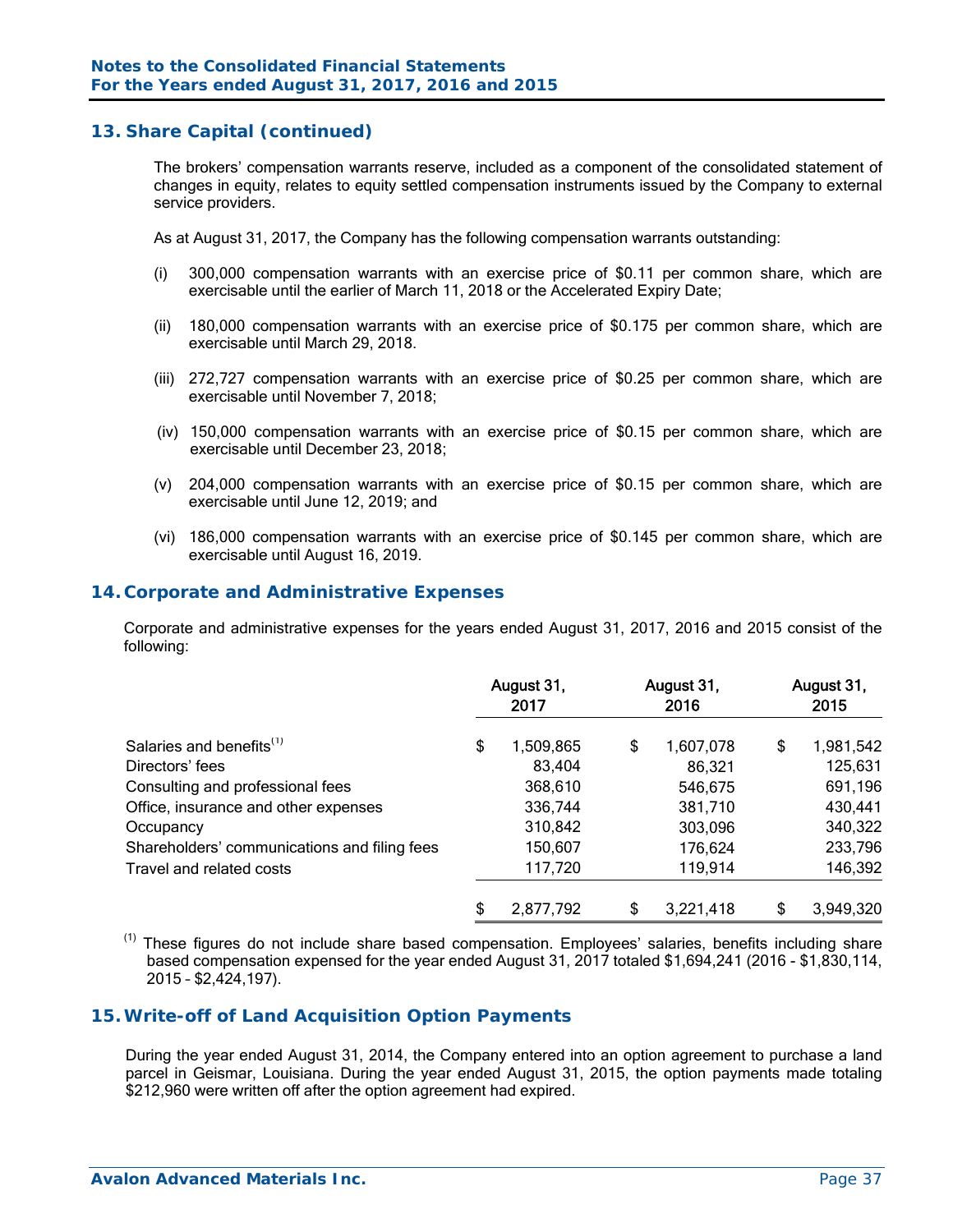## 13. Share Capital (continued)

The brokers' compensation warrants reserve, included as a component of the consolidated statement of changes in equity, relates to equity settled compensation instruments issued by the Company to external service providers.

As at August 31, 2017, the Company has the following compensation warrants outstanding:

(i) 300,000 compensation warrants with an exercise price of $0.11 per common share, which are exercisable until the earlier of March 11, 2018 or the Accelerated Expiry Date;

(ii) 180,000 compensation warrants with an exercise price of $0.175 per common share, which are exercisable until March 29, 2018.

(iii) 272,727 compensation warrants with an exercise price of $0.25 per common share, which are exercisable until November 7, 2018;

(iv) 150,000 compensation warrants with an exercise price of $0.15 per common share, which are exercisable until December 23, 2018;

(v) 204,000 compensation warrants with an exercise price of $0.15 per common share, which are exercisable until June 12, 2019; and

(vi) 186,000 compensation warrants with an exercise price of $0.145 per common share, which are exercisable until August 16, 2019.

## 14. Corporate and Administrative Expenses

Corporate and administrative expenses for the years ended August 31, 2017, 2016 and 2015 consist of the following:

| | August 31, 2017 | August 31, 2016 | August 31, 2015 |
|---|---|---|---|
| Salaries and benefits[1] | $ 1,509,865 | $ 1,607,078 | $ 1,981,542 |
| Directors' fees | 83,404 | 86,321 | 125,631 |
| Consulting and professional fees | 368,610 | 546,675 | 691,196 |
| Office, insurance and other expenses | 336,744 | 381,710 | 430,441 |
| Occupancy | 310,842 | 303,096 | 340,322 |
| Shareholders' communications and filing fees | 150,607 | 176,624 | 233,796 |
| Travel and related costs | 117,720 | 119,914 | 146,392 |
| | $ 2,877,792 | $ 3,221,418 | $ 3,949,320 |

[1] These figures do not include share based compensation. Employees' salaries, benefits including share based compensation expensed for the year ended August 31, 2017 totaled $1,694,241 (2016 - $1,830,114, 2015 – $2,424,197).

## 15. Write-off of Land Acquisition Option Payments

During the year ended August 31, 2014, the Company entered into an option agreement to purchase a land parcel in Geismar, Louisiana. During the year ended August 31, 2015, the option payments made totaling $212,960 were written off after the option agreement had expired.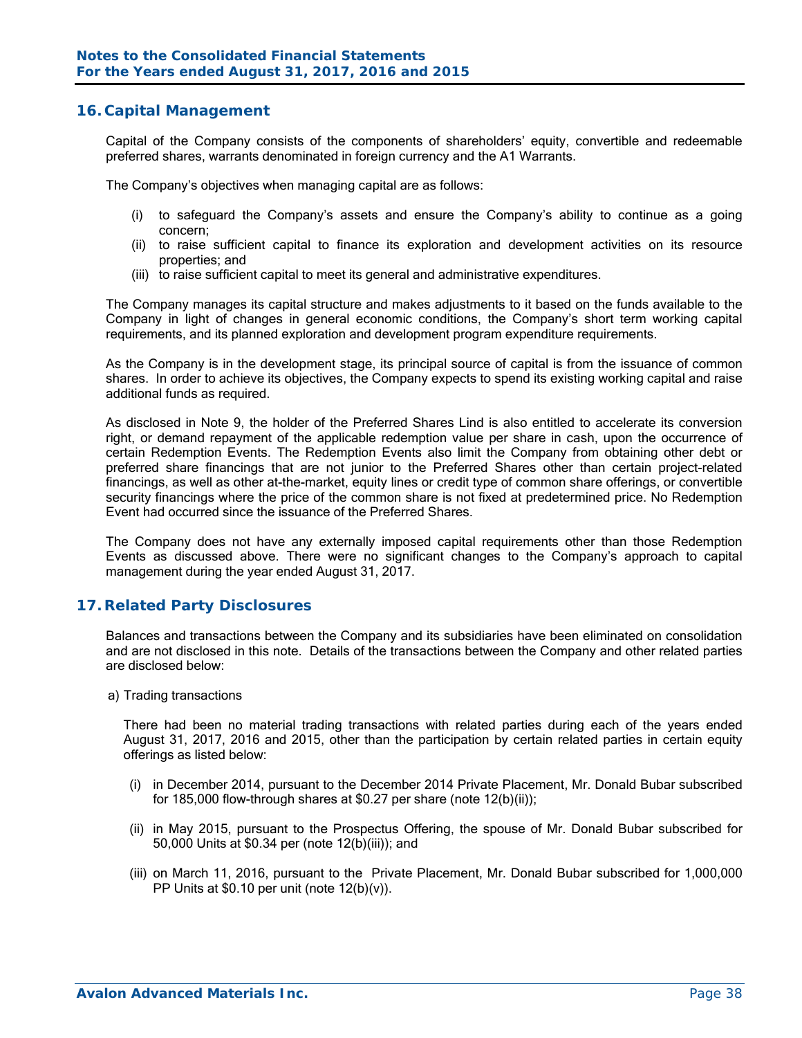## 16. Capital Management

Capital of the Company consists of the components of shareholders' equity, convertible and redeemable preferred shares, warrants denominated in foreign currency and the A1 Warrants.

The Company's objectives when managing capital are as follows:

(i) to safeguard the Company's assets and ensure the Company's ability to continue as a going concern;
(ii) to raise sufficient capital to finance its exploration and development activities on its resource properties; and
(iii) to raise sufficient capital to meet its general and administrative expenditures.

The Company manages its capital structure and makes adjustments to it based on the funds available to the Company in light of changes in general economic conditions, the Company's short term working capital requirements, and its planned exploration and development program expenditure requirements.

As the Company is in the development stage, its principal source of capital is from the issuance of common shares. In order to achieve its objectives, the Company expects to spend its existing working capital and raise additional funds as required.

As disclosed in Note 9, the holder of the Preferred Shares Lind is also entitled to accelerate its conversion right, or demand repayment of the applicable redemption value per share in cash, upon the occurrence of certain Redemption Events. The Redemption Events also limit the Company from obtaining other debt or preferred share financings that are not junior to the Preferred Shares other than certain project-related financings, as well as other at-the-market, equity lines or credit type of common share offerings, or convertible security financings where the price of the common share is not fixed at predetermined price. No Redemption Event had occurred since the issuance of the Preferred Shares.

The Company does not have any externally imposed capital requirements other than those Redemption Events as discussed above. There were no significant changes to the Company's approach to capital management during the year ended August 31, 2017.

## 17. Related Party Disclosures

Balances and transactions between the Company and its subsidiaries have been eliminated on consolidation and are not disclosed in this note. Details of the transactions between the Company and other related parties are disclosed below:

a) Trading transactions

There had been no material trading transactions with related parties during each of the years ended August 31, 2017, 2016 and 2015, other than the participation by certain related parties in certain equity offerings as listed below:

(i) in December 2014, pursuant to the December 2014 Private Placement, Mr. Donald Bubar subscribed for 185,000 flow-through shares at $0.27 per share (note 12(b)(ii));

(ii) in May 2015, pursuant to the Prospectus Offering, the spouse of Mr. Donald Bubar subscribed for 50,000 Units at $0.34 per (note 12(b)(iii)); and

(iii) on March 11, 2016, pursuant to the Private Placement, Mr. Donald Bubar subscribed for 1,000,000 PP Units at $0.10 per unit (note 12(b)(v)).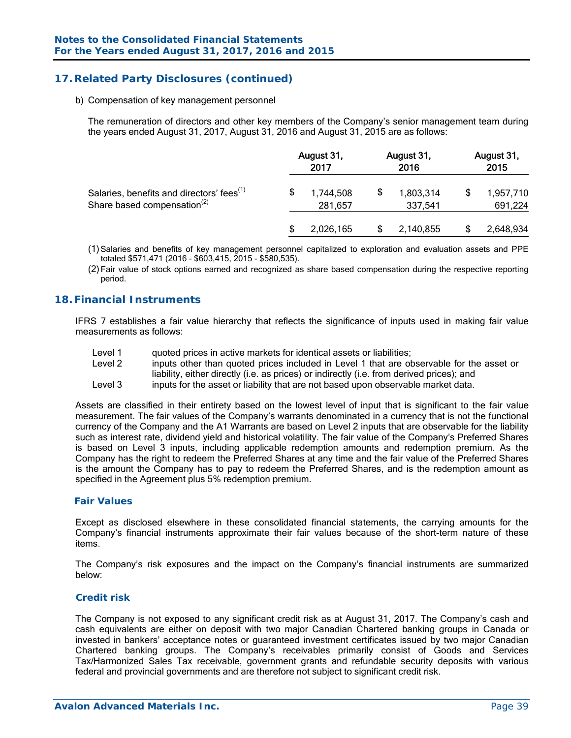## 17. Related Party Disclosures (continued)

b) Compensation of key management personnel

The remuneration of directors and other key members of the Company's senior management team during the years ended August 31, 2017, August 31, 2016 and August 31, 2015 are as follows:

| | August 31, 2017 | August 31, 2016 | August 31, 2015 |
|---|---|---|---|
| Salaries, benefits and directors' fees[1] | $ 1,744,508 | $ 1,803,314 | $ 1,957,710 |
| Share based compensation[2] | 281,657 | 337,541 | 691,224 |
| | $ 2,026,165 | $ 2,140,855 | $ 2,648,934 |

(1) Salaries and benefits of key management personnel capitalized to exploration and evaluation assets and PPE totaled $571,471 (2016 - $603,415, 2015 - $580,535).

(2) Fair value of stock options earned and recognized as share based compensation during the respective reporting period.

## 18. Financial Instruments

IFRS 7 establishes a fair value hierarchy that reflects the significance of inputs used in making fair value measurements as follows:

- Level 1 quoted prices in active markets for identical assets or liabilities;
- Level 2 inputs other than quoted prices included in Level 1 that are observable for the asset or liability, either directly (i.e. as prices) or indirectly (i.e. from derived prices); and
- Level 3 inputs for the asset or liability that are not based upon observable market data.

Assets are classified in their entirety based on the lowest level of input that is significant to the fair value measurement. The fair values of the Company's warrants denominated in a currency that is not the functional currency of the Company and the A1 Warrants are based on Level 2 inputs that are observable for the liability such as interest rate, dividend yield and historical volatility. The fair value of the Company's Preferred Shares is based on Level 3 inputs, including applicable redemption amounts and redemption premium. As the Company has the right to redeem the Preferred Shares at any time and the fair value of the Preferred Shares is the amount the Company has to pay to redeem the Preferred Shares, and is the redemption amount as specified in the Agreement plus 5% redemption premium.

### Fair Values

Except as disclosed elsewhere in these consolidated financial statements, the carrying amounts for the Company's financial instruments approximate their fair values because of the short-term nature of these items.

The Company's risk exposures and the impact on the Company's financial instruments are summarized below:

### Credit risk

The Company is not exposed to any significant credit risk as at August 31, 2017. The Company's cash and cash equivalents are either on deposit with two major Canadian Chartered banking groups in Canada or invested in bankers' acceptance notes or guaranteed investment certificates issued by two major Canadian Chartered banking groups. The Company's receivables primarily consist of Goods and Services Tax/Harmonized Sales Tax receivable, government grants and refundable security deposits with various federal and provincial governments and are therefore not subject to significant credit risk.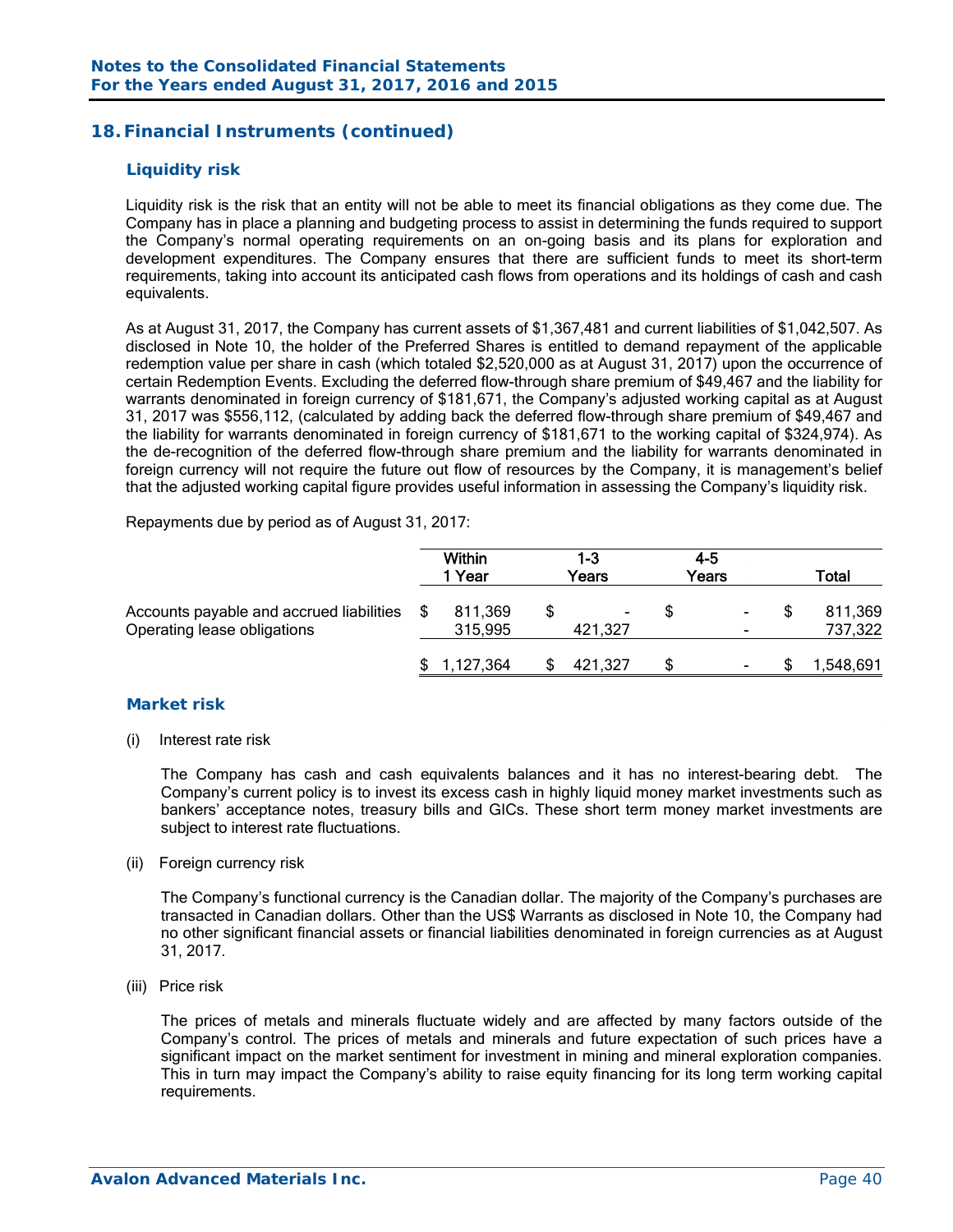## 18. Financial Instruments (continued)

### Liquidity risk

Liquidity risk is the risk that an entity will not be able to meet its financial obligations as they come due. The Company has in place a planning and budgeting process to assist in determining the funds required to support the Company's normal operating requirements on an on-going basis and its plans for exploration and development expenditures. The Company ensures that there are sufficient funds to meet its short-term requirements, taking into account its anticipated cash flows from operations and its holdings of cash and cash equivalents.

As at August 31, 2017, the Company has current assets of $1,367,481 and current liabilities of $1,042,507. As disclosed in Note 10, the holder of the Preferred Shares is entitled to demand repayment of the applicable redemption value per share in cash (which totaled $2,520,000 as at August 31, 2017) upon the occurrence of certain Redemption Events. Excluding the deferred flow-through share premium of $49,467 and the liability for warrants denominated in foreign currency of $181,671, the Company's adjusted working capital as at August 31, 2017 was $556,112, (calculated by adding back the deferred flow-through share premium of $49,467 and the liability for warrants denominated in foreign currency of $181,671 to the working capital of $324,974). As the de-recognition of the deferred flow-through share premium and the liability for warrants denominated in foreign currency will not require the future out flow of resources by the Company, it is management's belief that the adjusted working capital figure provides useful information in assessing the Company's liquidity risk.

Repayments due by period as of August 31, 2017:

| | Within 1 Year | 1-3 Years | 4-5 Years | Total |
|---|---|---|---|---|
| Accounts payable and accrued liabilities | $ 811,369 | $ - | $ - | $ 811,369 |
| Operating lease obligations | 315,995 | 421,327 | - | 737,322 |
| | $ 1,127,364 | $ 421,327 | $ - | $ 1,548,691 |

### Market risk

(i) Interest rate risk

The Company has cash and cash equivalents balances and it has no interest-bearing debt. The Company's current policy is to invest its excess cash in highly liquid money market investments such as bankers' acceptance notes, treasury bills and GICs. These short term money market investments are subject to interest rate fluctuations.

(ii) Foreign currency risk

The Company's functional currency is the Canadian dollar. The majority of the Company's purchases are transacted in Canadian dollars. Other than the US$ Warrants as disclosed in Note 10, the Company had no other significant financial assets or financial liabilities denominated in foreign currencies as at August 31, 2017.

(iii) Price risk

The prices of metals and minerals fluctuate widely and are affected by many factors outside of the Company's control. The prices of metals and minerals and future expectation of such prices have a significant impact on the market sentiment for investment in mining and mineral exploration companies. This in turn may impact the Company's ability to raise equity financing for its long term working capital requirements.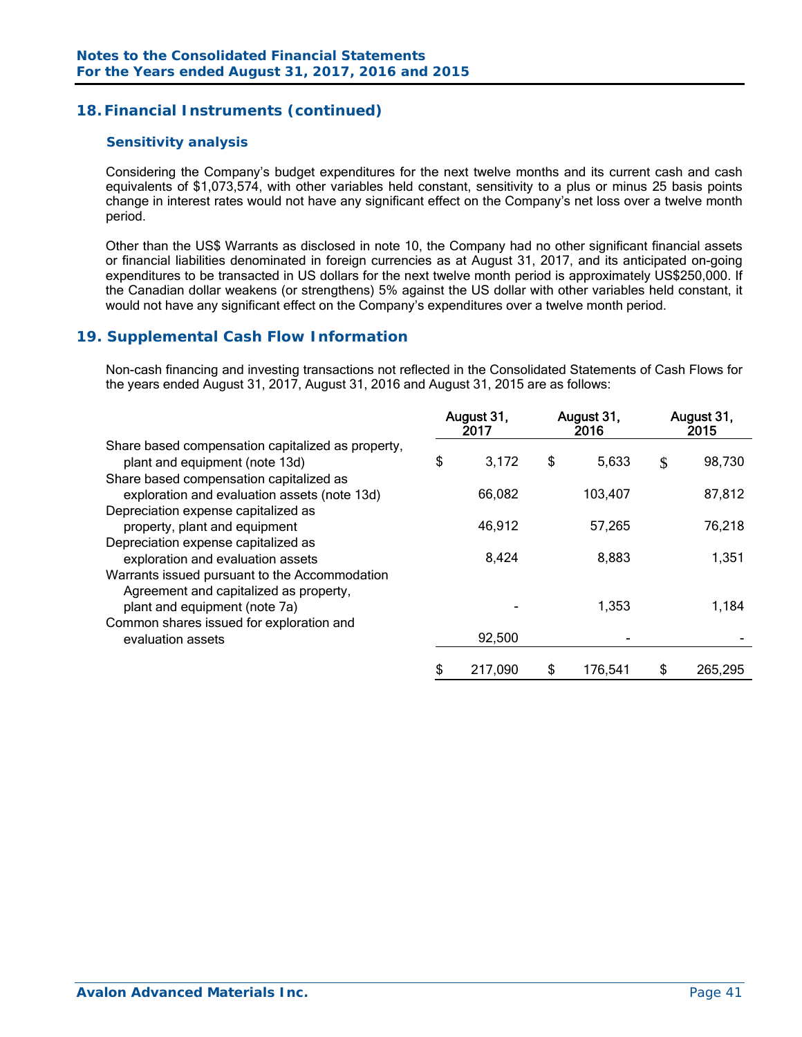## 18. Financial Instruments (continued)

### Sensitivity analysis

Considering the Company's budget expenditures for the next twelve months and its current cash and cash equivalents of $1,073,574, with other variables held constant, sensitivity to a plus or minus 25 basis points change in interest rates would not have any significant effect on the Company's net loss over a twelve month period.

Other than the US$ Warrants as disclosed in note 10, the Company had no other significant financial assets or financial liabilities denominated in foreign currencies as at August 31, 2017, and its anticipated on-going expenditures to be transacted in US dollars for the next twelve month period is approximately US$250,000. If the Canadian dollar weakens (or strengthens) 5% against the US dollar with other variables held constant, it would not have any significant effect on the Company's expenditures over a twelve month period.

## 19. Supplemental Cash Flow Information

Non-cash financing and investing transactions not reflected in the Consolidated Statements of Cash Flows for the years ended August 31, 2017, August 31, 2016 and August 31, 2015 are as follows:

| | August 31, 2017 | August 31, 2016 | August 31, 2015 |
|---|---|---|---|
| Share based compensation capitalized as property, plant and equipment (note 13d) | $ 3,172 | $ 5,633 | $ 98,730 |
| Share based compensation capitalized as exploration and evaluation assets (note 13d) | 66,082 | 103,407 | 87,812 |
| Depreciation expense capitalized as property, plant and equipment | 46,912 | 57,265 | 76,218 |
| Depreciation expense capitalized as exploration and evaluation assets | 8,424 | 8,883 | 1,351 |
| Warrants issued pursuant to the Accommodation Agreement and capitalized as property, plant and equipment (note 7a) | - | 1,353 | 1,184 |
| Common shares issued for exploration and evaluation assets | 92,500 | - | - |
| | $ 217,090 | $ 176,541 | $ 265,295 |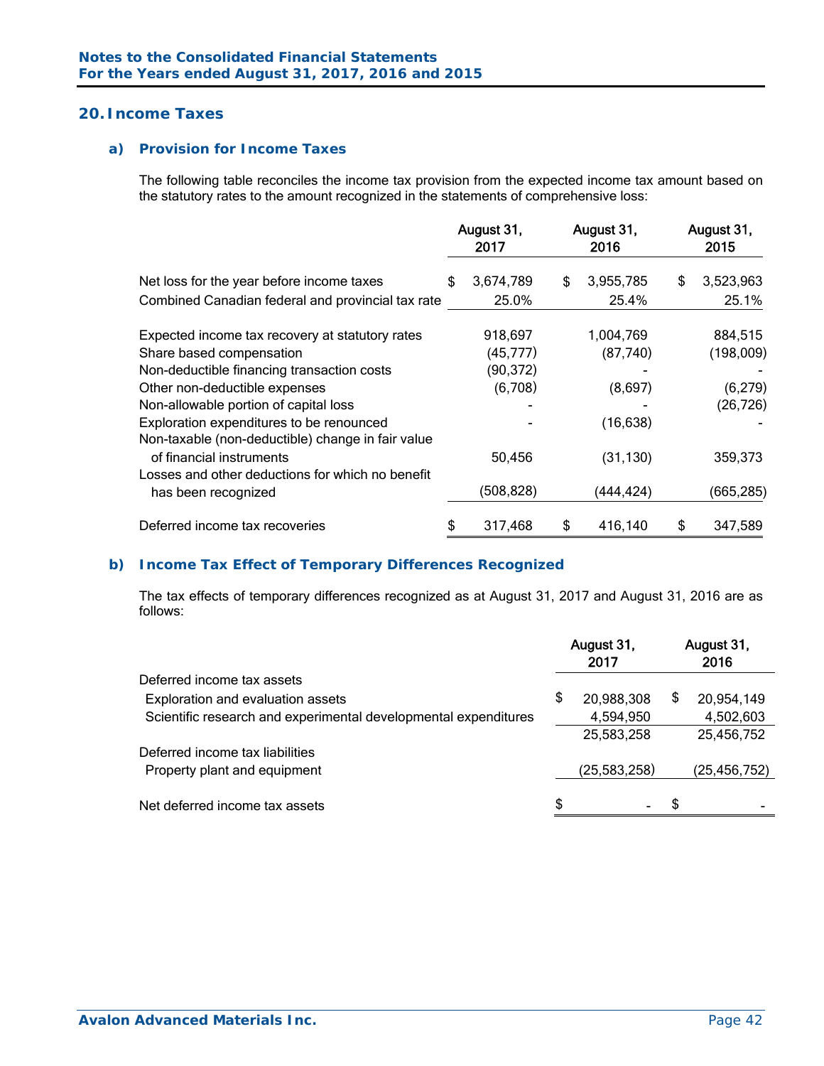## 20. Income Taxes

### a) Provision for Income Taxes

The following table reconciles the income tax provision from the expected income tax amount based on the statutory rates to the amount recognized in the statements of comprehensive loss:

| | August 31, 2017 | August 31, 2016 | August 31, 2015 |
|---|---|---|---|
| Net loss for the year before income taxes | $ 3,674,789 | $ 3,955,785 | $ 3,523,963 |
| Combined Canadian federal and provincial tax rate | 25.0% | 25.4% | 25.1% |
| Expected income tax recovery at statutory rates | 918,697 | 1,004,769 | 884,515 |
| Share based compensation | (45,777) | (87,740) | (198,009) |
| Non-deductible financing transaction costs | (90,372) | - | - |
| Other non-deductible expenses | (6,708) | (8,697) | (6,279) |
| Non-allowable portion of capital loss | - | - | (26,726) |
| Exploration expenditures to be renounced | - | (16,638) | - |
| Non-taxable (non-deductible) change in fair value of financial instruments | 50,456 | (31,130) | 359,373 |
| Losses and other deductions for which no benefit has been recognized | (508,828) | (444,424) | (665,285) |
| Deferred income tax recoveries | $ 317,468 | $ 416,140 | $ 347,589 |

### b) Income Tax Effect of Temporary Differences Recognized

The tax effects of temporary differences recognized as at August 31, 2017 and August 31, 2016 are as follows:

| | August 31, 2017 | August 31, 2016 |
|---|---|---|
| Deferred income tax assets | | |
| Exploration and evaluation assets | $ 20,988,308 | $ 20,954,149 |
| Scientific research and experimental developmental expenditures | 4,594,950 | 4,502,603 |
| | 25,583,258 | 25,456,752 |
| Deferred income tax liabilities | | |
| Property plant and equipment | (25,583,258) | (25,456,752) |
| Net deferred income tax assets | $ - | $ - |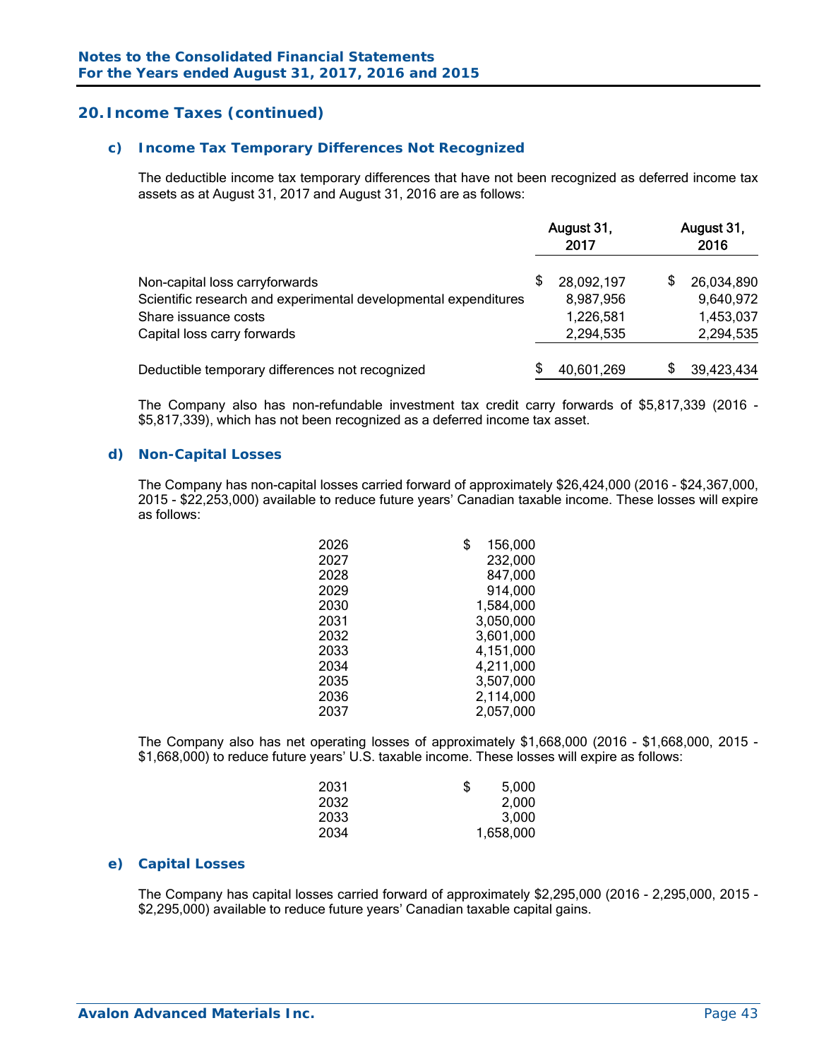## 20. Income Taxes (continued)

### c) Income Tax Temporary Differences Not Recognized

The deductible income tax temporary differences that have not been recognized as deferred income tax assets as at August 31, 2017 and August 31, 2016 are as follows:

| | August 31, 2017 | August 31, 2016 |
|---|---|---|
| Non-capital loss carryforwards | $ 28,092,197 | $ 26,034,890 |
| Scientific research and experimental developmental expenditures | 8,987,956 | 9,640,972 |
| Share issuance costs | 1,226,581 | 1,453,037 |
| Capital loss carry forwards | 2,294,535 | 2,294,535 |
| Deductible temporary differences not recognized | $ 40,601,269 | $ 39,423,434 |

The Company also has non-refundable investment tax credit carry forwards of $5,817,339 (2016 - $5,817,339), which has not been recognized as a deferred income tax asset.

### d) Non-Capital Losses

The Company has non-capital losses carried forward of approximately $26,424,000 (2016 - $24,367,000, 2015 - $22,253,000) available to reduce future years' Canadian taxable income. These losses will expire as follows:

| | |
|---|---|
| 2026 | $ 156,000 |
| 2027 | 232,000 |
| 2028 | 847,000 |
| 2029 | 914,000 |
| 2030 | 1,584,000 |
| 2031 | 3,050,000 |
| 2032 | 3,601,000 |
| 2033 | 4,151,000 |
| 2034 | 4,211,000 |
| 2035 | 3,507,000 |
| 2036 | 2,114,000 |
| 2037 | 2,057,000 |

The Company also has net operating losses of approximately $1,668,000 (2016 - $1,668,000, 2015 - $1,668,000) to reduce future years' U.S. taxable income. These losses will expire as follows:

| | |
|---|---|
| 2031 | $ 5,000 |
| 2032 | 2,000 |
| 2033 | 3,000 |
| 2034 | 1,658,000 |

### e) Capital Losses

The Company has capital losses carried forward of approximately $2,295,000 (2016 - 2,295,000, 2015 - $2,295,000) available to reduce future years' Canadian taxable capital gains.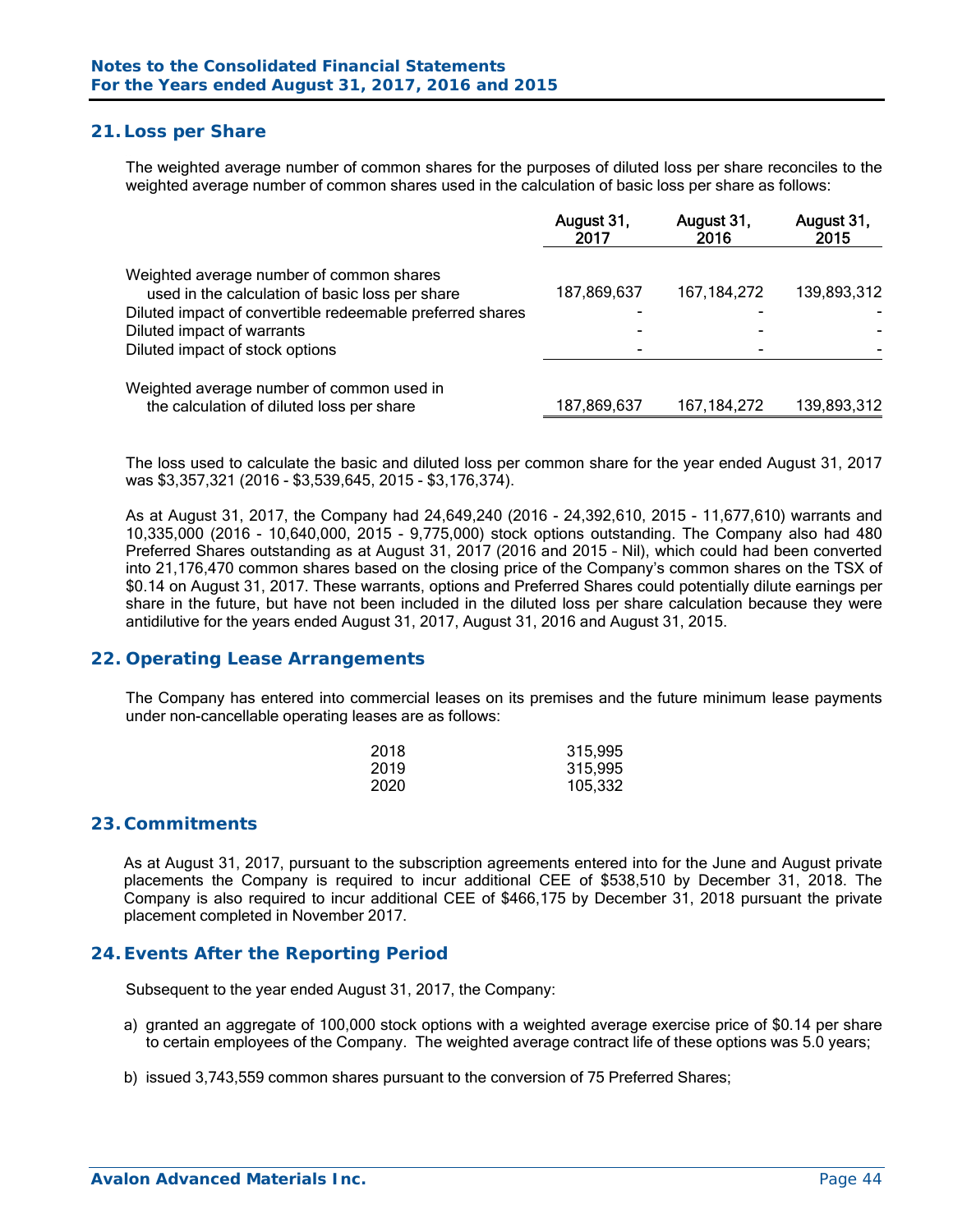## 21. Loss per Share

The weighted average number of common shares for the purposes of diluted loss per share reconciles to the weighted average number of common shares used in the calculation of basic loss per share as follows:

| | August 31, 2017 | August 31, 2016 | August 31, 2015 |
|---|---|---|---|
| Weighted average number of common shares used in the calculation of basic loss per share | 187,869,637 | 167,184,272 | 139,893,312 |
| Diluted impact of convertible redeemable preferred shares | - | - | - |
| Diluted impact of warrants | - | - | - |
| Diluted impact of stock options | - | - | - |
| Weighted average number of common used in the calculation of diluted loss per share | 187,869,637 | 167,184,272 | 139,893,312 |

The loss used to calculate the basic and diluted loss per common share for the year ended August 31, 2017 was $3,357,321 (2016 - $3,539,645, 2015 - $3,176,374).

As at August 31, 2017, the Company had 24,649,240 (2016 - 24,392,610, 2015 - 11,677,610) warrants and 10,335,000 (2016 - 10,640,000, 2015 - 9,775,000) stock options outstanding. The Company also had 480 Preferred Shares outstanding as at August 31, 2017 (2016 and 2015 – Nil), which could had been converted into 21,176,470 common shares based on the closing price of the Company's common shares on the TSX of $0.14 on August 31, 2017. These warrants, options and Preferred Shares could potentially dilute earnings per share in the future, but have not been included in the diluted loss per share calculation because they were antidilutive for the years ended August 31, 2017, August 31, 2016 and August 31, 2015.

## 22. Operating Lease Arrangements

The Company has entered into commercial leases on its premises and the future minimum lease payments under non-cancellable operating leases are as follows:

| | |
|---|---|
| 2018 | 315,995 |
| 2019 | 315,995 |
| 2020 | 105,332 |

## 23. Commitments

As at August 31, 2017, pursuant to the subscription agreements entered into for the June and August private placements the Company is required to incur additional CEE of $538,510 by December 31, 2018. The Company is also required to incur additional CEE of $466,175 by December 31, 2018 pursuant the private placement completed in November 2017.

## 24. Events After the Reporting Period

Subsequent to the year ended August 31, 2017, the Company:

a) granted an aggregate of 100,000 stock options with a weighted average exercise price of $0.14 per share to certain employees of the Company. The weighted average contract life of these options was 5.0 years;

b) issued 3,743,559 common shares pursuant to the conversion of 75 Preferred Shares;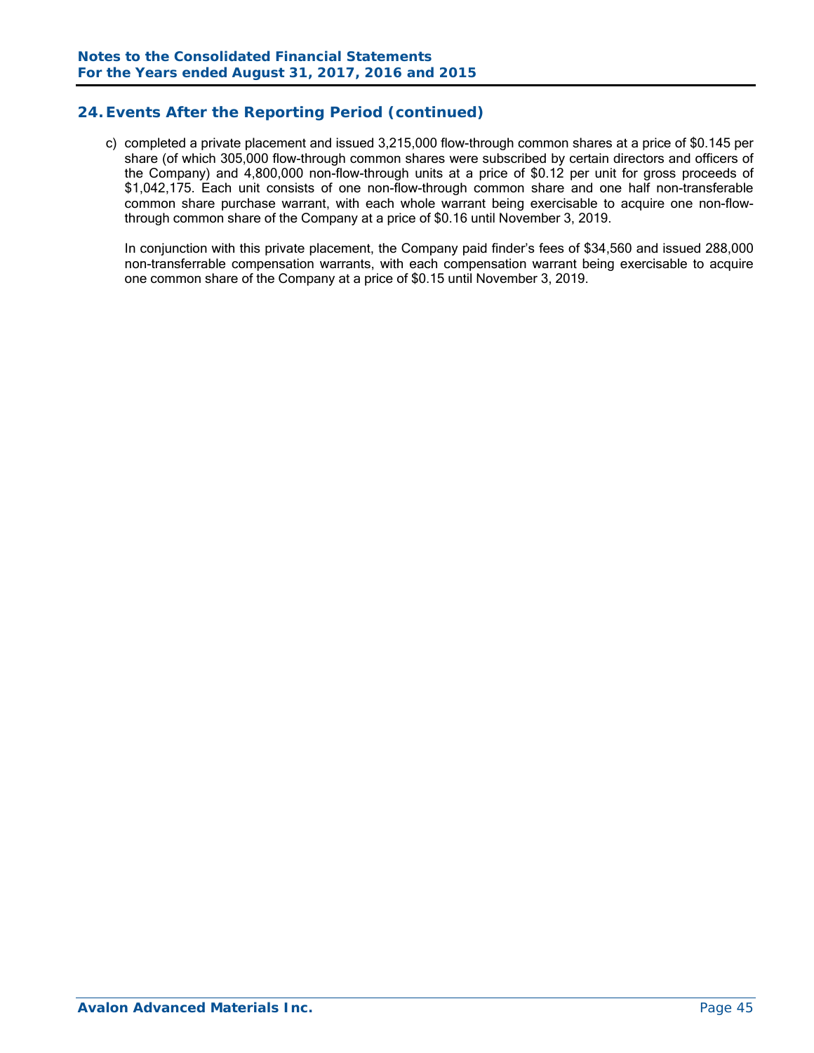## 24. Events After the Reporting Period (continued)

c) completed a private placement and issued 3,215,000 flow-through common shares at a price of $0.145 per share (of which 305,000 flow-through common shares were subscribed by certain directors and officers of the Company) and 4,800,000 non-flow-through units at a price of $0.12 per unit for gross proceeds of $1,042,175. Each unit consists of one non-flow-through common share and one half non-transferable common share purchase warrant, with each whole warrant being exercisable to acquire one non-flow-through common share of the Company at a price of $0.16 until November 3, 2019.

In conjunction with this private placement, the Company paid finder's fees of $34,560 and issued 288,000 non-transferrable compensation warrants, with each compensation warrant being exercisable to acquire one common share of the Company at a price of $0.15 until November 3, 2019.